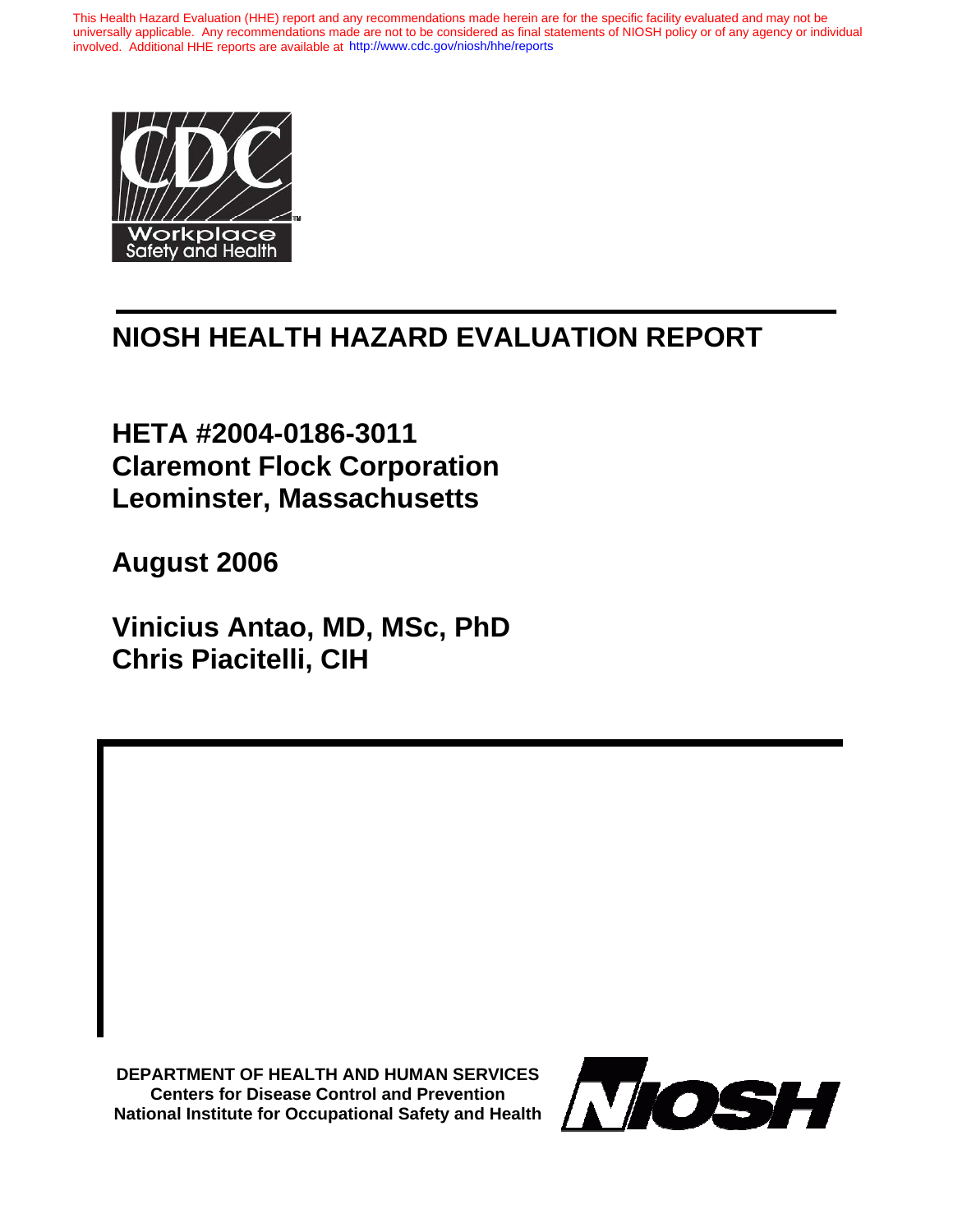This Health Hazard Evaluation (HHE) report and any recommendations made herein are for the specific facility evaluated and may not be universally applicable. Any recommendations made are not to be considered as final statements of NIOSH policy or of any agency or individual involved. Additional HHE reports are available at http://www.cdc.gov/niosh/hhe/reports

CDC Workplace Safety and Health

# NIOSH HEALTH HAZARD EVALUATION REPORT

## HETA #2004-0186-3011
## Claremont Flock Corporation
## Leominster, Massachusetts

## August 2006

## Vinicius Antao, MD, MSc, PhD
## Chris Piacitelli, CIH

**DEPARTMENT OF HEALTH AND HUMAN SERVICES**
**Centers for Disease Control and Prevention**
**National Institute for Occupational Safety and Health**

NIOSH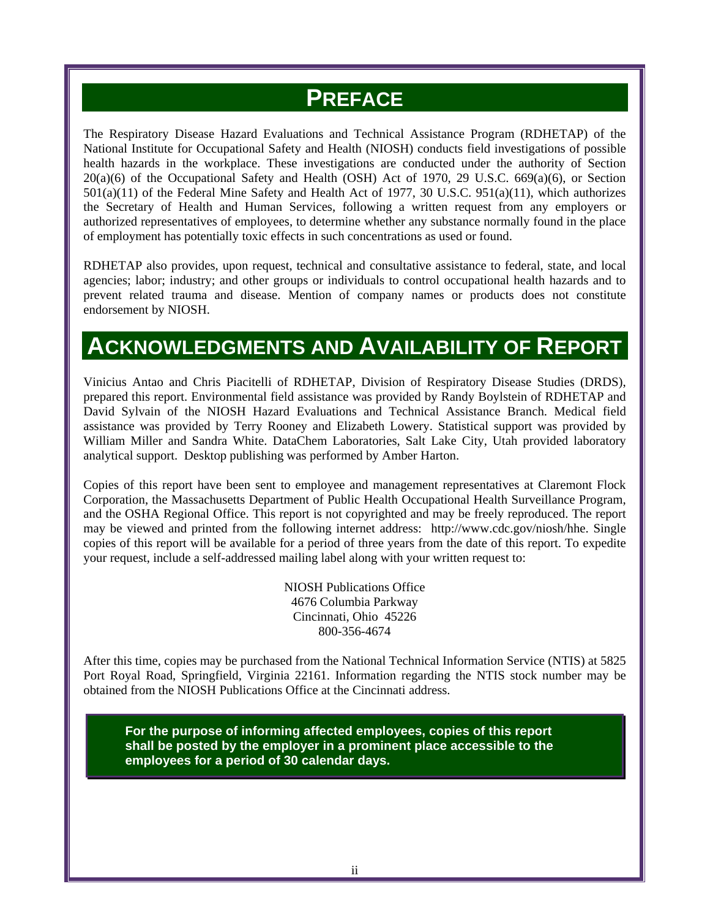# Preface

The Respiratory Disease Hazard Evaluations and Technical Assistance Program (RDHETAP) of the National Institute for Occupational Safety and Health (NIOSH) conducts field investigations of possible health hazards in the workplace. These investigations are conducted under the authority of Section 20(a)(6) of the Occupational Safety and Health (OSH) Act of 1970, 29 U.S.C. 669(a)(6), or Section 501(a)(11) of the Federal Mine Safety and Health Act of 1977, 30 U.S.C. 951(a)(11), which authorizes the Secretary of Health and Human Services, following a written request from any employers or authorized representatives of employees, to determine whether any substance normally found in the place of employment has potentially toxic effects in such concentrations as used or found.

RDHETAP also provides, upon request, technical and consultative assistance to federal, state, and local agencies; labor; industry; and other groups or individuals to control occupational health hazards and to prevent related trauma and disease. Mention of company names or products does not constitute endorsement by NIOSH.

# Acknowledgments and Availability of Report

Vinicius Antao and Chris Piacitelli of RDHETAP, Division of Respiratory Disease Studies (DRDS), prepared this report. Environmental field assistance was provided by Randy Boylstein of RDHETAP and David Sylvain of the NIOSH Hazard Evaluations and Technical Assistance Branch. Medical field assistance was provided by Terry Rooney and Elizabeth Lowery. Statistical support was provided by William Miller and Sandra White. DataChem Laboratories, Salt Lake City, Utah provided laboratory analytical support. Desktop publishing was performed by Amber Harton.

Copies of this report have been sent to employee and management representatives at Claremont Flock Corporation, the Massachusetts Department of Public Health Occupational Health Surveillance Program, and the OSHA Regional Office. This report is not copyrighted and may be freely reproduced. The report may be viewed and printed from the following internet address: http://www.cdc.gov/niosh/hhe. Single copies of this report will be available for a period of three years from the date of this report. To expedite your request, include a self-addressed mailing label along with your written request to:

NIOSH Publications Office
4676 Columbia Parkway
Cincinnati, Ohio 45226
800-356-4674

After this time, copies may be purchased from the National Technical Information Service (NTIS) at 5825 Port Royal Road, Springfield, Virginia 22161. Information regarding the NTIS stock number may be obtained from the NIOSH Publications Office at the Cincinnati address.

**For the purpose of informing affected employees, copies of this report shall be posted by the employer in a prominent place accessible to the employees for a period of 30 calendar days.**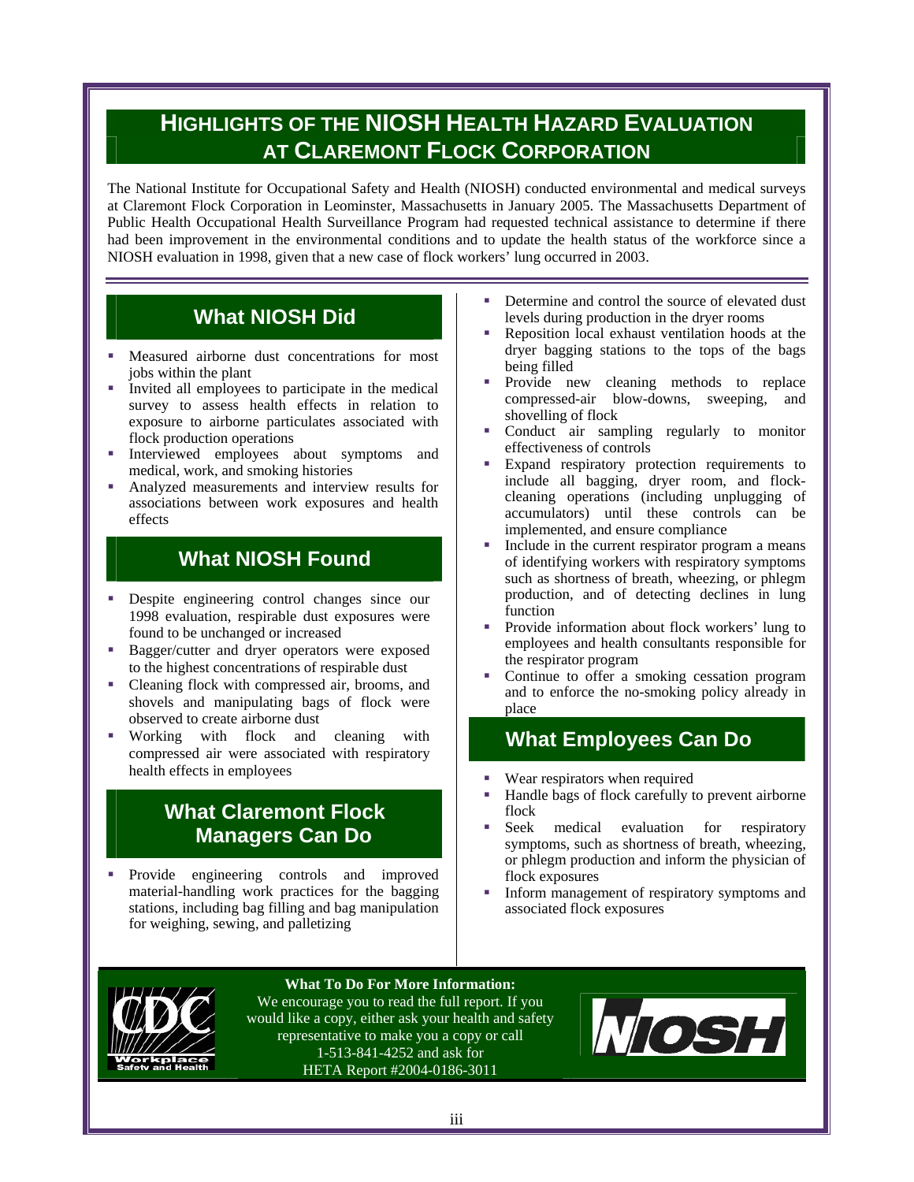# HIGHLIGHTS OF THE NIOSH HEALTH HAZARD EVALUATION AT CLAREMONT FLOCK CORPORATION

The National Institute for Occupational Safety and Health (NIOSH) conducted environmental and medical surveys at Claremont Flock Corporation in Leominster, Massachusetts in January 2005. The Massachusetts Department of Public Health Occupational Health Surveillance Program had requested technical assistance to determine if there had been improvement in the environmental conditions and to update the health status of the workforce since a NIOSH evaluation in 1998, given that a new case of flock workers' lung occurred in 2003.

## What NIOSH Did

- Measured airborne dust concentrations for most jobs within the plant
- Invited all employees to participate in the medical survey to assess health effects in relation to exposure to airborne particulates associated with flock production operations
- Interviewed employees about symptoms and medical, work, and smoking histories
- Analyzed measurements and interview results for associations between work exposures and health effects

## What NIOSH Found

- Despite engineering control changes since our 1998 evaluation, respirable dust exposures were found to be unchanged or increased
- Bagger/cutter and dryer operators were exposed to the highest concentrations of respirable dust
- Cleaning flock with compressed air, brooms, and shovels and manipulating bags of flock were observed to create airborne dust
- Working with flock and cleaning with compressed air were associated with respiratory health effects in employees

## What Claremont Flock Managers Can Do

- Provide engineering controls and improved material-handling work practices for the bagging stations, including bag filling and bag manipulation for weighing, sewing, and palletizing
- Determine and control the source of elevated dust levels during production in the dryer rooms
- Reposition local exhaust ventilation hoods at the dryer bagging stations to the tops of the bags being filled
- Provide new cleaning methods to replace compressed-air blow-downs, sweeping, and shovelling of flock
- Conduct air sampling regularly to monitor effectiveness of controls
- Expand respiratory protection requirements to include all bagging, dryer room, and flock-cleaning operations (including unplugging of accumulators) until these controls can be implemented, and ensure compliance
- Include in the current respirator program a means of identifying workers with respiratory symptoms such as shortness of breath, wheezing, or phlegm production, and of detecting declines in lung function
- Provide information about flock workers' lung to employees and health consultants responsible for the respirator program
- Continue to offer a smoking cessation program and to enforce the no-smoking policy already in place

## What Employees Can Do

- Wear respirators when required
- Handle bags of flock carefully to prevent airborne flock
- Seek medical evaluation for respiratory symptoms, such as shortness of breath, wheezing, or phlegm production and inform the physician of flock exposures
- Inform management of respiratory symptoms and associated flock exposures

**What To Do For More Information:**

We encourage you to read the full report. If you would like a copy, either ask your health and safety representative to make you a copy or call 1-513-841-4252 and ask for HETA Report #2004-0186-3011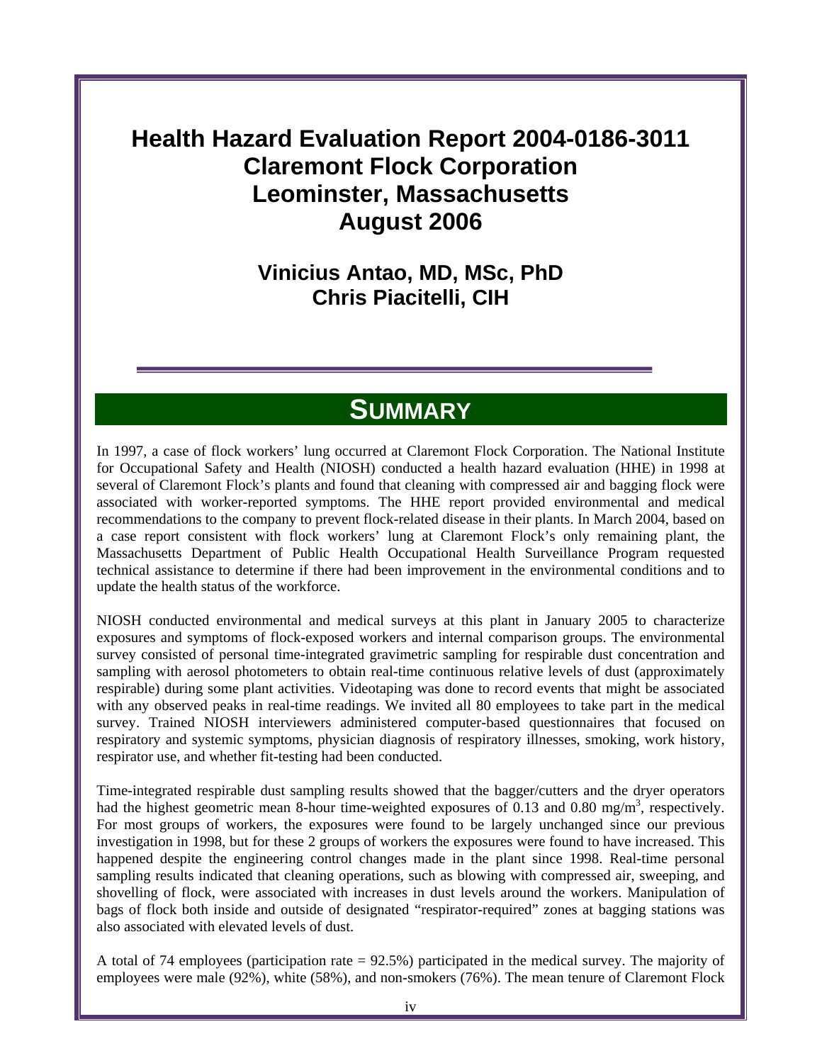# Health Hazard Evaluation Report 2004-0186-3011
# Claremont Flock Corporation
# Leominster, Massachusetts
# August 2006

## Vinicius Antao, MD, MSc, PhD
## Chris Piacitelli, CIH

## SUMMARY

In 1997, a case of flock workers' lung occurred at Claremont Flock Corporation. The National Institute for Occupational Safety and Health (NIOSH) conducted a health hazard evaluation (HHE) in 1998 at several of Claremont Flock's plants and found that cleaning with compressed air and bagging flock were associated with worker-reported symptoms. The HHE report provided environmental and medical recommendations to the company to prevent flock-related disease in their plants. In March 2004, based on a case report consistent with flock workers' lung at Claremont Flock's only remaining plant, the Massachusetts Department of Public Health Occupational Health Surveillance Program requested technical assistance to determine if there had been improvement in the environmental conditions and to update the health status of the workforce.

NIOSH conducted environmental and medical surveys at this plant in January 2005 to characterize exposures and symptoms of flock-exposed workers and internal comparison groups. The environmental survey consisted of personal time-integrated gravimetric sampling for respirable dust concentration and sampling with aerosol photometers to obtain real-time continuous relative levels of dust (approximately respirable) during some plant activities. Videotaping was done to record events that might be associated with any observed peaks in real-time readings. We invited all 80 employees to take part in the medical survey. Trained NIOSH interviewers administered computer-based questionnaires that focused on respiratory and systemic symptoms, physician diagnosis of respiratory illnesses, smoking, work history, respirator use, and whether fit-testing had been conducted.

Time-integrated respirable dust sampling results showed that the bagger/cutters and the dryer operators had the highest geometric mean 8-hour time-weighted exposures of 0.13 and 0.80 mg/m$^3$, respectively. For most groups of workers, the exposures were found to be largely unchanged since our previous investigation in 1998, but for these 2 groups of workers the exposures were found to have increased. This happened despite the engineering control changes made in the plant since 1998. Real-time personal sampling results indicated that cleaning operations, such as blowing with compressed air, sweeping, and shovelling of flock, were associated with increases in dust levels around the workers. Manipulation of bags of flock both inside and outside of designated "respirator-required" zones at bagging stations was also associated with elevated levels of dust.

A total of 74 employees (participation rate = 92.5%) participated in the medical survey. The majority of employees were male (92%), white (58%), and non-smokers (76%). The mean tenure of Claremont Flock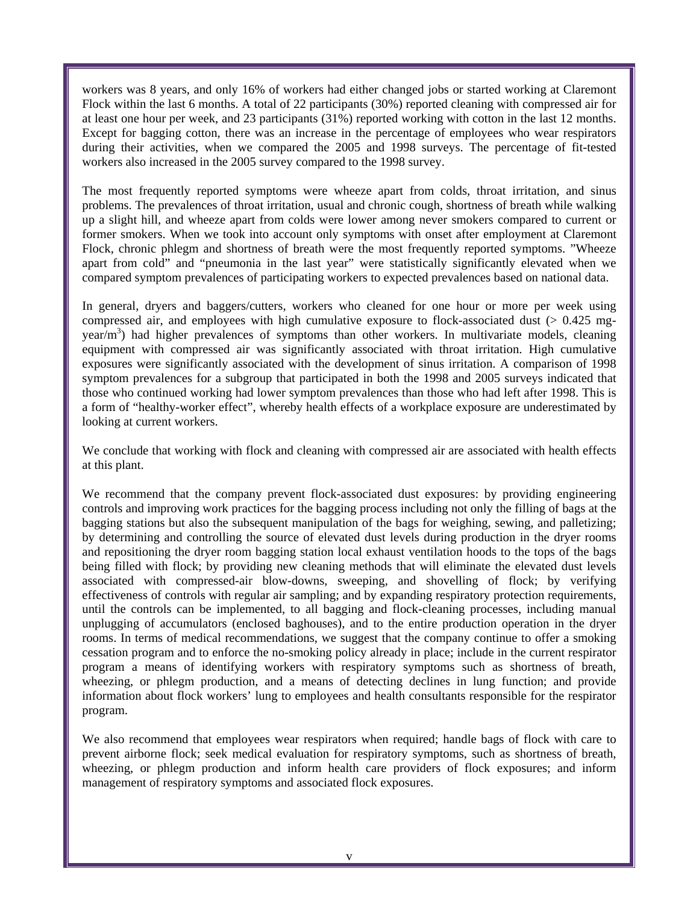workers was 8 years, and only 16% of workers had either changed jobs or started working at Claremont Flock within the last 6 months. A total of 22 participants (30%) reported cleaning with compressed air for at least one hour per week, and 23 participants (31%) reported working with cotton in the last 12 months. Except for bagging cotton, there was an increase in the percentage of employees who wear respirators during their activities, when we compared the 2005 and 1998 surveys. The percentage of fit-tested workers also increased in the 2005 survey compared to the 1998 survey.

The most frequently reported symptoms were wheeze apart from colds, throat irritation, and sinus problems. The prevalences of throat irritation, usual and chronic cough, shortness of breath while walking up a slight hill, and wheeze apart from colds were lower among never smokers compared to current or former smokers. When we took into account only symptoms with onset after employment at Claremont Flock, chronic phlegm and shortness of breath were the most frequently reported symptoms. "Wheeze apart from cold" and "pneumonia in the last year" were statistically significantly elevated when we compared symptom prevalences of participating workers to expected prevalences based on national data.

In general, dryers and baggers/cutters, workers who cleaned for one hour or more per week using compressed air, and employees with high cumulative exposure to flock-associated dust (> 0.425 mg-year/$m^3$) had higher prevalences of symptoms than other workers. In multivariate models, cleaning equipment with compressed air was significantly associated with throat irritation. High cumulative exposures were significantly associated with the development of sinus irritation. A comparison of 1998 symptom prevalences for a subgroup that participated in both the 1998 and 2005 surveys indicated that those who continued working had lower symptom prevalences than those who had left after 1998. This is a form of "healthy-worker effect", whereby health effects of a workplace exposure are underestimated by looking at current workers.

We conclude that working with flock and cleaning with compressed air are associated with health effects at this plant.

We recommend that the company prevent flock-associated dust exposures: by providing engineering controls and improving work practices for the bagging process including not only the filling of bags at the bagging stations but also the subsequent manipulation of the bags for weighing, sewing, and palletizing; by determining and controlling the source of elevated dust levels during production in the dryer rooms and repositioning the dryer room bagging station local exhaust ventilation hoods to the tops of the bags being filled with flock; by providing new cleaning methods that will eliminate the elevated dust levels associated with compressed-air blow-downs, sweeping, and shovelling of flock; by verifying effectiveness of controls with regular air sampling; and by expanding respiratory protection requirements, until the controls can be implemented, to all bagging and flock-cleaning processes, including manual unplugging of accumulators (enclosed baghouses), and to the entire production operation in the dryer rooms. In terms of medical recommendations, we suggest that the company continue to offer a smoking cessation program and to enforce the no-smoking policy already in place; include in the current respirator program a means of identifying workers with respiratory symptoms such as shortness of breath, wheezing, or phlegm production, and a means of detecting declines in lung function; and provide information about flock workers' lung to employees and health consultants responsible for the respirator program.

We also recommend that employees wear respirators when required; handle bags of flock with care to prevent airborne flock; seek medical evaluation for respiratory symptoms, such as shortness of breath, wheezing, or phlegm production and inform health care providers of flock exposures; and inform management of respiratory symptoms and associated flock exposures.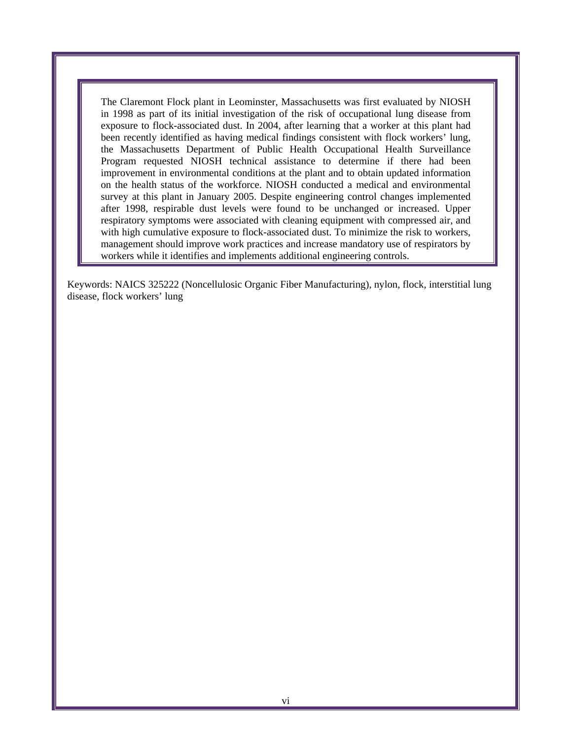The Claremont Flock plant in Leominster, Massachusetts was first evaluated by NIOSH in 1998 as part of its initial investigation of the risk of occupational lung disease from exposure to flock-associated dust. In 2004, after learning that a worker at this plant had been recently identified as having medical findings consistent with flock workers' lung, the Massachusetts Department of Public Health Occupational Health Surveillance Program requested NIOSH technical assistance to determine if there had been improvement in environmental conditions at the plant and to obtain updated information on the health status of the workforce. NIOSH conducted a medical and environmental survey at this plant in January 2005. Despite engineering control changes implemented after 1998, respirable dust levels were found to be unchanged or increased. Upper respiratory symptoms were associated with cleaning equipment with compressed air, and with high cumulative exposure to flock-associated dust. To minimize the risk to workers, management should improve work practices and increase mandatory use of respirators by workers while it identifies and implements additional engineering controls.

Keywords: NAICS 325222 (Noncellulosic Organic Fiber Manufacturing), nylon, flock, interstitial lung disease, flock workers' lung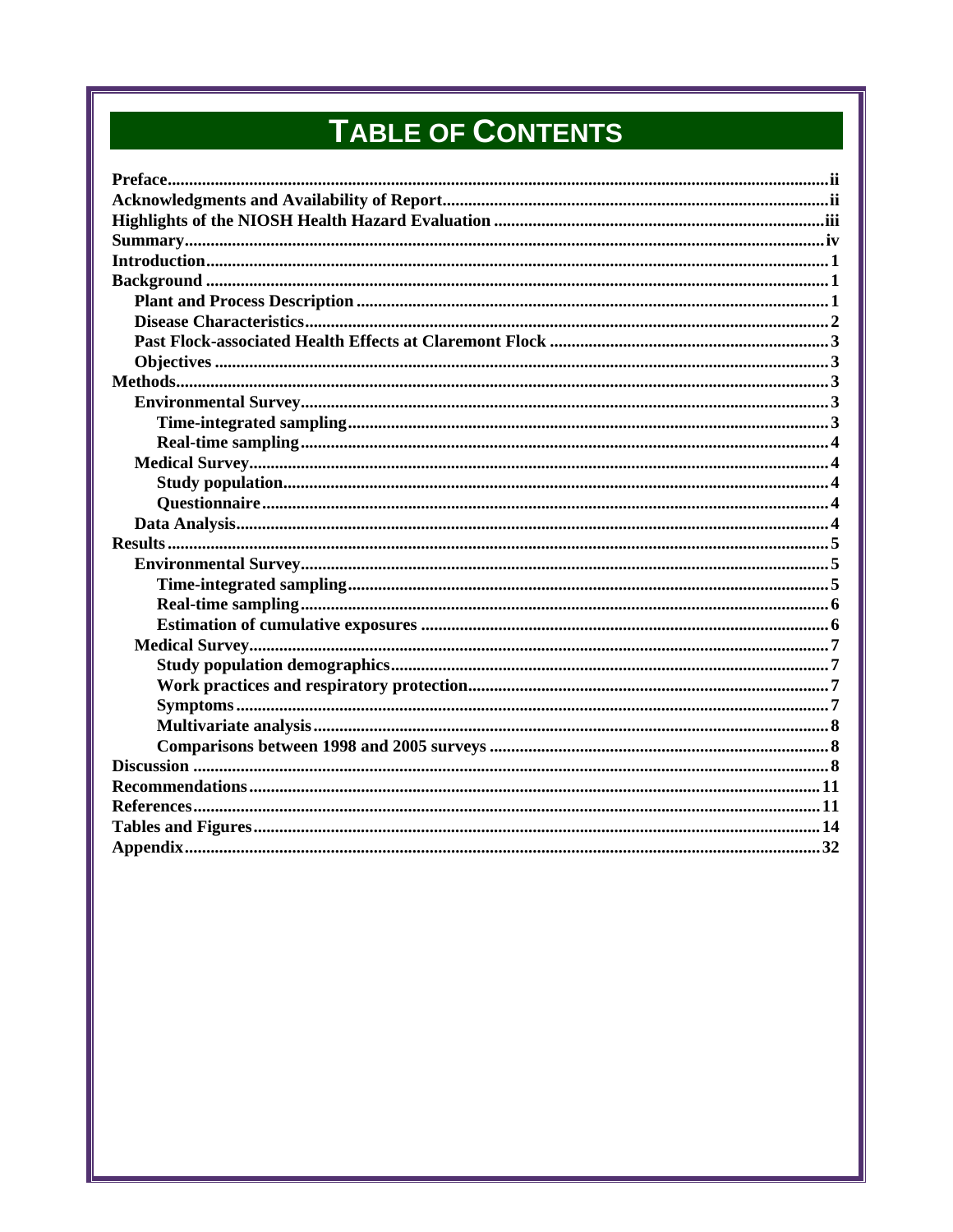# TABLE OF CONTENTS

- **Preface** ........ ii
- **Acknowledgments and Availability of Report** ........ ii
- **Highlights of the NIOSH Health Hazard Evaluation** ........ iii
- **Summary** ........ iv
- **Introduction** ........ 1
- **Background** ........ 1
  - **Plant and Process Description** ........ 1
  - **Disease Characteristics** ........ 2
  - **Past Flock-associated Health Effects at Claremont Flock** ........ 3
  - **Objectives** ........ 3
- **Methods** ........ 3
  - **Environmental Survey** ........ 3
    - **Time-integrated sampling** ........ 3
    - **Real-time sampling** ........ 4
  - **Medical Survey** ........ 4
    - **Study population** ........ 4
    - **Questionnaire** ........ 4
  - **Data Analysis** ........ 4
- **Results** ........ 5
  - **Environmental Survey** ........ 5
    - **Time-integrated sampling** ........ 5
    - **Real-time sampling** ........ 6
    - **Estimation of cumulative exposures** ........ 6
  - **Medical Survey** ........ 7
    - **Study population demographics** ........ 7
    - **Work practices and respiratory protection** ........ 7
    - **Symptoms** ........ 7
    - **Multivariate analysis** ........ 8
    - **Comparisons between 1998 and 2005 surveys** ........ 8
- **Discussion** ........ 8
- **Recommendations** ........ 11
- **References** ........ 11
- **Tables and Figures** ........ 14
- **Appendix** ........ 32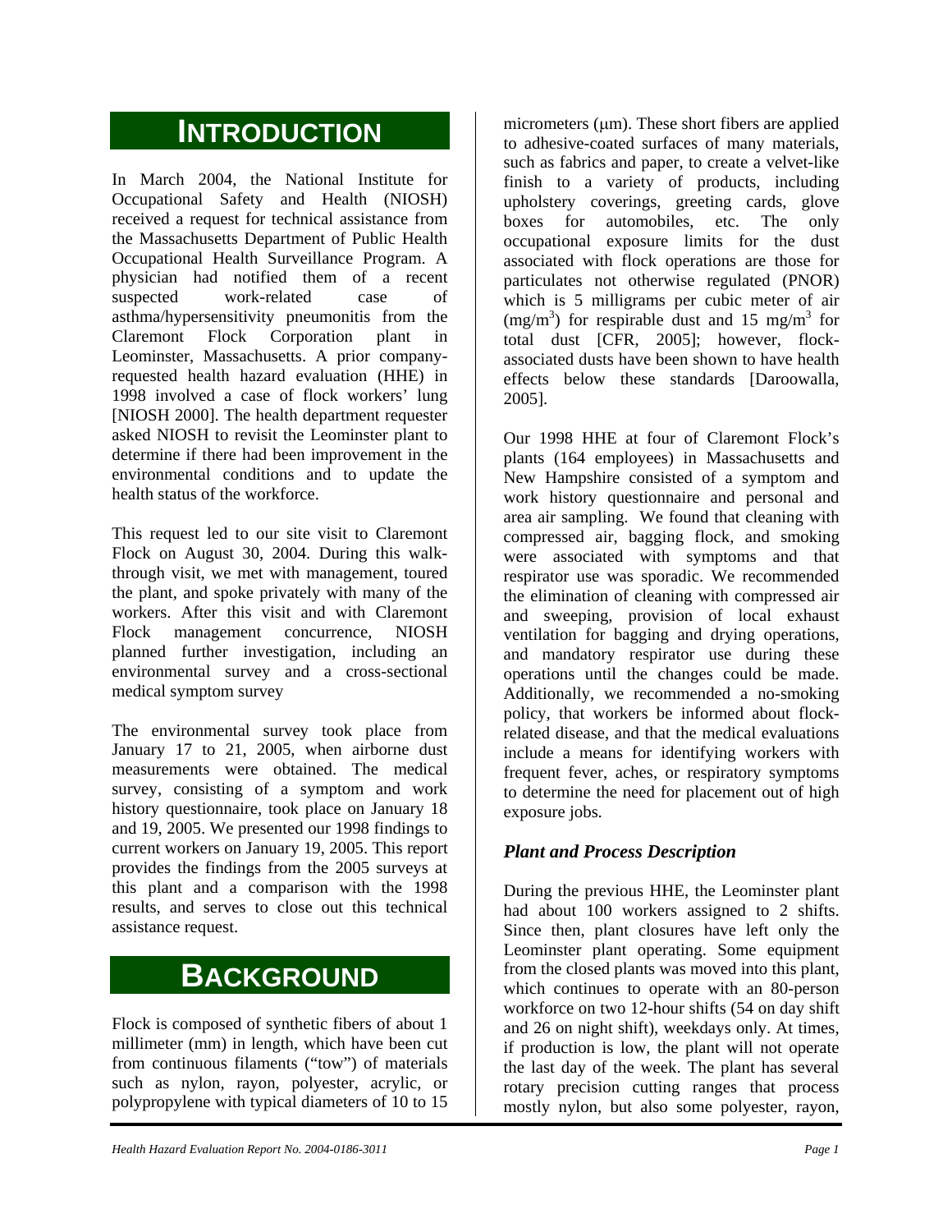# INTRODUCTION

In March 2004, the National Institute for Occupational Safety and Health (NIOSH) received a request for technical assistance from the Massachusetts Department of Public Health Occupational Health Surveillance Program. A physician had notified them of a recent suspected work-related case of asthma/hypersensitivity pneumonitis from the Claremont Flock Corporation plant in Leominster, Massachusetts. A prior company-requested health hazard evaluation (HHE) in 1998 involved a case of flock workers' lung [NIOSH 2000]. The health department requester asked NIOSH to revisit the Leominster plant to determine if there had been improvement in the environmental conditions and to update the health status of the workforce.

This request led to our site visit to Claremont Flock on August 30, 2004. During this walk-through visit, we met with management, toured the plant, and spoke privately with many of the workers. After this visit and with Claremont Flock management concurrence, NIOSH planned further investigation, including an environmental survey and a cross-sectional medical symptom survey

The environmental survey took place from January 17 to 21, 2005, when airborne dust measurements were obtained. The medical survey, consisting of a symptom and work history questionnaire, took place on January 18 and 19, 2005. We presented our 1998 findings to current workers on January 19, 2005. This report provides the findings from the 2005 surveys at this plant and a comparison with the 1998 results, and serves to close out this technical assistance request.

# BACKGROUND

Flock is composed of synthetic fibers of about 1 millimeter (mm) in length, which have been cut from continuous filaments ("tow") of materials such as nylon, rayon, polyester, acrylic, or polypropylene with typical diameters of 10 to 15 micrometers (μm). These short fibers are applied to adhesive-coated surfaces of many materials, such as fabrics and paper, to create a velvet-like finish to a variety of products, including upholstery coverings, greeting cards, glove boxes for automobiles, etc. The only occupational exposure limits for the dust associated with flock operations are those for particulates not otherwise regulated (PNOR) which is 5 milligrams per cubic meter of air ($mg/m^3$) for respirable dust and 15 $mg/m^3$ for total dust [CFR, 2005]; however, flock-associated dusts have been shown to have health effects below these standards [Daroowalla, 2005].

Our 1998 HHE at four of Claremont Flock's plants (164 employees) in Massachusetts and New Hampshire consisted of a symptom and work history questionnaire and personal and area air sampling. We found that cleaning with compressed air, bagging flock, and smoking were associated with symptoms and that respirator use was sporadic. We recommended the elimination of cleaning with compressed air and sweeping, provision of local exhaust ventilation for bagging and drying operations, and mandatory respirator use during these operations until the changes could be made. Additionally, we recommended a no-smoking policy, that workers be informed about flock-related disease, and that the medical evaluations include a means for identifying workers with frequent fever, aches, or respiratory symptoms to determine the need for placement out of high exposure jobs.

### *Plant and Process Description*

During the previous HHE, the Leominster plant had about 100 workers assigned to 2 shifts. Since then, plant closures have left only the Leominster plant operating. Some equipment from the closed plants was moved into this plant, which continues to operate with an 80-person workforce on two 12-hour shifts (54 on day shift and 26 on night shift), weekdays only. At times, if production is low, the plant will not operate the last day of the week. The plant has several rotary precision cutting ranges that process mostly nylon, but also some polyester, rayon,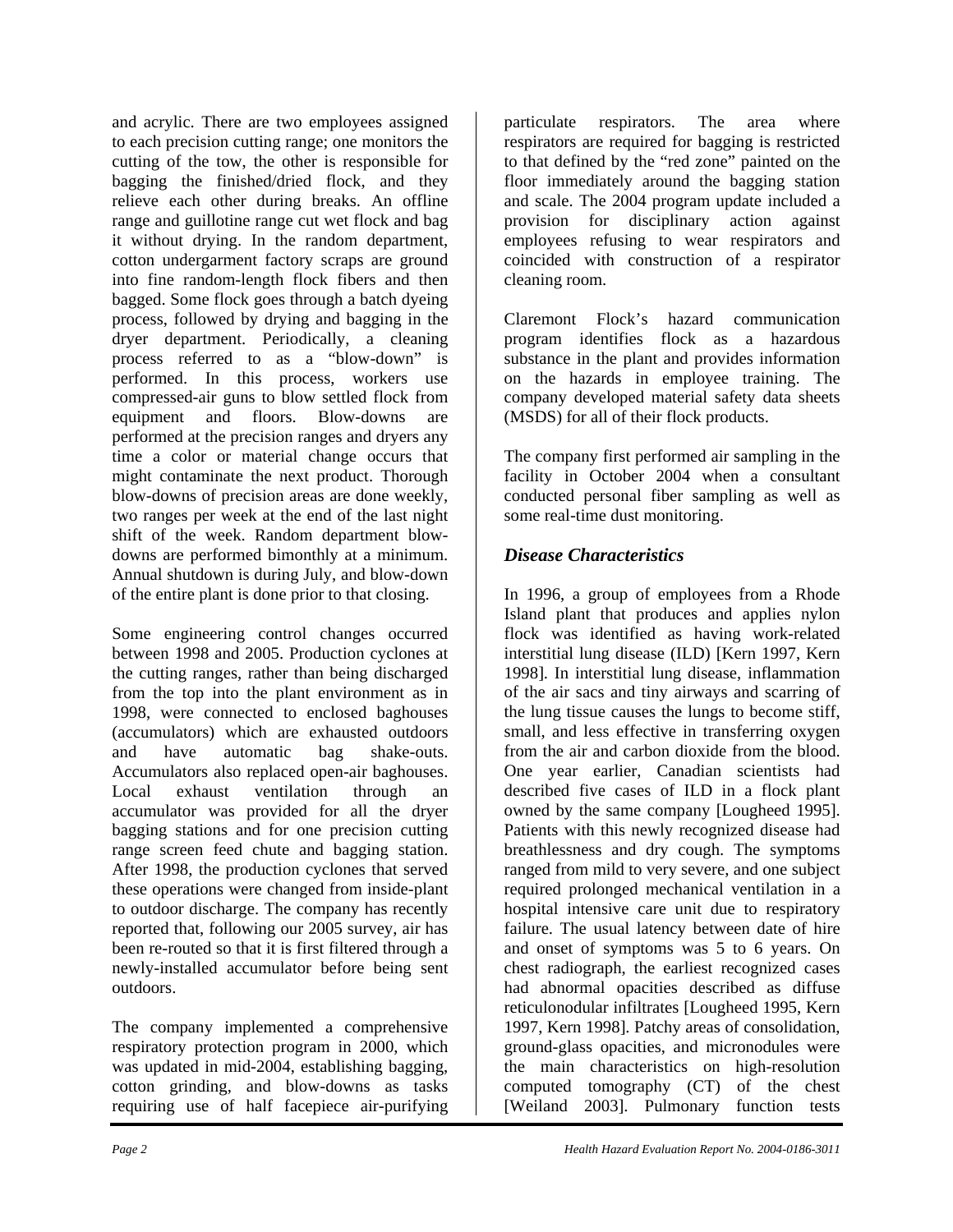and acrylic. There are two employees assigned to each precision cutting range; one monitors the cutting of the tow, the other is responsible for bagging the finished/dried flock, and they relieve each other during breaks. An offline range and guillotine range cut wet flock and bag it without drying. In the random department, cotton undergarment factory scraps are ground into fine random-length flock fibers and then bagged. Some flock goes through a batch dyeing process, followed by drying and bagging in the dryer department. Periodically, a cleaning process referred to as a "blow-down" is performed. In this process, workers use compressed-air guns to blow settled flock from equipment and floors. Blow-downs are performed at the precision ranges and dryers any time a color or material change occurs that might contaminate the next product. Thorough blow-downs of precision areas are done weekly, two ranges per week at the end of the last night shift of the week. Random department blow-downs are performed bimonthly at a minimum. Annual shutdown is during July, and blow-down of the entire plant is done prior to that closing.

Some engineering control changes occurred between 1998 and 2005. Production cyclones at the cutting ranges, rather than being discharged from the top into the plant environment as in 1998, were connected to enclosed baghouses (accumulators) which are exhausted outdoors and have automatic bag shake-outs. Accumulators also replaced open-air baghouses. Local exhaust ventilation through an accumulator was provided for all the dryer bagging stations and for one precision cutting range screen feed chute and bagging station. After 1998, the production cyclones that served these operations were changed from inside-plant to outdoor discharge. The company has recently reported that, following our 2005 survey, air has been re-routed so that it is first filtered through a newly-installed accumulator before being sent outdoors.

The company implemented a comprehensive respiratory protection program in 2000, which was updated in mid-2004, establishing bagging, cotton grinding, and blow-downs as tasks requiring use of half facepiece air-purifying particulate respirators. The area where respirators are required for bagging is restricted to that defined by the "red zone" painted on the floor immediately around the bagging station and scale. The 2004 program update included a provision for disciplinary action against employees refusing to wear respirators and coincided with construction of a respirator cleaning room.

Claremont Flock's hazard communication program identifies flock as a hazardous substance in the plant and provides information on the hazards in employee training. The company developed material safety data sheets (MSDS) for all of their flock products.

The company first performed air sampling in the facility in October 2004 when a consultant conducted personal fiber sampling as well as some real-time dust monitoring.

### *Disease Characteristics*

In 1996, a group of employees from a Rhode Island plant that produces and applies nylon flock was identified as having work-related interstitial lung disease (ILD) [Kern 1997, Kern 1998]. In interstitial lung disease, inflammation of the air sacs and tiny airways and scarring of the lung tissue causes the lungs to become stiff, small, and less effective in transferring oxygen from the air and carbon dioxide from the blood. One year earlier, Canadian scientists had described five cases of ILD in a flock plant owned by the same company [Lougheed 1995]. Patients with this newly recognized disease had breathlessness and dry cough. The symptoms ranged from mild to very severe, and one subject required prolonged mechanical ventilation in a hospital intensive care unit due to respiratory failure. The usual latency between date of hire and onset of symptoms was 5 to 6 years. On chest radiograph, the earliest recognized cases had abnormal opacities described as diffuse reticulonodular infiltrates [Lougheed 1995, Kern 1997, Kern 1998]. Patchy areas of consolidation, ground-glass opacities, and micronodules were the main characteristics on high-resolution computed tomography (CT) of the chest [Weiland 2003]. Pulmonary function tests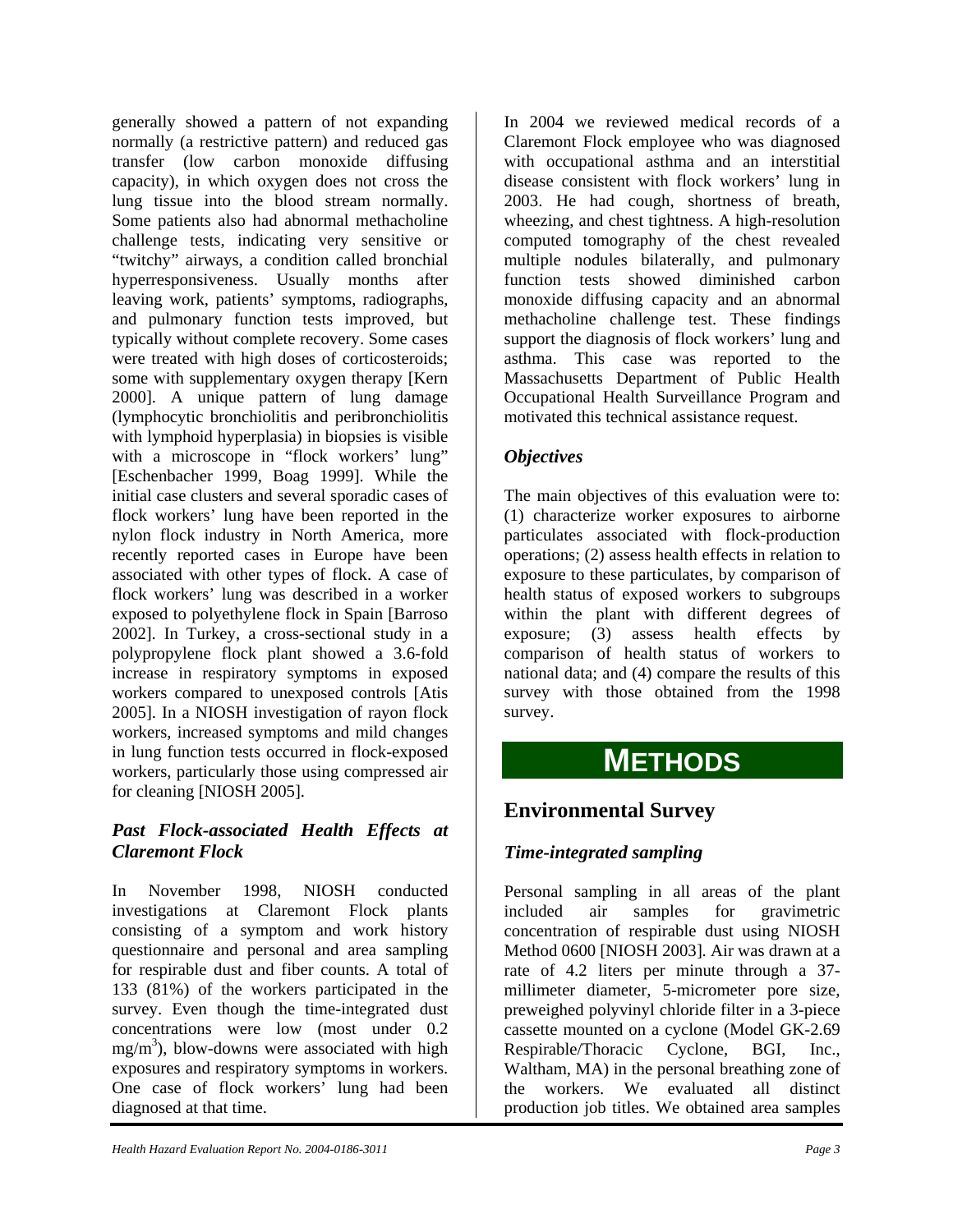generally showed a pattern of not expanding normally (a restrictive pattern) and reduced gas transfer (low carbon monoxide diffusing capacity), in which oxygen does not cross the lung tissue into the blood stream normally. Some patients also had abnormal methacholine challenge tests, indicating very sensitive or "twitchy" airways, a condition called bronchial hyperresponsiveness. Usually months after leaving work, patients' symptoms, radiographs, and pulmonary function tests improved, but typically without complete recovery. Some cases were treated with high doses of corticosteroids; some with supplementary oxygen therapy [Kern 2000]. A unique pattern of lung damage (lymphocytic bronchiolitis and peribronchiolitis with lymphoid hyperplasia) in biopsies is visible with a microscope in "flock workers' lung" [Eschenbacher 1999, Boag 1999]. While the initial case clusters and several sporadic cases of flock workers' lung have been reported in the nylon flock industry in North America, more recently reported cases in Europe have been associated with other types of flock. A case of flock workers' lung was described in a worker exposed to polyethylene flock in Spain [Barroso 2002]. In Turkey, a cross-sectional study in a polypropylene flock plant showed a 3.6-fold increase in respiratory symptoms in exposed workers compared to unexposed controls [Atis 2005]. In a NIOSH investigation of rayon flock workers, increased symptoms and mild changes in lung function tests occurred in flock-exposed workers, particularly those using compressed air for cleaning [NIOSH 2005].

### *Past Flock-associated Health Effects at Claremont Flock*

In November 1998, NIOSH conducted investigations at Claremont Flock plants consisting of a symptom and work history questionnaire and personal and area sampling for respirable dust and fiber counts. A total of 133 (81%) of the workers participated in the survey. Even though the time-integrated dust concentrations were low (most under 0.2 $mg/m^3$), blow-downs were associated with high exposures and respiratory symptoms in workers. One case of flock workers' lung had been diagnosed at that time.

In 2004 we reviewed medical records of a Claremont Flock employee who was diagnosed with occupational asthma and an interstitial disease consistent with flock workers' lung in 2003. He had cough, shortness of breath, wheezing, and chest tightness. A high-resolution computed tomography of the chest revealed multiple nodules bilaterally, and pulmonary function tests showed diminished carbon monoxide diffusing capacity and an abnormal methacholine challenge test. These findings support the diagnosis of flock workers' lung and asthma. This case was reported to the Massachusetts Department of Public Health Occupational Health Surveillance Program and motivated this technical assistance request.

### *Objectives*

The main objectives of this evaluation were to: (1) characterize worker exposures to airborne particulates associated with flock-production operations; (2) assess health effects in relation to exposure to these particulates, by comparison of health status of exposed workers to subgroups within the plant with different degrees of exposure; (3) assess health effects by comparison of health status of workers to national data; and (4) compare the results of this survey with those obtained from the 1998 survey.

# METHODS

## Environmental Survey

### *Time-integrated sampling*

Personal sampling in all areas of the plant included air samples for gravimetric concentration of respirable dust using NIOSH Method 0600 [NIOSH 2003]. Air was drawn at a rate of 4.2 liters per minute through a 37-millimeter diameter, 5-micrometer pore size, preweighed polyvinyl chloride filter in a 3-piece cassette mounted on a cyclone (Model GK-2.69 Respirable/Thoracic Cyclone, BGI, Inc., Waltham, MA) in the personal breathing zone of the workers. We evaluated all distinct production job titles. We obtained area samples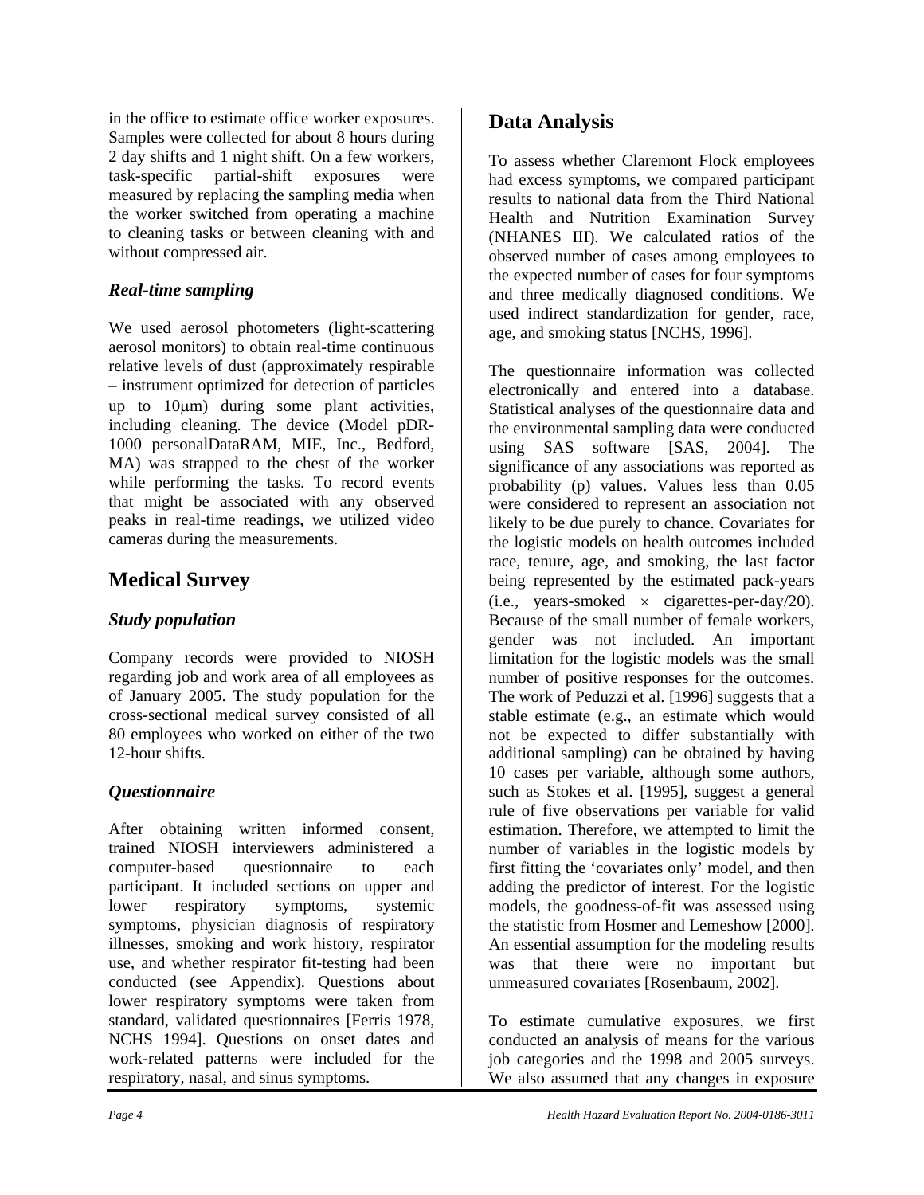in the office to estimate office worker exposures. Samples were collected for about 8 hours during 2 day shifts and 1 night shift. On a few workers, task-specific partial-shift exposures were measured by replacing the sampling media when the worker switched from operating a machine to cleaning tasks or between cleaning with and without compressed air.

### *Real-time sampling*

We used aerosol photometers (light-scattering aerosol monitors) to obtain real-time continuous relative levels of dust (approximately respirable – instrument optimized for detection of particles up to 10μm) during some plant activities, including cleaning. The device (Model pDR-1000 personalDataRAM, MIE, Inc., Bedford, MA) was strapped to the chest of the worker while performing the tasks. To record events that might be associated with any observed peaks in real-time readings, we utilized video cameras during the measurements.

## Medical Survey

### *Study population*

Company records were provided to NIOSH regarding job and work area of all employees as of January 2005. The study population for the cross-sectional medical survey consisted of all 80 employees who worked on either of the two 12-hour shifts.

### *Questionnaire*

After obtaining written informed consent, trained NIOSH interviewers administered a computer-based questionnaire to each participant. It included sections on upper and lower respiratory symptoms, systemic symptoms, physician diagnosis of respiratory illnesses, smoking and work history, respirator use, and whether respirator fit-testing had been conducted (see Appendix). Questions about lower respiratory symptoms were taken from standard, validated questionnaires [Ferris 1978, NCHS 1994]. Questions on onset dates and work-related patterns were included for the respiratory, nasal, and sinus symptoms.

## Data Analysis

To assess whether Claremont Flock employees had excess symptoms, we compared participant results to national data from the Third National Health and Nutrition Examination Survey (NHANES III). We calculated ratios of the observed number of cases among employees to the expected number of cases for four symptoms and three medically diagnosed conditions. We used indirect standardization for gender, race, age, and smoking status [NCHS, 1996].

The questionnaire information was collected electronically and entered into a database. Statistical analyses of the questionnaire data and the environmental sampling data were conducted using SAS software [SAS, 2004]. The significance of any associations was reported as probability (p) values. Values less than 0.05 were considered to represent an association not likely to be due purely to chance. Covariates for the logistic models on health outcomes included race, tenure, age, and smoking, the last factor being represented by the estimated pack-years (i.e., years-smoked $\times$ cigarettes-per-day/20). Because of the small number of female workers, gender was not included. An important limitation for the logistic models was the small number of positive responses for the outcomes. The work of Peduzzi et al. [1996] suggests that a stable estimate (e.g., an estimate which would not be expected to differ substantially with additional sampling) can be obtained by having 10 cases per variable, although some authors, such as Stokes et al. [1995], suggest a general rule of five observations per variable for valid estimation. Therefore, we attempted to limit the number of variables in the logistic models by first fitting the 'covariates only' model, and then adding the predictor of interest. For the logistic models, the goodness-of-fit was assessed using the statistic from Hosmer and Lemeshow [2000]. An essential assumption for the modeling results was that there were no important but unmeasured covariates [Rosenbaum, 2002].

To estimate cumulative exposures, we first conducted an analysis of means for the various job categories and the 1998 and 2005 surveys. We also assumed that any changes in exposure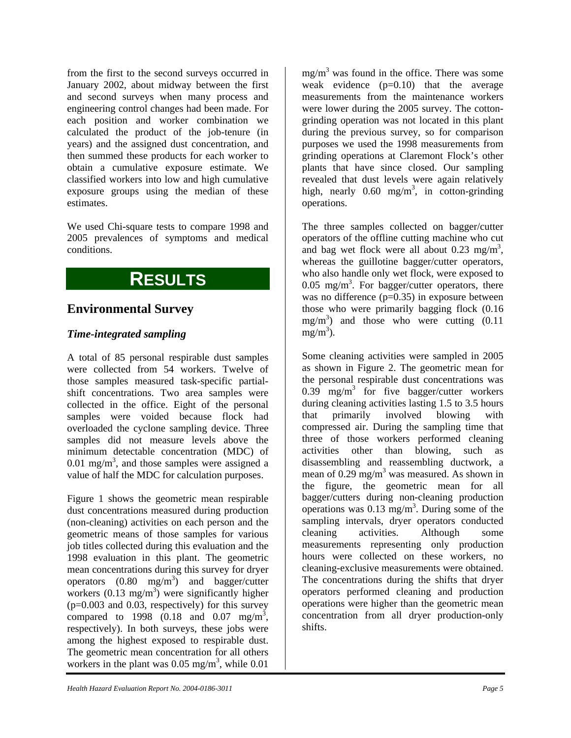from the first to the second surveys occurred in January 2002, about midway between the first and second surveys when many process and engineering control changes had been made. For each position and worker combination we calculated the product of the job-tenure (in years) and the assigned dust concentration, and then summed these products for each worker to obtain a cumulative exposure estimate. We classified workers into low and high cumulative exposure groups using the median of these estimates.

We used Chi-square tests to compare 1998 and 2005 prevalences of symptoms and medical conditions.

# RESULTS

## Environmental Survey

### *Time-integrated sampling*

A total of 85 personal respirable dust samples were collected from 54 workers. Twelve of those samples measured task-specific partial-shift concentrations. Two area samples were collected in the office. Eight of the personal samples were voided because flock had overloaded the cyclone sampling device. Three samples did not measure levels above the minimum detectable concentration (MDC) of 0.01 mg/m$^3$, and those samples were assigned a value of half the MDC for calculation purposes.

Figure 1 shows the geometric mean respirable dust concentrations measured during production (non-cleaning) activities on each person and the geometric means of those samples for various job titles collected during this evaluation and the 1998 evaluation in this plant. The geometric mean concentrations during this survey for dryer operators (0.80 mg/m$^3$) and bagger/cutter workers (0.13 mg/m$^3$) were significantly higher (p=0.003 and 0.03, respectively) for this survey compared to 1998 (0.18 and 0.07 mg/m$^3$, respectively). In both surveys, these jobs were among the highest exposed to respirable dust. The geometric mean concentration for all others workers in the plant was 0.05 mg/m$^3$, while 0.01 mg/m$^3$ was found in the office. There was some weak evidence (p=0.10) that the average measurements from the maintenance workers were lower during the 2005 survey. The cotton-grinding operation was not located in this plant during the previous survey, so for comparison purposes we used the 1998 measurements from grinding operations at Claremont Flock's other plants that have since closed. Our sampling revealed that dust levels were again relatively high, nearly 0.60 mg/m$^3$, in cotton-grinding operations.

The three samples collected on bagger/cutter operators of the offline cutting machine who cut and bag wet flock were all about 0.23 mg/m$^3$, whereas the guillotine bagger/cutter operators, who also handle only wet flock, were exposed to 0.05 mg/m$^3$. For bagger/cutter operators, there was no difference (p=0.35) in exposure between those who were primarily bagging flock (0.16 mg/m$^3$) and those who were cutting (0.11 mg/m$^3$).

Some cleaning activities were sampled in 2005 as shown in Figure 2. The geometric mean for the personal respirable dust concentrations was 0.39 mg/m$^3$ for five bagger/cutter workers during cleaning activities lasting 1.5 to 3.5 hours that primarily involved blowing with compressed air. During the sampling time that three of those workers performed cleaning activities other than blowing, such as disassembling and reassembling ductwork, a mean of 0.29 mg/m$^3$ was measured. As shown in the figure, the geometric mean for all bagger/cutters during non-cleaning production operations was 0.13 mg/m$^3$. During some of the sampling intervals, dryer operators conducted cleaning activities. Although some measurements representing only production hours were collected on these workers, no cleaning-exclusive measurements were obtained. The concentrations during the shifts that dryer operators performed cleaning and production operations were higher than the geometric mean concentration from all dryer production-only shifts.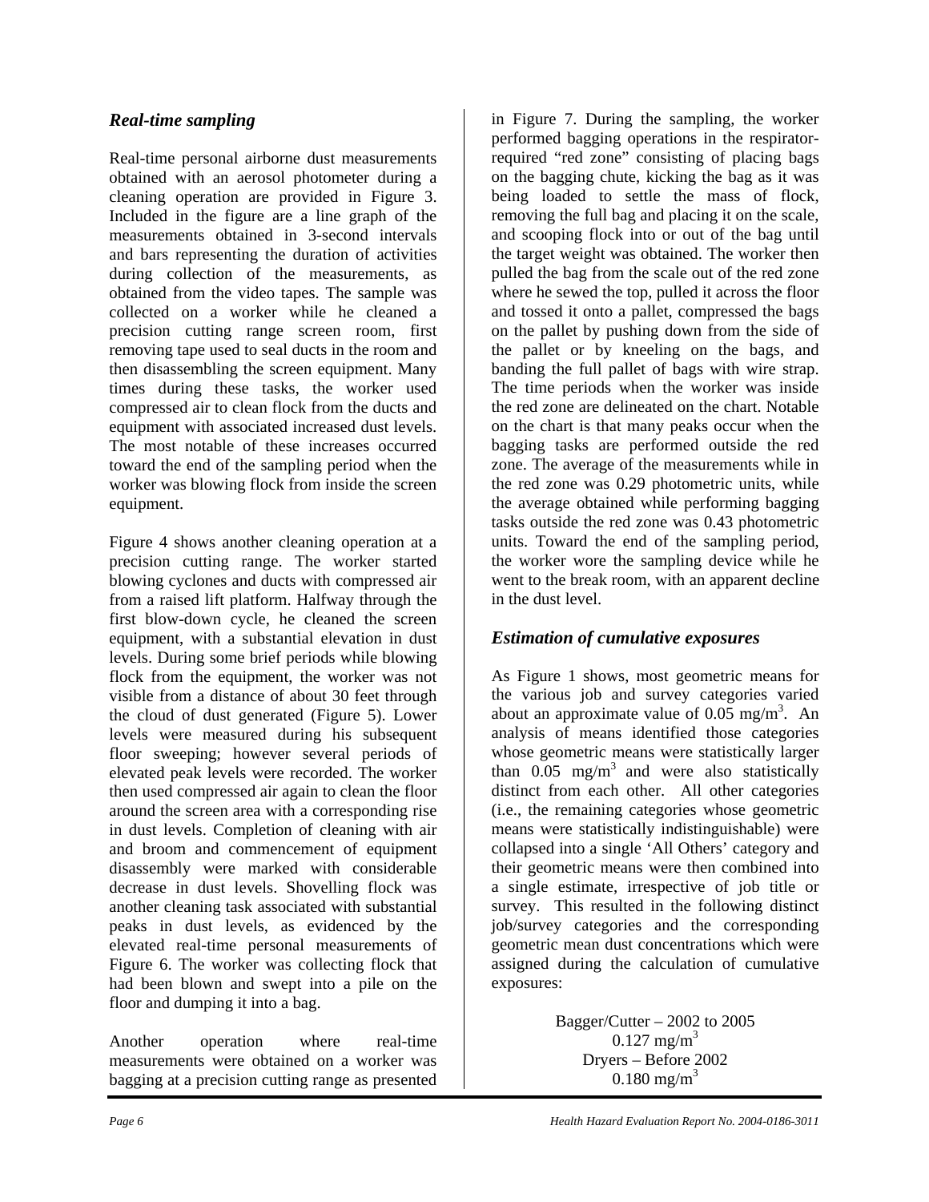### *Real-time sampling*

Real-time personal airborne dust measurements obtained with an aerosol photometer during a cleaning operation are provided in Figure 3. Included in the figure are a line graph of the measurements obtained in 3-second intervals and bars representing the duration of activities during collection of the measurements, as obtained from the video tapes. The sample was collected on a worker while he cleaned a precision cutting range screen room, first removing tape used to seal ducts in the room and then disassembling the screen equipment. Many times during these tasks, the worker used compressed air to clean flock from the ducts and equipment with associated increased dust levels. The most notable of these increases occurred toward the end of the sampling period when the worker was blowing flock from inside the screen equipment.

Figure 4 shows another cleaning operation at a precision cutting range. The worker started blowing cyclones and ducts with compressed air from a raised lift platform. Halfway through the first blow-down cycle, he cleaned the screen equipment, with a substantial elevation in dust levels. During some brief periods while blowing flock from the equipment, the worker was not visible from a distance of about 30 feet through the cloud of dust generated (Figure 5). Lower levels were measured during his subsequent floor sweeping; however several periods of elevated peak levels were recorded. The worker then used compressed air again to clean the floor around the screen area with a corresponding rise in dust levels. Completion of cleaning with air and broom and commencement of equipment disassembly were marked with considerable decrease in dust levels. Shovelling flock was another cleaning task associated with substantial peaks in dust levels, as evidenced by the elevated real-time personal measurements of Figure 6. The worker was collecting flock that had been blown and swept into a pile on the floor and dumping it into a bag.

Another operation where real-time measurements were obtained on a worker was bagging at a precision cutting range as presented in Figure 7. During the sampling, the worker performed bagging operations in the respirator-required "red zone" consisting of placing bags on the bagging chute, kicking the bag as it was being loaded to settle the mass of flock, removing the full bag and placing it on the scale, and scooping flock into or out of the bag until the target weight was obtained. The worker then pulled the bag from the scale out of the red zone where he sewed the top, pulled it across the floor and tossed it onto a pallet, compressed the bags on the pallet by pushing down from the side of the pallet or by kneeling on the bags, and banding the full pallet of bags with wire strap. The time periods when the worker was inside the red zone are delineated on the chart. Notable on the chart is that many peaks occur when the bagging tasks are performed outside the red zone. The average of the measurements while in the red zone was 0.29 photometric units, while the average obtained while performing bagging tasks outside the red zone was 0.43 photometric units. Toward the end of the sampling period, the worker wore the sampling device while he went to the break room, with an apparent decline in the dust level.

### *Estimation of cumulative exposures*

As Figure 1 shows, most geometric means for the various job and survey categories varied about an approximate value of 0.05 mg/m$^3$. An analysis of means identified those categories whose geometric means were statistically larger than 0.05 mg/m$^3$ and were also statistically distinct from each other. All other categories (i.e., the remaining categories whose geometric means were statistically indistinguishable) were collapsed into a single 'All Others' category and their geometric means were then combined into a single estimate, irrespective of job title or survey. This resulted in the following distinct job/survey categories and the corresponding geometric mean dust concentrations which were assigned during the calculation of cumulative exposures:

Bagger/Cutter – 2002 to 2005
0.127 mg/m$^3$
Dryers – Before 2002
0.180 mg/m$^3$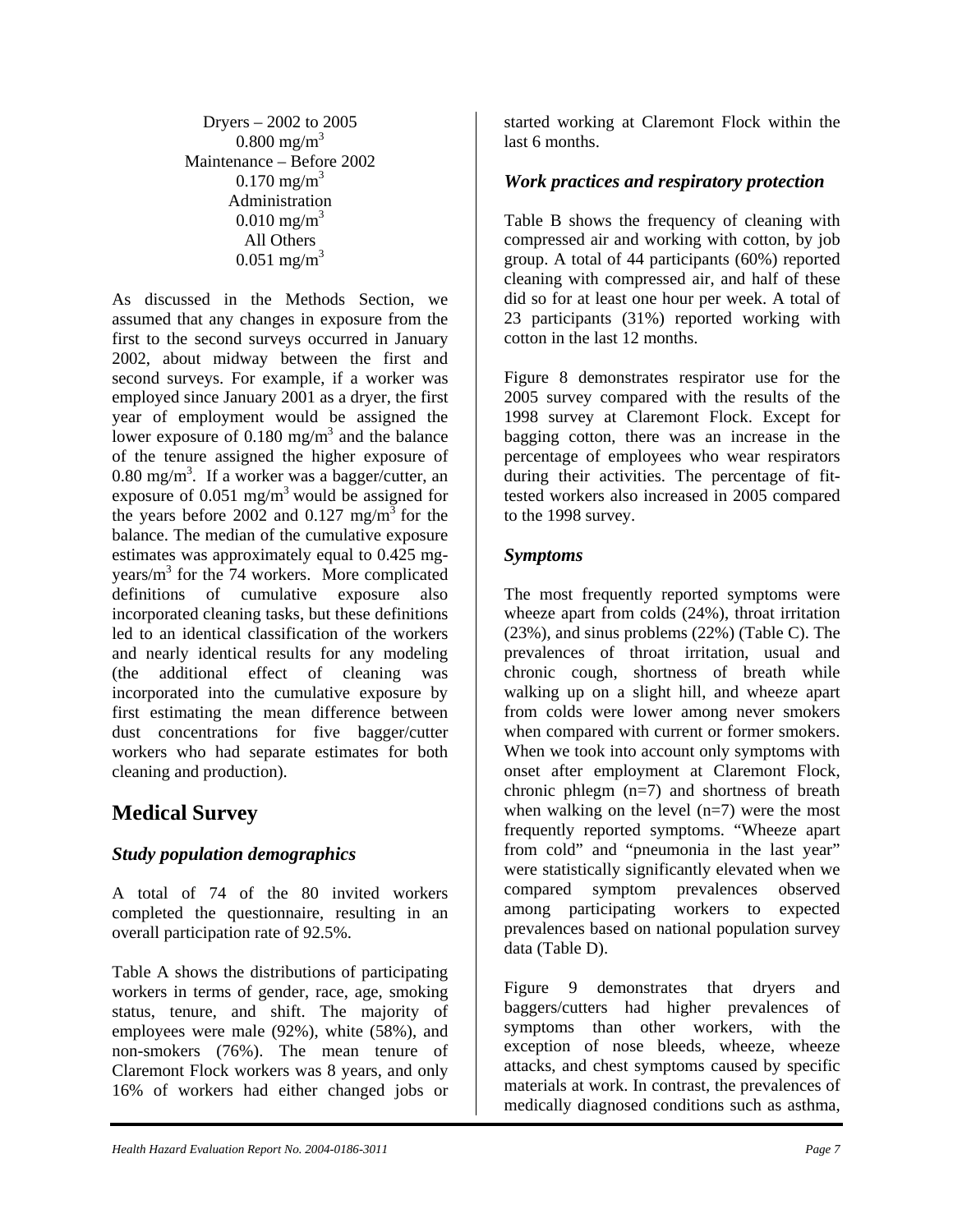Dryers – 2002 to 2005
$0.800\ mg/m^3$
Maintenance – Before 2002
$0.170\ mg/m^3$
Administration
$0.010\ mg/m^3$
All Others
$0.051\ mg/m^3$

As discussed in the Methods Section, we assumed that any changes in exposure from the first to the second surveys occurred in January 2002, about midway between the first and second surveys. For example, if a worker was employed since January 2001 as a dryer, the first year of employment would be assigned the lower exposure of $0.180\ mg/m^3$ and the balance of the tenure assigned the higher exposure of $0.80\ mg/m^3$. If a worker was a bagger/cutter, an exposure of $0.051\ mg/m^3$ would be assigned for the years before 2002 and $0.127\ mg/m^3$ for the balance. The median of the cumulative exposure estimates was approximately equal to 0.425 mg-years/$m^3$ for the 74 workers. More complicated definitions of cumulative exposure also incorporated cleaning tasks, but these definitions led to an identical classification of the workers and nearly identical results for any modeling (the additional effect of cleaning was incorporated into the cumulative exposure by first estimating the mean difference between dust concentrations for five bagger/cutter workers who had separate estimates for both cleaning and production).

## Medical Survey

### *Study population demographics*

A total of 74 of the 80 invited workers completed the questionnaire, resulting in an overall participation rate of 92.5%.

Table A shows the distributions of participating workers in terms of gender, race, age, smoking status, tenure, and shift. The majority of employees were male (92%), white (58%), and non-smokers (76%). The mean tenure of Claremont Flock workers was 8 years, and only 16% of workers had either changed jobs or started working at Claremont Flock within the last 6 months.

### *Work practices and respiratory protection*

Table B shows the frequency of cleaning with compressed air and working with cotton, by job group. A total of 44 participants (60%) reported cleaning with compressed air, and half of these did so for at least one hour per week. A total of 23 participants (31%) reported working with cotton in the last 12 months.

Figure 8 demonstrates respirator use for the 2005 survey compared with the results of the 1998 survey at Claremont Flock. Except for bagging cotton, there was an increase in the percentage of employees who wear respirators during their activities. The percentage of fit-tested workers also increased in 2005 compared to the 1998 survey.

### *Symptoms*

The most frequently reported symptoms were wheeze apart from colds (24%), throat irritation (23%), and sinus problems (22%) (Table C). The prevalences of throat irritation, usual and chronic cough, shortness of breath while walking up on a slight hill, and wheeze apart from colds were lower among never smokers when compared with current or former smokers. When we took into account only symptoms with onset after employment at Claremont Flock, chronic phlegm (n=7) and shortness of breath when walking on the level (n=7) were the most frequently reported symptoms. "Wheeze apart from cold" and "pneumonia in the last year" were statistically significantly elevated when we compared symptom prevalences observed among participating workers to expected prevalences based on national population survey data (Table D).

Figure 9 demonstrates that dryers and baggers/cutters had higher prevalences of symptoms than other workers, with the exception of nose bleeds, wheeze, wheeze attacks, and chest symptoms caused by specific materials at work. In contrast, the prevalences of medically diagnosed conditions such as asthma,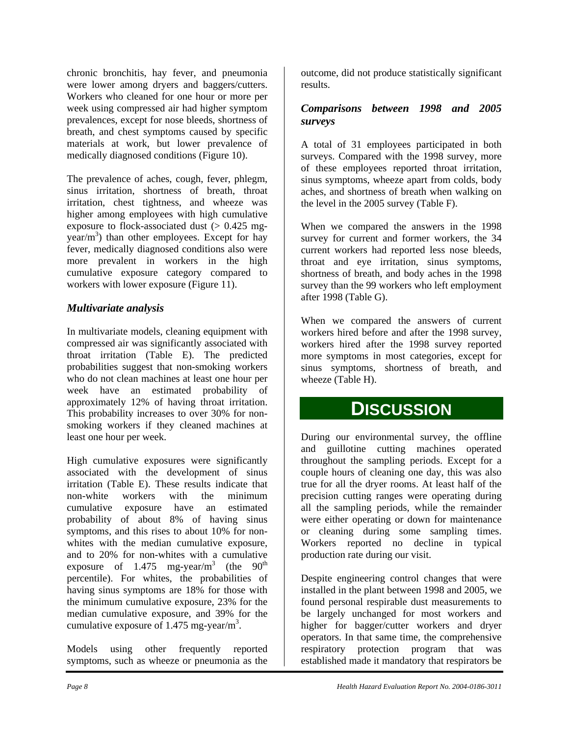chronic bronchitis, hay fever, and pneumonia were lower among dryers and baggers/cutters. Workers who cleaned for one hour or more per week using compressed air had higher symptom prevalences, except for nose bleeds, shortness of breath, and chest symptoms caused by specific materials at work, but lower prevalence of medically diagnosed conditions (Figure 10).

The prevalence of aches, cough, fever, phlegm, sinus irritation, shortness of breath, throat irritation, chest tightness, and wheeze was higher among employees with high cumulative exposure to flock-associated dust (> 0.425 mg-year/m$^3$) than other employees. Except for hay fever, medically diagnosed conditions also were more prevalent in workers in the high cumulative exposure category compared to workers with lower exposure (Figure 11).

### *Multivariate analysis*

In multivariate models, cleaning equipment with compressed air was significantly associated with throat irritation (Table E). The predicted probabilities suggest that non-smoking workers who do not clean machines at least one hour per week have an estimated probability of approximately 12% of having throat irritation. This probability increases to over 30% for non-smoking workers if they cleaned machines at least one hour per week.

High cumulative exposures were significantly associated with the development of sinus irritation (Table E). These results indicate that non-white workers with the minimum cumulative exposure have an estimated probability of about 8% of having sinus symptoms, and this rises to about 10% for non-whites with the median cumulative exposure, and to 20% for non-whites with a cumulative exposure of 1.475 mg-year/m$^3$ (the 90$^{th}$ percentile). For whites, the probabilities of having sinus symptoms are 18% for those with the minimum cumulative exposure, 23% for the median cumulative exposure, and 39% for the cumulative exposure of 1.475 mg-year/m$^3$.

Models using other frequently reported symptoms, such as wheeze or pneumonia as the outcome, did not produce statistically significant results.

### *Comparisons between 1998 and 2005 surveys*

A total of 31 employees participated in both surveys. Compared with the 1998 survey, more of these employees reported throat irritation, sinus symptoms, wheeze apart from colds, body aches, and shortness of breath when walking on the level in the 2005 survey (Table F).

When we compared the answers in the 1998 survey for current and former workers, the 34 current workers had reported less nose bleeds, throat and eye irritation, sinus symptoms, shortness of breath, and body aches in the 1998 survey than the 99 workers who left employment after 1998 (Table G).

When we compared the answers of current workers hired before and after the 1998 survey, workers hired after the 1998 survey reported more symptoms in most categories, except for sinus symptoms, shortness of breath, and wheeze (Table H).

## DISCUSSION

During our environmental survey, the offline and guillotine cutting machines operated throughout the sampling periods. Except for a couple hours of cleaning one day, this was also true for all the dryer rooms. At least half of the precision cutting ranges were operating during all the sampling periods, while the remainder were either operating or down for maintenance or cleaning during some sampling times. Workers reported no decline in typical production rate during our visit.

Despite engineering control changes that were installed in the plant between 1998 and 2005, we found personal respirable dust measurements to be largely unchanged for most workers and higher for bagger/cutter workers and dryer operators. In that same time, the comprehensive respiratory protection program that was established made it mandatory that respirators be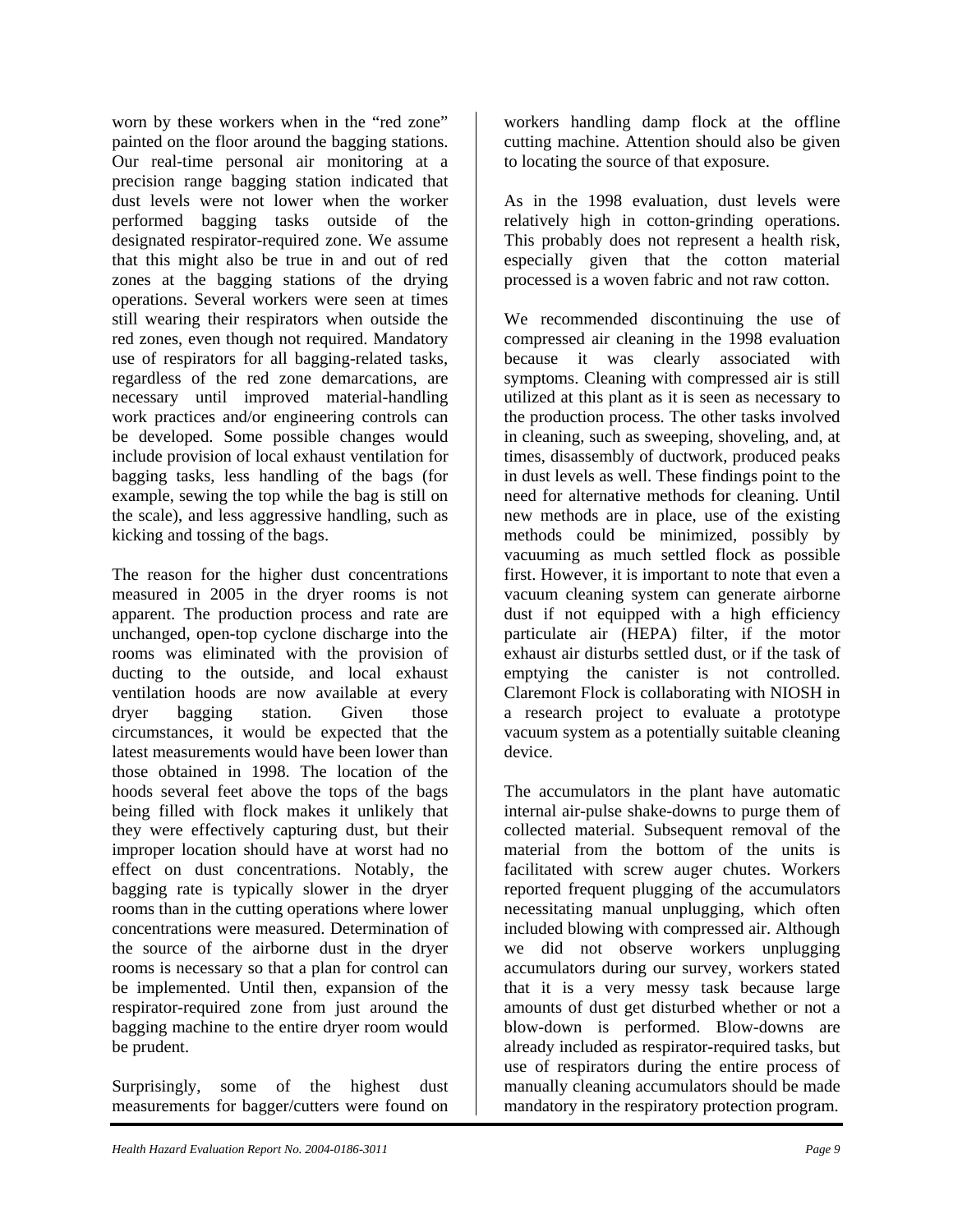worn by these workers when in the "red zone" painted on the floor around the bagging stations. Our real-time personal air monitoring at a precision range bagging station indicated that dust levels were not lower when the worker performed bagging tasks outside of the designated respirator-required zone. We assume that this might also be true in and out of red zones at the bagging stations of the drying operations. Several workers were seen at times still wearing their respirators when outside the red zones, even though not required. Mandatory use of respirators for all bagging-related tasks, regardless of the red zone demarcations, are necessary until improved material-handling work practices and/or engineering controls can be developed. Some possible changes would include provision of local exhaust ventilation for bagging tasks, less handling of the bags (for example, sewing the top while the bag is still on the scale), and less aggressive handling, such as kicking and tossing of the bags.

The reason for the higher dust concentrations measured in 2005 in the dryer rooms is not apparent. The production process and rate are unchanged, open-top cyclone discharge into the rooms was eliminated with the provision of ducting to the outside, and local exhaust ventilation hoods are now available at every dryer bagging station. Given those circumstances, it would be expected that the latest measurements would have been lower than those obtained in 1998. The location of the hoods several feet above the tops of the bags being filled with flock makes it unlikely that they were effectively capturing dust, but their improper location should have at worst had no effect on dust concentrations. Notably, the bagging rate is typically slower in the dryer rooms than in the cutting operations where lower concentrations were measured. Determination of the source of the airborne dust in the dryer rooms is necessary so that a plan for control can be implemented. Until then, expansion of the respirator-required zone from just around the bagging machine to the entire dryer room would be prudent.

Surprisingly, some of the highest dust measurements for bagger/cutters were found on workers handling damp flock at the offline cutting machine. Attention should also be given to locating the source of that exposure.

As in the 1998 evaluation, dust levels were relatively high in cotton-grinding operations. This probably does not represent a health risk, especially given that the cotton material processed is a woven fabric and not raw cotton.

We recommended discontinuing the use of compressed air cleaning in the 1998 evaluation because it was clearly associated with symptoms. Cleaning with compressed air is still utilized at this plant as it is seen as necessary to the production process. The other tasks involved in cleaning, such as sweeping, shoveling, and, at times, disassembly of ductwork, produced peaks in dust levels as well. These findings point to the need for alternative methods for cleaning. Until new methods are in place, use of the existing methods could be minimized, possibly by vacuuming as much settled flock as possible first. However, it is important to note that even a vacuum cleaning system can generate airborne dust if not equipped with a high efficiency particulate air (HEPA) filter, if the motor exhaust air disturbs settled dust, or if the task of emptying the canister is not controlled. Claremont Flock is collaborating with NIOSH in a research project to evaluate a prototype vacuum system as a potentially suitable cleaning device.

The accumulators in the plant have automatic internal air-pulse shake-downs to purge them of collected material. Subsequent removal of the material from the bottom of the units is facilitated with screw auger chutes. Workers reported frequent plugging of the accumulators necessitating manual unplugging, which often included blowing with compressed air. Although we did not observe workers unplugging accumulators during our survey, workers stated that it is a very messy task because large amounts of dust get disturbed whether or not a blow-down is performed. Blow-downs are already included as respirator-required tasks, but use of respirators during the entire process of manually cleaning accumulators should be made mandatory in the respiratory protection program.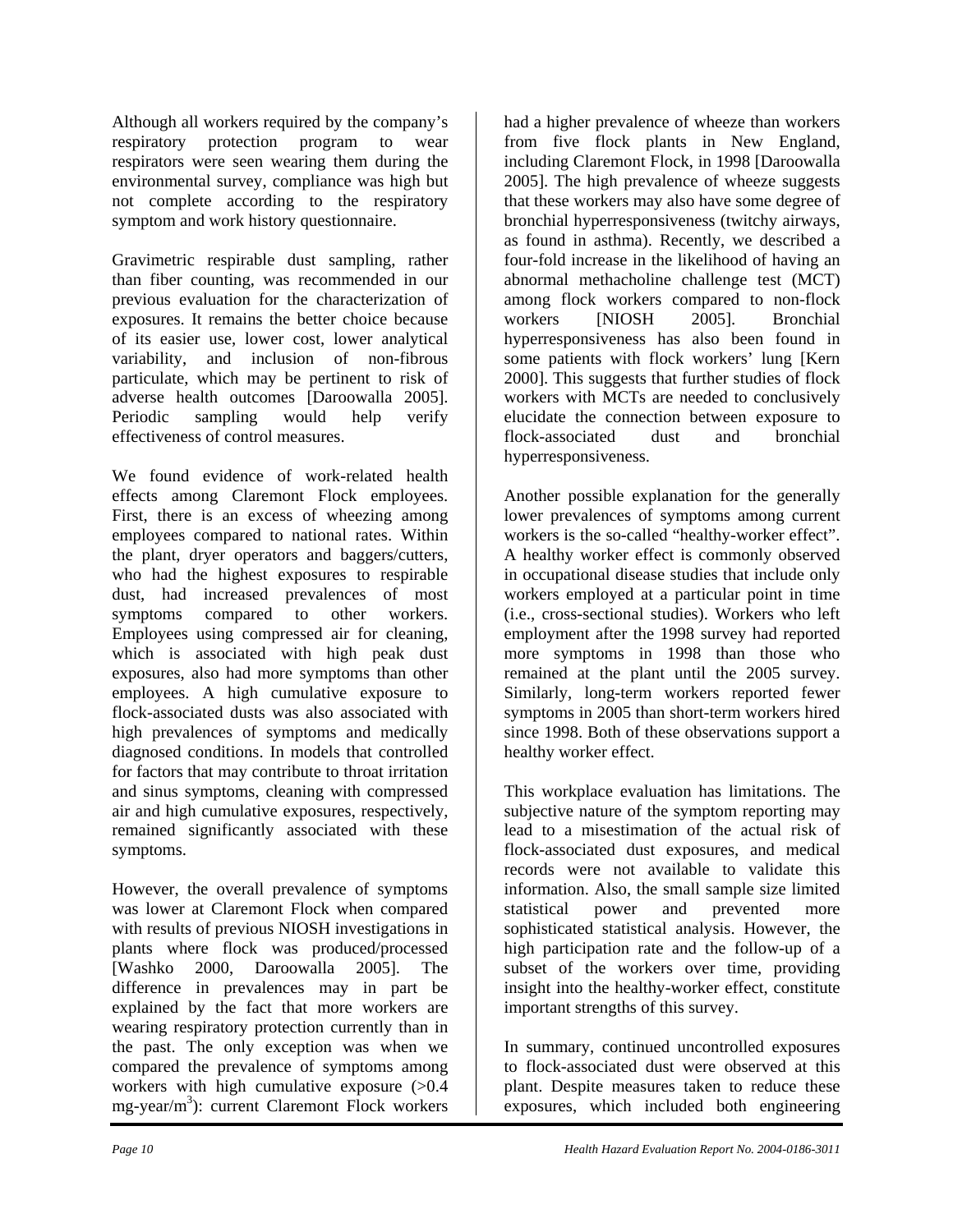Although all workers required by the company's respiratory protection program to wear respirators were seen wearing them during the environmental survey, compliance was high but not complete according to the respiratory symptom and work history questionnaire.

Gravimetric respirable dust sampling, rather than fiber counting, was recommended in our previous evaluation for the characterization of exposures. It remains the better choice because of its easier use, lower cost, lower analytical variability, and inclusion of non-fibrous particulate, which may be pertinent to risk of adverse health outcomes [Daroowalla 2005]. Periodic sampling would help verify effectiveness of control measures.

We found evidence of work-related health effects among Claremont Flock employees. First, there is an excess of wheezing among employees compared to national rates. Within the plant, dryer operators and baggers/cutters, who had the highest exposures to respirable dust, had increased prevalences of most symptoms compared to other workers. Employees using compressed air for cleaning, which is associated with high peak dust exposures, also had more symptoms than other employees. A high cumulative exposure to flock-associated dusts was also associated with high prevalences of symptoms and medically diagnosed conditions. In models that controlled for factors that may contribute to throat irritation and sinus symptoms, cleaning with compressed air and high cumulative exposures, respectively, remained significantly associated with these symptoms.

However, the overall prevalence of symptoms was lower at Claremont Flock when compared with results of previous NIOSH investigations in plants where flock was produced/processed [Washko 2000, Daroowalla 2005]. The difference in prevalences may in part be explained by the fact that more workers are wearing respiratory protection currently than in the past. The only exception was when we compared the prevalence of symptoms among workers with high cumulative exposure (>0.4 mg-year/m$^3$): current Claremont Flock workers had a higher prevalence of wheeze than workers from five flock plants in New England, including Claremont Flock, in 1998 [Daroowalla 2005]. The high prevalence of wheeze suggests that these workers may also have some degree of bronchial hyperresponsiveness (twitchy airways, as found in asthma). Recently, we described a four-fold increase in the likelihood of having an abnormal methacholine challenge test (MCT) among flock workers compared to non-flock workers [NIOSH 2005]. Bronchial hyperresponsiveness has also been found in some patients with flock workers' lung [Kern 2000]. This suggests that further studies of flock workers with MCTs are needed to conclusively elucidate the connection between exposure to flock-associated dust and bronchial hyperresponsiveness.

Another possible explanation for the generally lower prevalences of symptoms among current workers is the so-called "healthy-worker effect". A healthy worker effect is commonly observed in occupational disease studies that include only workers employed at a particular point in time (i.e., cross-sectional studies). Workers who left employment after the 1998 survey had reported more symptoms in 1998 than those who remained at the plant until the 2005 survey. Similarly, long-term workers reported fewer symptoms in 2005 than short-term workers hired since 1998. Both of these observations support a healthy worker effect.

This workplace evaluation has limitations. The subjective nature of the symptom reporting may lead to a misestimation of the actual risk of flock-associated dust exposures, and medical records were not available to validate this information. Also, the small sample size limited statistical power and prevented more sophisticated statistical analysis. However, the high participation rate and the follow-up of a subset of the workers over time, providing insight into the healthy-worker effect, constitute important strengths of this survey.

In summary, continued uncontrolled exposures to flock-associated dust were observed at this plant. Despite measures taken to reduce these exposures, which included both engineering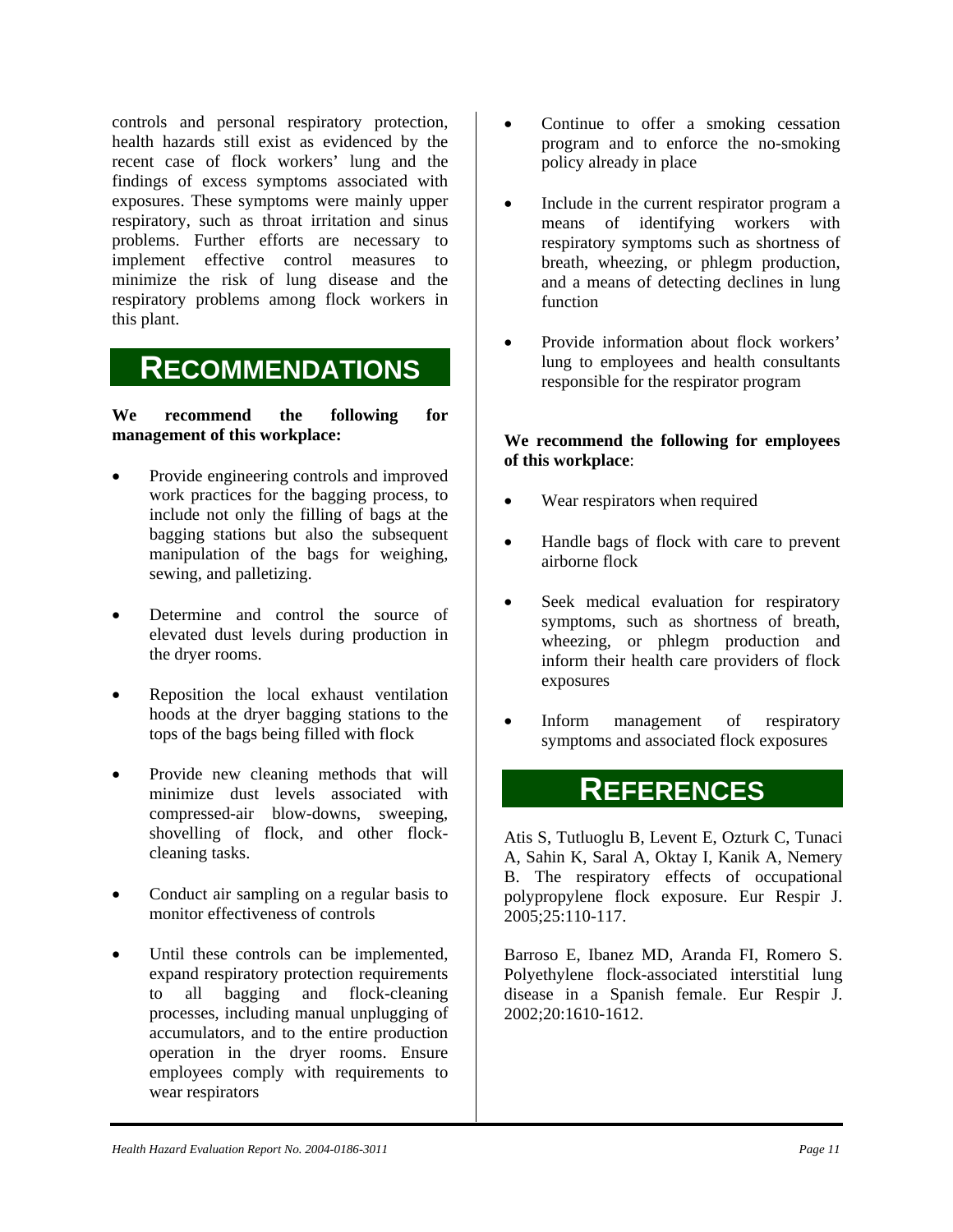controls and personal respiratory protection, health hazards still exist as evidenced by the recent case of flock workers' lung and the findings of excess symptoms associated with exposures. These symptoms were mainly upper respiratory, such as throat irritation and sinus problems. Further efforts are necessary to implement effective control measures to minimize the risk of lung disease and the respiratory problems among flock workers in this plant.

## RECOMMENDATIONS

**We recommend the following for management of this workplace:**

- Provide engineering controls and improved work practices for the bagging process, to include not only the filling of bags at the bagging stations but also the subsequent manipulation of the bags for weighing, sewing, and palletizing.
- Determine and control the source of elevated dust levels during production in the dryer rooms.
- Reposition the local exhaust ventilation hoods at the dryer bagging stations to the tops of the bags being filled with flock
- Provide new cleaning methods that will minimize dust levels associated with compressed-air blow-downs, sweeping, shovelling of flock, and other flock-cleaning tasks.
- Conduct air sampling on a regular basis to monitor effectiveness of controls
- Until these controls can be implemented, expand respiratory protection requirements to all bagging and flock-cleaning processes, including manual unplugging of accumulators, and to the entire production operation in the dryer rooms. Ensure employees comply with requirements to wear respirators
- Continue to offer a smoking cessation program and to enforce the no-smoking policy already in place
- Include in the current respirator program a means of identifying workers with respiratory symptoms such as shortness of breath, wheezing, or phlegm production, and a means of detecting declines in lung function
- Provide information about flock workers' lung to employees and health consultants responsible for the respirator program

**We recommend the following for employees of this workplace**:

- Wear respirators when required
- Handle bags of flock with care to prevent airborne flock
- Seek medical evaluation for respiratory symptoms, such as shortness of breath, wheezing, or phlegm production and inform their health care providers of flock exposures
- Inform management of respiratory symptoms and associated flock exposures

## REFERENCES

Atis S, Tutluoglu B, Levent E, Ozturk C, Tunaci A, Sahin K, Saral A, Oktay I, Kanik A, Nemery B. The respiratory effects of occupational polypropylene flock exposure. Eur Respir J. 2005;25:110-117.

Barroso E, Ibanez MD, Aranda FI, Romero S. Polyethylene flock-associated interstitial lung disease in a Spanish female. Eur Respir J. 2002;20:1610-1612.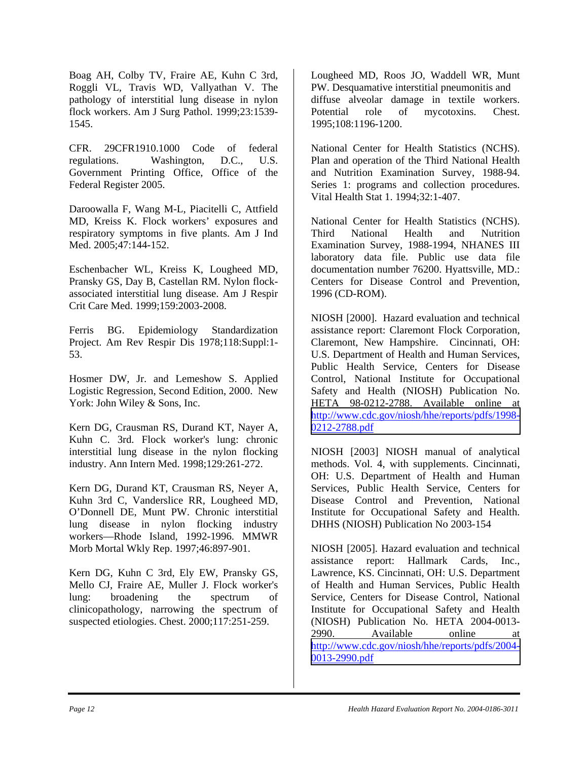Boag AH, Colby TV, Fraire AE, Kuhn C 3rd, Roggli VL, Travis WD, Vallyathan V. The pathology of interstitial lung disease in nylon flock workers. Am J Surg Pathol. 1999;23:1539-1545.

CFR. 29CFR1910.1000 Code of federal regulations. Washington, D.C., U.S. Government Printing Office, Office of the Federal Register 2005.

Daroowalla F, Wang M-L, Piacitelli C, Attfield MD, Kreiss K. Flock workers' exposures and respiratory symptoms in five plants. Am J Ind Med. 2005;47:144-152.

Eschenbacher WL, Kreiss K, Lougheed MD, Pransky GS, Day B, Castellan RM. Nylon flock-associated interstitial lung disease. Am J Respir Crit Care Med. 1999;159:2003-2008.

Ferris BG. Epidemiology Standardization Project. Am Rev Respir Dis 1978;118:Suppl:1-53.

Hosmer DW, Jr. and Lemeshow S. Applied Logistic Regression, Second Edition, 2000. New York: John Wiley & Sons, Inc.

Kern DG, Crausman RS, Durand KT, Nayer A, Kuhn C. 3rd. Flock worker's lung: chronic interstitial lung disease in the nylon flocking industry. Ann Intern Med. 1998;129:261-272.

Kern DG, Durand KT, Crausman RS, Neyer A, Kuhn 3rd C, Vanderslice RR, Lougheed MD, O'Donnell DE, Munt PW. Chronic interstitial lung disease in nylon flocking industry workers—Rhode Island, 1992-1996. MMWR Morb Mortal Wkly Rep. 1997;46:897-901.

Kern DG, Kuhn C 3rd, Ely EW, Pransky GS, Mello CJ, Fraire AE, Muller J. Flock worker's lung: broadening the spectrum of clinicopathology, narrowing the spectrum of suspected etiologies. Chest. 2000;117:251-259.

Lougheed MD, Roos JO, Waddell WR, Munt PW. Desquamative interstitial pneumonitis and diffuse alveolar damage in textile workers. Potential role of mycotoxins. Chest. 1995;108:1196-1200.

National Center for Health Statistics (NCHS). Plan and operation of the Third National Health and Nutrition Examination Survey, 1988-94. Series 1: programs and collection procedures. Vital Health Stat 1. 1994;32:1-407.

National Center for Health Statistics (NCHS). Third National Health and Nutrition Examination Survey, 1988-1994, NHANES III laboratory data file. Public use data file documentation number 76200. Hyattsville, MD.: Centers for Disease Control and Prevention, 1996 (CD-ROM).

NIOSH [2000]. Hazard evaluation and technical assistance report: Claremont Flock Corporation, Claremont, New Hampshire. Cincinnati, OH: U.S. Department of Health and Human Services, Public Health Service, Centers for Disease Control, National Institute for Occupational Safety and Health (NIOSH) Publication No. HETA 98-0212-2788. Available online at http://www.cdc.gov/niosh/hhe/reports/pdfs/1998-0212-2788.pdf

NIOSH [2003] NIOSH manual of analytical methods. Vol. 4, with supplements. Cincinnati, OH: U.S. Department of Health and Human Services, Public Health Service, Centers for Disease Control and Prevention, National Institute for Occupational Safety and Health. DHHS (NIOSH) Publication No 2003-154

NIOSH [2005]. Hazard evaluation and technical assistance report: Hallmark Cards, Inc., Lawrence, KS. Cincinnati, OH: U.S. Department of Health and Human Services, Public Health Service, Centers for Disease Control, National Institute for Occupational Safety and Health (NIOSH) Publication No. HETA 2004-0013-2990. Available online at http://www.cdc.gov/niosh/hhe/reports/pdfs/2004-0013-2990.pdf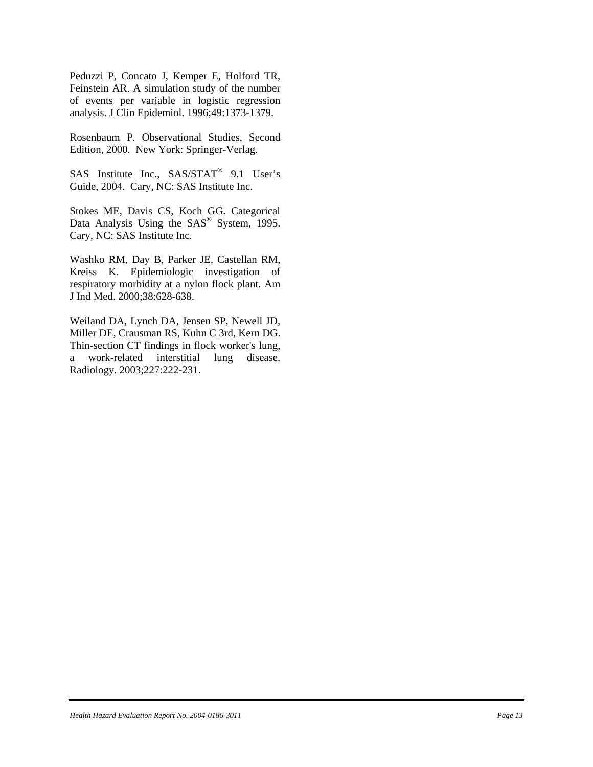Peduzzi P, Concato J, Kemper E, Holford TR, Feinstein AR. A simulation study of the number of events per variable in logistic regression analysis. J Clin Epidemiol. 1996;49:1373-1379.

Rosenbaum P. Observational Studies, Second Edition, 2000. New York: Springer-Verlag.

SAS Institute Inc., SAS/STAT® 9.1 User's Guide, 2004. Cary, NC: SAS Institute Inc.

Stokes ME, Davis CS, Koch GG. Categorical Data Analysis Using the SAS® System, 1995. Cary, NC: SAS Institute Inc.

Washko RM, Day B, Parker JE, Castellan RM, Kreiss K. Epidemiologic investigation of respiratory morbidity at a nylon flock plant. Am J Ind Med. 2000;38:628-638.

Weiland DA, Lynch DA, Jensen SP, Newell JD, Miller DE, Crausman RS, Kuhn C 3rd, Kern DG. Thin-section CT findings in flock worker's lung, a work-related interstitial lung disease. Radiology. 2003;227:222-231.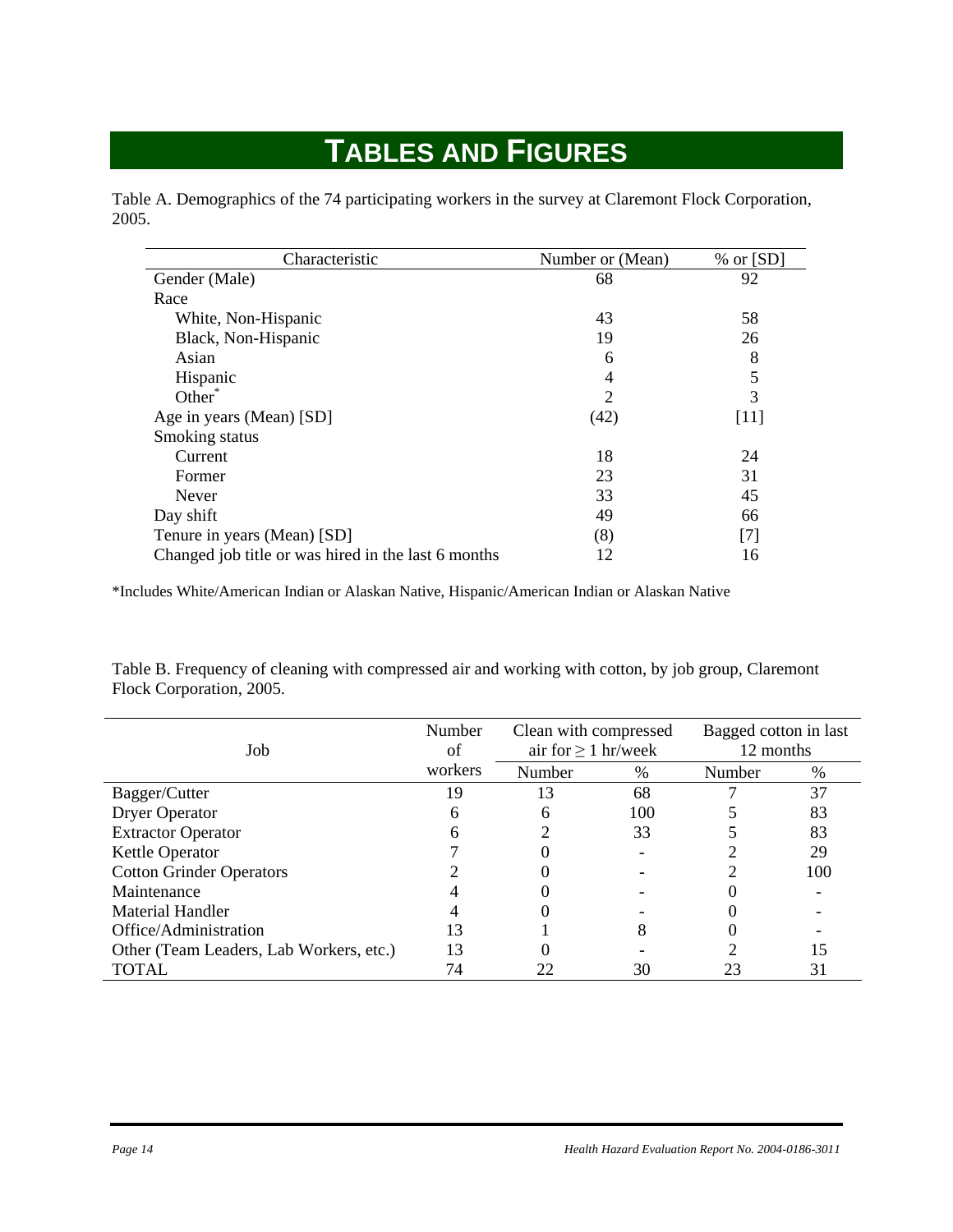# TABLES AND FIGURES

Table A. Demographics of the 74 participating workers in the survey at Claremont Flock Corporation, 2005.

| Characteristic | Number or (Mean) | % or [SD] |
|---|---|---|
| Gender (Male) | 68 | 92 |
| Race | | |
| White, Non-Hispanic | 43 | 58 |
| Black, Non-Hispanic | 19 | 26 |
| Asian | 6 | 8 |
| Hispanic | 4 | 5 |
| Other* | 2 | 3 |
| Age in years (Mean) [SD] | (42) | [11] |
| Smoking status | | |
| Current | 18 | 24 |
| Former | 23 | 31 |
| Never | 33 | 45 |
| Day shift | 49 | 66 |
| Tenure in years (Mean) [SD] | (8) | [7] |
| Changed job title or was hired in the last 6 months | 12 | 16 |

*Includes White/American Indian or Alaskan Native, Hispanic/American Indian or Alaskan Native

Table B. Frequency of cleaning with compressed air and working with cotton, by job group, Claremont Flock Corporation, 2005.

| Job | Number of workers | Clean with compressed air for ≥ 1 hr/week | | Bagged cotton in last 12 months | |
|---|---|---|---|---|---|
| | | Number | % | Number | % |
| Bagger/Cutter | 19 | 13 | 68 | 7 | 37 |
| Dryer Operator | 6 | 6 | 100 | 5 | 83 |
| Extractor Operator | 6 | 2 | 33 | 5 | 83 |
| Kettle Operator | 7 | 0 | - | 2 | 29 |
| Cotton Grinder Operators | 2 | 0 | - | 2 | 100 |
| Maintenance | 4 | 0 | - | 0 | - |
| Material Handler | 4 | 0 | - | 0 | - |
| Office/Administration | 13 | 1 | 8 | 0 | - |
| Other (Team Leaders, Lab Workers, etc.) | 13 | 0 | - | 2 | 15 |
| TOTAL | 74 | 22 | 30 | 23 | 31 |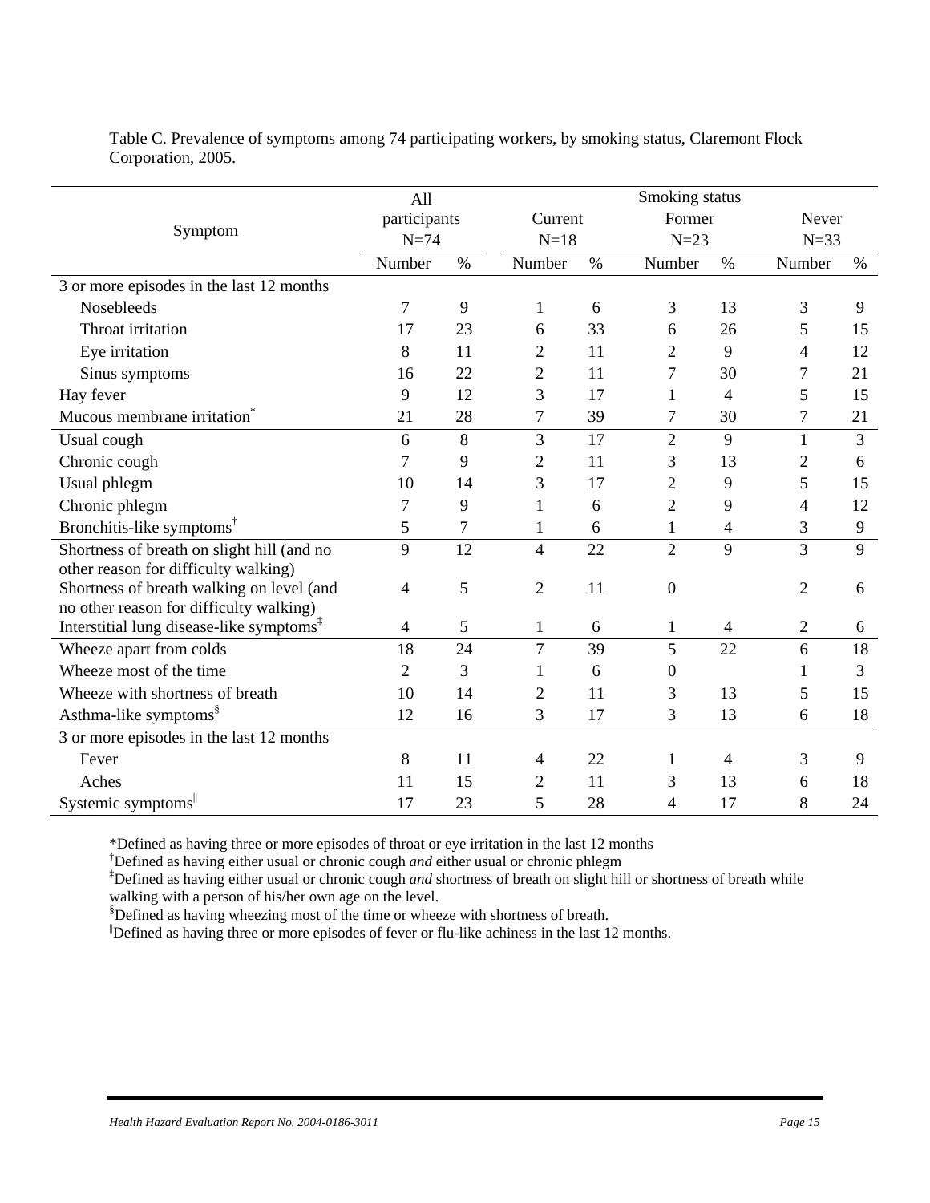Table C. Prevalence of symptoms among 74 participating workers, by smoking status, Claremont Flock Corporation, 2005.

| Symptom | All participants N=74 | | Smoking status Current N=18 | | Former N=23 | | Never N=33 | |
|---|---|---|---|---|---|---|---|---|
| | Number | % | Number | % | Number | % | Number | % |
| 3 or more episodes in the last 12 months | | | | | | | | |
| Nosebleeds | 7 | 9 | 1 | 6 | 3 | 13 | 3 | 9 |
| Throat irritation | 17 | 23 | 6 | 33 | 6 | 26 | 5 | 15 |
| Eye irritation | 8 | 11 | 2 | 11 | 2 | 9 | 4 | 12 |
| Sinus symptoms | 16 | 22 | 2 | 11 | 7 | 30 | 7 | 21 |
| Hay fever | 9 | 12 | 3 | 17 | 1 | 4 | 5 | 15 |
| Mucous membrane irritation* | 21 | 28 | 7 | 39 | 7 | 30 | 7 | 21 |
| Usual cough | 6 | 8 | 3 | 17 | 2 | 9 | 1 | 3 |
| Chronic cough | 7 | 9 | 2 | 11 | 3 | 13 | 2 | 6 |
| Usual phlegm | 10 | 14 | 3 | 17 | 2 | 9 | 5 | 15 |
| Chronic phlegm | 7 | 9 | 1 | 6 | 2 | 9 | 4 | 12 |
| Bronchitis-like symptoms† | 5 | 7 | 1 | 6 | 1 | 4 | 3 | 9 |
| Shortness of breath on slight hill (and no other reason for difficulty walking) | 9 | 12 | 4 | 22 | 2 | 9 | 3 | 9 |
| Shortness of breath walking on level (and no other reason for difficulty walking) | 4 | 5 | 2 | 11 | 0 | | 2 | 6 |
| Interstitial lung disease-like symptoms‡ | 4 | 5 | 1 | 6 | 1 | 4 | 2 | 6 |
| Wheeze apart from colds | 18 | 24 | 7 | 39 | 5 | 22 | 6 | 18 |
| Wheeze most of the time | 2 | 3 | 1 | 6 | 0 | | 1 | 3 |
| Wheeze with shortness of breath | 10 | 14 | 2 | 11 | 3 | 13 | 5 | 15 |
| Asthma-like symptoms§ | 12 | 16 | 3 | 17 | 3 | 13 | 6 | 18 |
| 3 or more episodes in the last 12 months | | | | | | | | |
| Fever | 8 | 11 | 4 | 22 | 1 | 4 | 3 | 9 |
| Aches | 11 | 15 | 2 | 11 | 3 | 13 | 6 | 18 |
| Systemic symptoms‖ | 17 | 23 | 5 | 28 | 4 | 17 | 8 | 24 |

*Defined as having three or more episodes of throat or eye irritation in the last 12 months

†Defined as having either usual or chronic cough *and* either usual or chronic phlegm

‡Defined as having either usual or chronic cough *and* shortness of breath on slight hill or shortness of breath while walking with a person of his/her own age on the level.

§Defined as having wheezing most of the time or wheeze with shortness of breath.

‖Defined as having three or more episodes of fever or flu-like achiness in the last 12 months.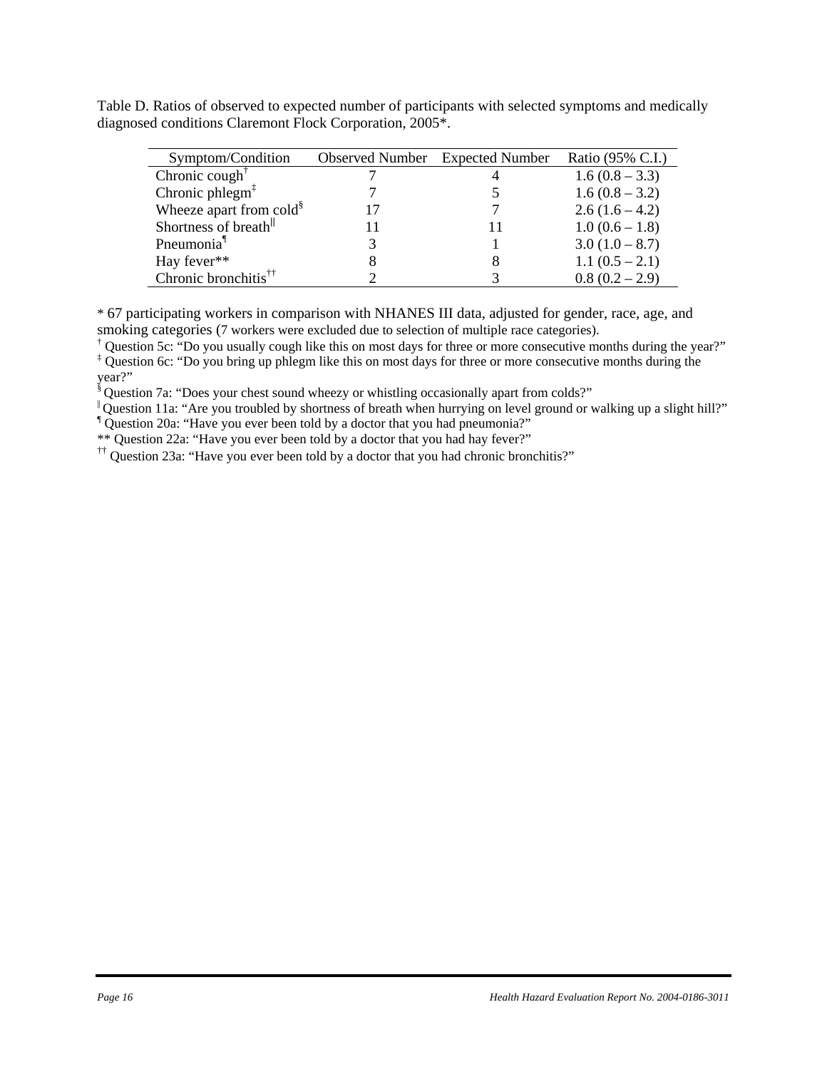Table D. Ratios of observed to expected number of participants with selected symptoms and medically diagnosed conditions Claremont Flock Corporation, 2005*.

| Symptom/Condition | Observed Number | Expected Number | Ratio (95% C.I.) |
|---|---|---|---|
| Chronic cough† | 7 | 4 | 1.6 (0.8 – 3.3) |
| Chronic phlegm‡ | 7 | 5 | 1.6 (0.8 – 3.2) |
| Wheeze apart from cold§ | 17 | 7 | 2.6 (1.6 – 4.2) |
| Shortness of breath‖ | 11 | 11 | 1.0 (0.6 – 1.8) |
| Pneumonia¶ | 3 | 1 | 3.0 (1.0 – 8.7) |
| Hay fever** | 8 | 8 | 1.1 (0.5 – 2.1) |
| Chronic bronchitis†† | 2 | 3 | 0.8 (0.2 – 2.9) |

* 67 participating workers in comparison with NHANES III data, adjusted for gender, race, age, and smoking categories (7 workers were excluded due to selection of multiple race categories).

† Question 5c: "Do you usually cough like this on most days for three or more consecutive months during the year?"

‡ Question 6c: "Do you bring up phlegm like this on most days for three or more consecutive months during the year?"

§ Question 7a: "Does your chest sound wheezy or whistling occasionally apart from colds?"

‖ Question 11a: "Are you troubled by shortness of breath when hurrying on level ground or walking up a slight hill?"

¶ Question 20a: "Have you ever been told by a doctor that you had pneumonia?"

** Question 22a: "Have you ever been told by a doctor that you had hay fever?"

†† Question 23a: "Have you ever been told by a doctor that you had chronic bronchitis?"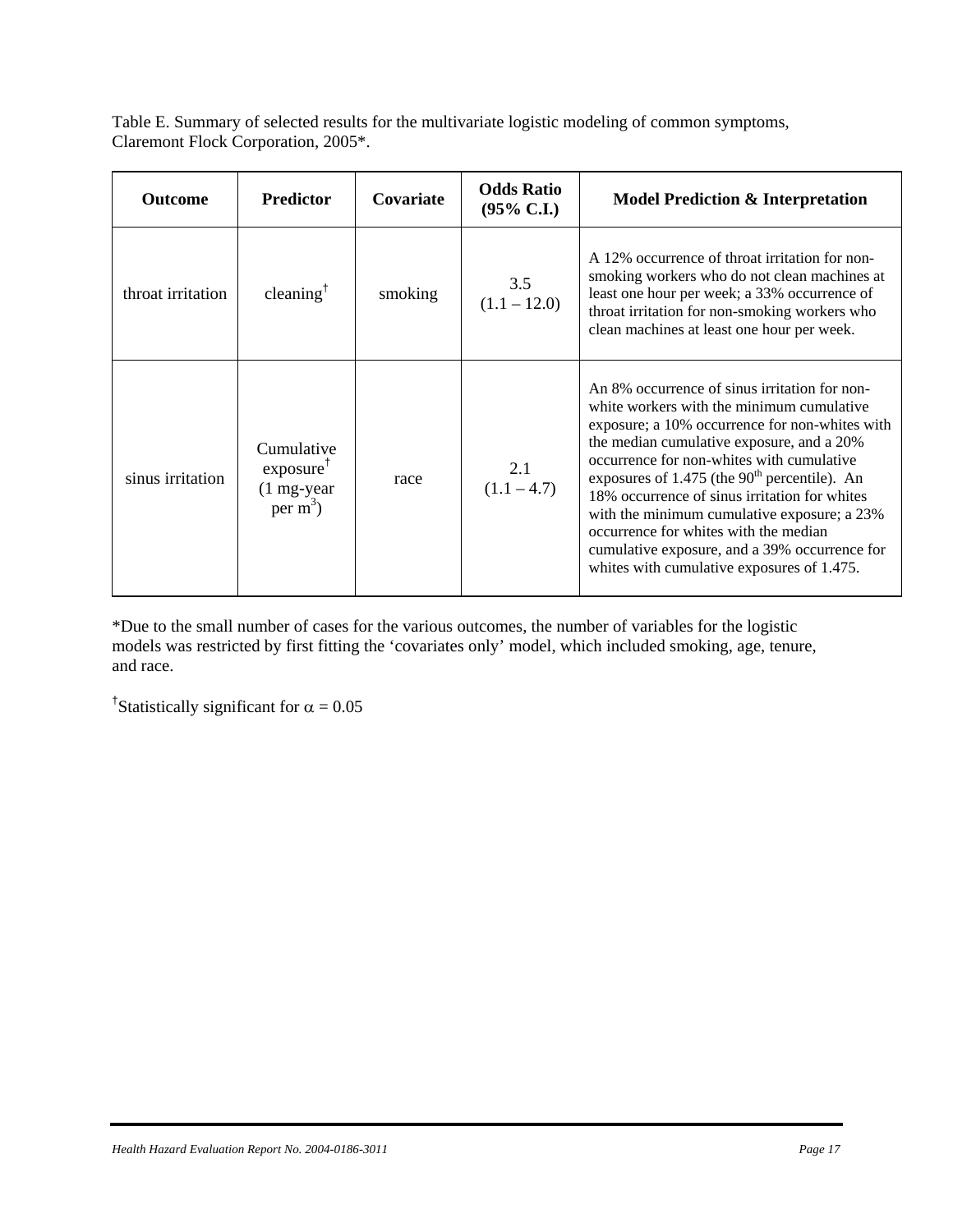Table E. Summary of selected results for the multivariate logistic modeling of common symptoms, Claremont Flock Corporation, 2005*.

| Outcome | Predictor | Covariate | Odds Ratio (95% C.I.) | Model Prediction & Interpretation |
|---|---|---|---|---|
| throat irritation | cleaning† | smoking | 3.5 (1.1 – 12.0) | A 12% occurrence of throat irritation for non-smoking workers who do not clean machines at least one hour per week; a 33% occurrence of throat irritation for non-smoking workers who clean machines at least one hour per week. |
| sinus irritation | Cumulative exposure† (1 mg-year per $m^3$) | race | 2.1 (1.1 – 4.7) | An 8% occurrence of sinus irritation for non-white workers with the minimum cumulative exposure; a 10% occurrence for non-whites with the median cumulative exposure, and a 20% occurrence for non-whites with cumulative exposures of 1.475 (the $90^{th}$ percentile). An 18% occurrence of sinus irritation for whites with the minimum cumulative exposure; a 23% occurrence for whites with the median cumulative exposure, and a 39% occurrence for whites with cumulative exposures of 1.475. |

*Due to the small number of cases for the various outcomes, the number of variables for the logistic models was restricted by first fitting the 'covariates only' model, which included smoking, age, tenure, and race.

†Statistically significant for $\alpha = 0.05$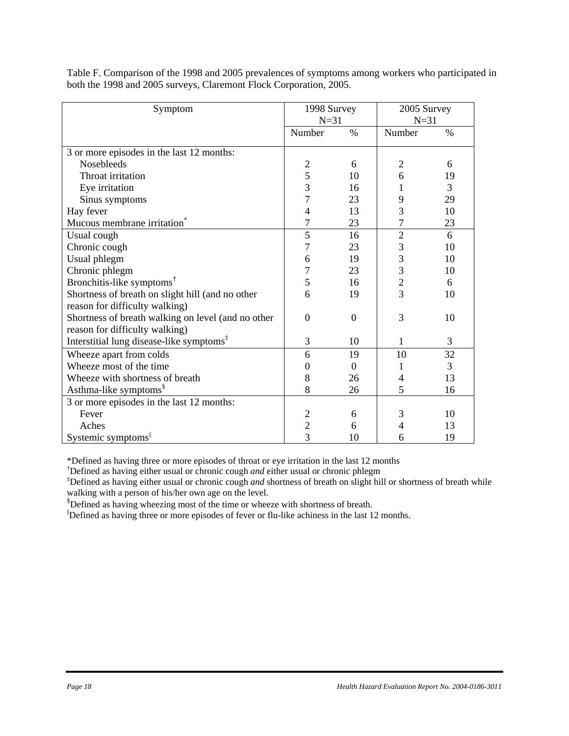Table F. Comparison of the 1998 and 2005 prevalences of symptoms among workers who participated in both the 1998 and 2005 surveys, Claremont Flock Corporation, 2005.

| Symptom | 1998 Survey N=31 | | 2005 Survey N=31 | |
|---|---|---|---|---|
| | Number | % | Number | % |
| 3 or more episodes in the last 12 months: | | | | |
| Nosebleeds | 2 | 6 | 2 | 6 |
| Throat irritation | 5 | 10 | 6 | 19 |
| Eye irritation | 3 | 16 | 1 | 3 |
| Sinus symptoms | 7 | 23 | 9 | 29 |
| Hay fever | 4 | 13 | 3 | 10 |
| Mucous membrane irritation* | 7 | 23 | 7 | 23 |
| Usual cough | 5 | 16 | 2 | 6 |
| Chronic cough | 7 | 23 | 3 | 10 |
| Usual phlegm | 6 | 19 | 3 | 10 |
| Chronic phlegm | 7 | 23 | 3 | 10 |
| Bronchitis-like symptoms† | 5 | 16 | 2 | 6 |
| Shortness of breath on slight hill (and no other reason for difficulty walking) | 6 | 19 | 3 | 10 |
| Shortness of breath walking on level (and no other reason for difficulty walking) | 0 | 0 | 3 | 10 |
| Interstitial lung disease-like symptoms‡ | 3 | 10 | 1 | 3 |
| Wheeze apart from colds | 6 | 19 | 10 | 32 |
| Wheeze most of the time | 0 | 0 | 1 | 3 |
| Wheeze with shortness of breath | 8 | 26 | 4 | 13 |
| Asthma-like symptoms§ | 8 | 26 | 5 | 16 |
| 3 or more episodes in the last 12 months: | | | | |
| Fever | 2 | 6 | 3 | 10 |
| Aches | 2 | 6 | 4 | 13 |
| Systemic symptoms‖ | 3 | 10 | 6 | 19 |

*Defined as having three or more episodes of throat or eye irritation in the last 12 months

†Defined as having either usual or chronic cough *and* either usual or chronic phlegm

‡Defined as having either usual or chronic cough *and* shortness of breath on slight hill or shortness of breath while walking with a person of his/her own age on the level.

§Defined as having wheezing most of the time or wheeze with shortness of breath.

‖Defined as having three or more episodes of fever or flu-like achiness in the last 12 months.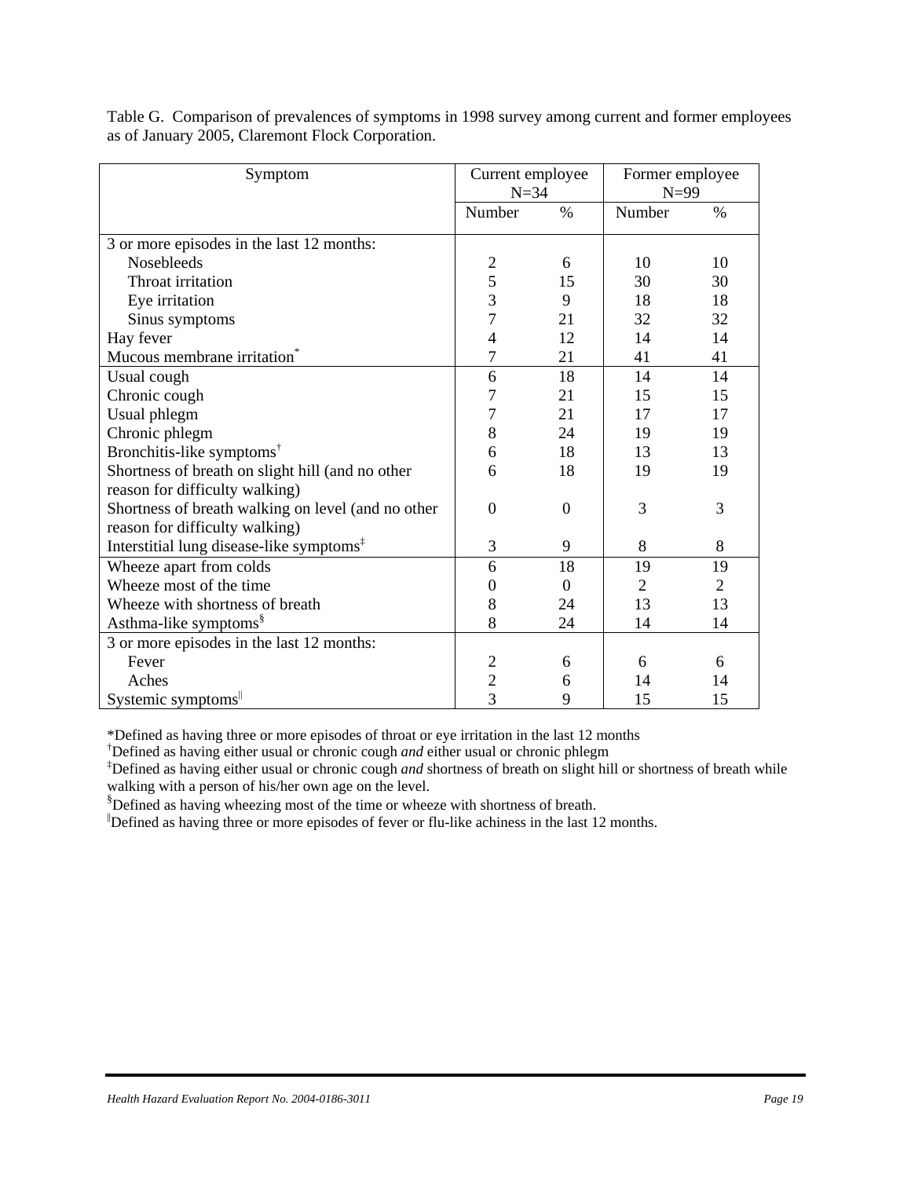Table G. Comparison of prevalences of symptoms in 1998 survey among current and former employees as of January 2005, Claremont Flock Corporation.

| Symptom | Current employee N=34 | | Former employee N=99 | |
|---|---|---|---|---|
| | Number | % | Number | % |
| 3 or more episodes in the last 12 months: | | | | |
| Nosebleeds | 2 | 6 | 10 | 10 |
| Throat irritation | 5 | 15 | 30 | 30 |
| Eye irritation | 3 | 9 | 18 | 18 |
| Sinus symptoms | 7 | 21 | 32 | 32 |
| Hay fever | 4 | 12 | 14 | 14 |
| Mucous membrane irritation* | 7 | 21 | 41 | 41 |
| Usual cough | 6 | 18 | 14 | 14 |
| Chronic cough | 7 | 21 | 15 | 15 |
| Usual phlegm | 7 | 21 | 17 | 17 |
| Chronic phlegm | 8 | 24 | 19 | 19 |
| Bronchitis-like symptoms† | 6 | 18 | 13 | 13 |
| Shortness of breath on slight hill (and no other reason for difficulty walking) | 6 | 18 | 19 | 19 |
| Shortness of breath walking on level (and no other reason for difficulty walking) | 0 | 0 | 3 | 3 |
| Interstitial lung disease-like symptoms‡ | 3 | 9 | 8 | 8 |
| Wheeze apart from colds | 6 | 18 | 19 | 19 |
| Wheeze most of the time | 0 | 0 | 2 | 2 |
| Wheeze with shortness of breath | 8 | 24 | 13 | 13 |
| Asthma-like symptoms§ | 8 | 24 | 14 | 14 |
| 3 or more episodes in the last 12 months: | | | | |
| Fever | 2 | 6 | 6 | 6 |
| Aches | 2 | 6 | 14 | 14 |
| Systemic symptoms‖ | 3 | 9 | 15 | 15 |

*Defined as having three or more episodes of throat or eye irritation in the last 12 months
†Defined as having either usual or chronic cough *and* either usual or chronic phlegm
‡Defined as having either usual or chronic cough *and* shortness of breath on slight hill or shortness of breath while walking with a person of his/her own age on the level.
§Defined as having wheezing most of the time or wheeze with shortness of breath.
‖Defined as having three or more episodes of fever or flu-like achiness in the last 12 months.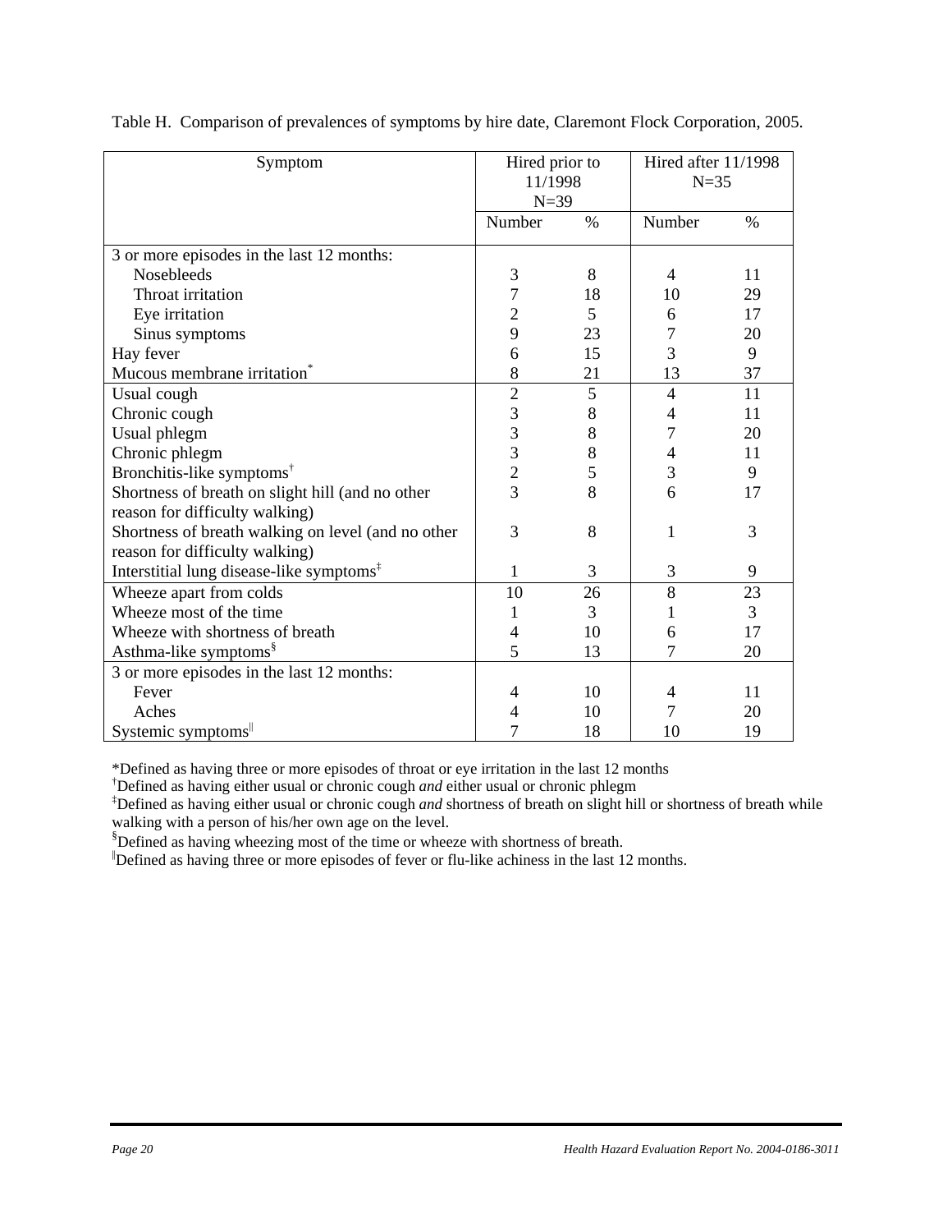Table H. Comparison of prevalences of symptoms by hire date, Claremont Flock Corporation, 2005.

| Symptom | Hired prior to 11/1998 N=39 | | Hired after 11/1998 N=35 | |
|---|---|---|---|---|
| | Number | % | Number | % |
| 3 or more episodes in the last 12 months: | | | | |
| Nosebleeds | 3 | 8 | 4 | 11 |
| Throat irritation | 7 | 18 | 10 | 29 |
| Eye irritation | 2 | 5 | 6 | 17 |
| Sinus symptoms | 9 | 23 | 7 | 20 |
| Hay fever | 6 | 15 | 3 | 9 |
| Mucous membrane irritation* | 8 | 21 | 13 | 37 |
| Usual cough | 2 | 5 | 4 | 11 |
| Chronic cough | 3 | 8 | 4 | 11 |
| Usual phlegm | 3 | 8 | 7 | 20 |
| Chronic phlegm | 3 | 8 | 4 | 11 |
| Bronchitis-like symptoms† | 2 | 5 | 3 | 9 |
| Shortness of breath on slight hill (and no other reason for difficulty walking) | 3 | 8 | 6 | 17 |
| Shortness of breath walking on level (and no other reason for difficulty walking) | 3 | 8 | 1 | 3 |
| Interstitial lung disease-like symptoms‡ | 1 | 3 | 3 | 9 |
| Wheeze apart from colds | 10 | 26 | 8 | 23 |
| Wheeze most of the time | 1 | 3 | 1 | 3 |
| Wheeze with shortness of breath | 4 | 10 | 6 | 17 |
| Asthma-like symptoms§ | 5 | 13 | 7 | 20 |
| 3 or more episodes in the last 12 months: | | | | |
| Fever | 4 | 10 | 4 | 11 |
| Aches | 4 | 10 | 7 | 20 |
| Systemic symptoms‖ | 7 | 18 | 10 | 19 |

*Defined as having three or more episodes of throat or eye irritation in the last 12 months

†Defined as having either usual or chronic cough *and* either usual or chronic phlegm

‡Defined as having either usual or chronic cough *and* shortness of breath on slight hill or shortness of breath while walking with a person of his/her own age on the level.

§Defined as having wheezing most of the time or wheeze with shortness of breath.

‖Defined as having three or more episodes of fever or flu-like achiness in the last 12 months.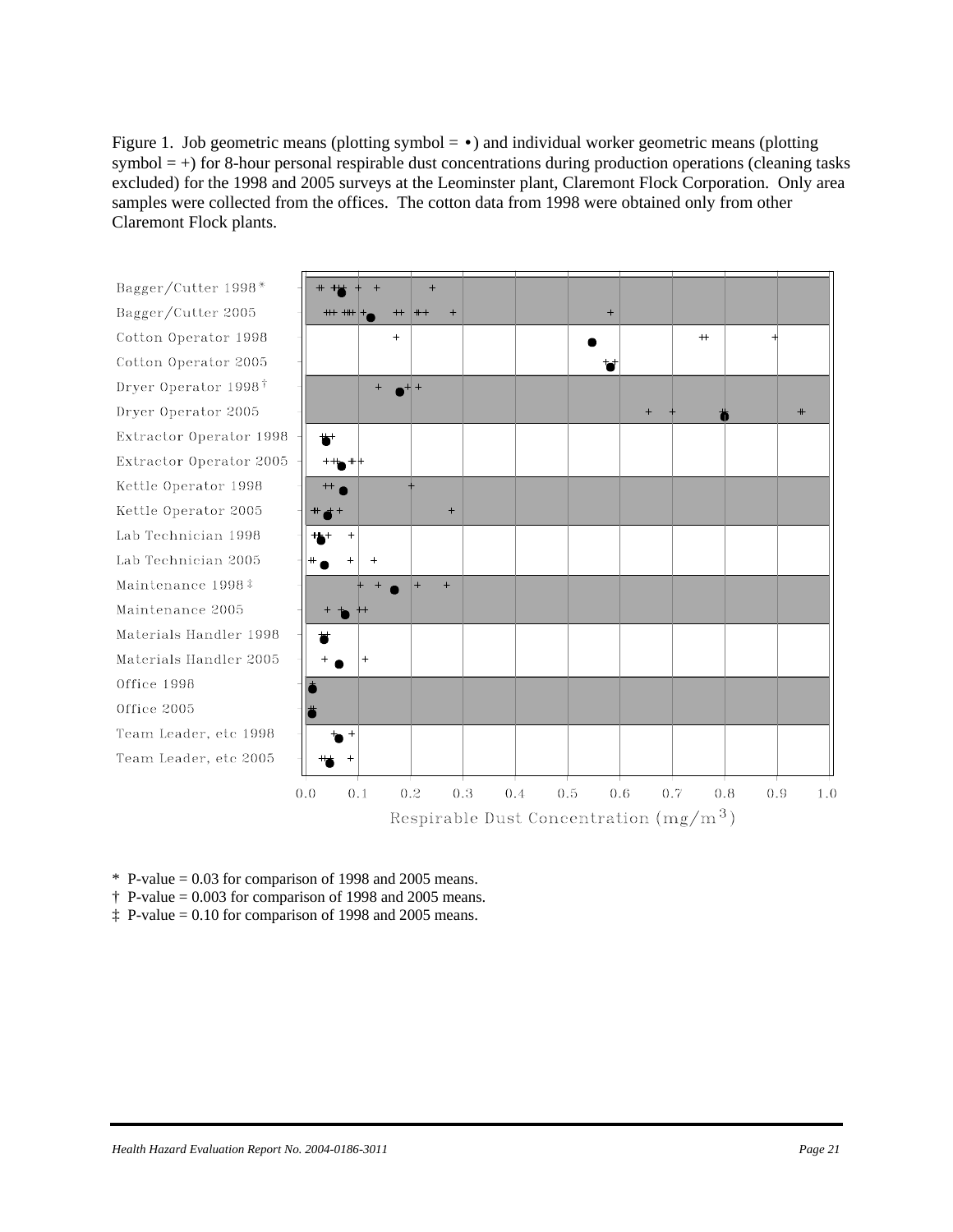Figure 1. Job geometric means (plotting symbol = •) and individual worker geometric means (plotting symbol = +) for 8-hour personal respirable dust concentrations during production operations (cleaning tasks excluded) for the 1998 and 2005 surveys at the Leominster plant, Claremont Flock Corporation. Only area samples were collected from the offices. The cotton data from 1998 were obtained only from other Claremont Flock plants.

Bagger/Cutter 1998*
Bagger/Cutter 2005
Cotton Operator 1998
Cotton Operator 2005
Dryer Operator 1998†
Dryer Operator 2005
Extractor Operator 1998
Extractor Operator 2005
Kettle Operator 1998
Kettle Operator 2005
Lab Technician 1998
Lab Technician 2005
Maintenance 1998‡
Maintenance 2005
Materials Handler 1998
Materials Handler 2005
Office 1998
Office 2005
Team Leader, etc 1998
Team Leader, etc 2005

0.0 0.1 0.2 0.3 0.4 0.5 0.6 0.7 0.8 0.9 1.0

Respirable Dust Concentration (mg/m³)

\* P-value = 0.03 for comparison of 1998 and 2005 means.
† P-value = 0.003 for comparison of 1998 and 2005 means.
‡ P-value = 0.10 for comparison of 1998 and 2005 means.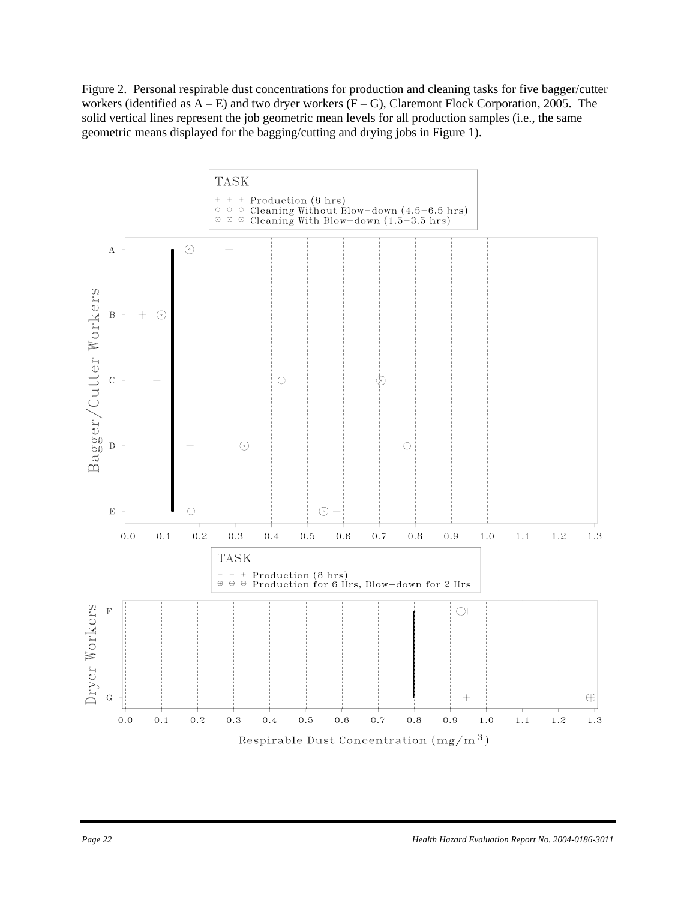Figure 2. Personal respirable dust concentrations for production and cleaning tasks for five bagger/cutter workers (identified as A – E) and two dryer workers (F – G), Claremont Flock Corporation, 2005. The solid vertical lines represent the job geometric mean levels for all production samples (i.e., the same geometric means displayed for the bagging/cutting and drying jobs in Figure 1).

TASK

- Production (8 hrs)
- Cleaning Without Blow−down (4.5−6.5 hrs)
- Cleaning With Blow−down (1.5−3.5 hrs)

Bagger/Cutter Workers: A, B, C, D, E

0.0 0.1 0.2 0.3 0.4 0.5 0.6 0.7 0.8 0.9 1.0 1.1 1.2 1.3

TASK

- Production (8 hrs)
- Production for 6 Hrs, Blow−down for 2 Hrs

Dryer Workers: F, G

0.0 0.1 0.2 0.3 0.4 0.5 0.6 0.7 0.8 0.9 1.0 1.1 1.2 1.3

Respirable Dust Concentration ($mg/m^3$)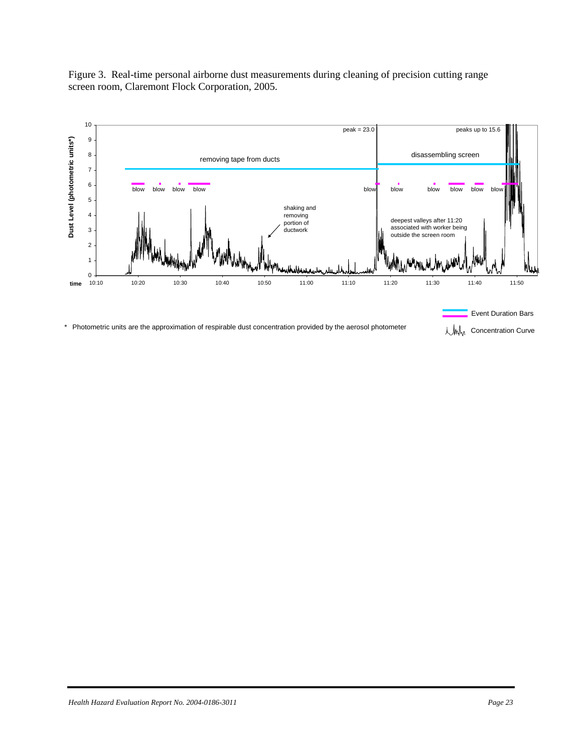Figure 3. Real-time personal airborne dust measurements during cleaning of precision cutting range screen room, Claremont Flock Corporation, 2005.

Dust Level (photometric units*)

peak = 23.0

peaks up to 15.6

removing tape from ducts

disassembling screen

blow blow blow blow blow blow blow blow blow blow

shaking and removing portion of ductwork

deepest valleys after 11:20 associated with worker being outside the screen room

time 10:10 10:20 10:30 10:40 10:50 11:00 11:10 11:20 11:30 11:40 11:50

Event Duration Bars

Concentration Curve

\* Photometric units are the approximation of respirable dust concentration provided by the aerosol photometer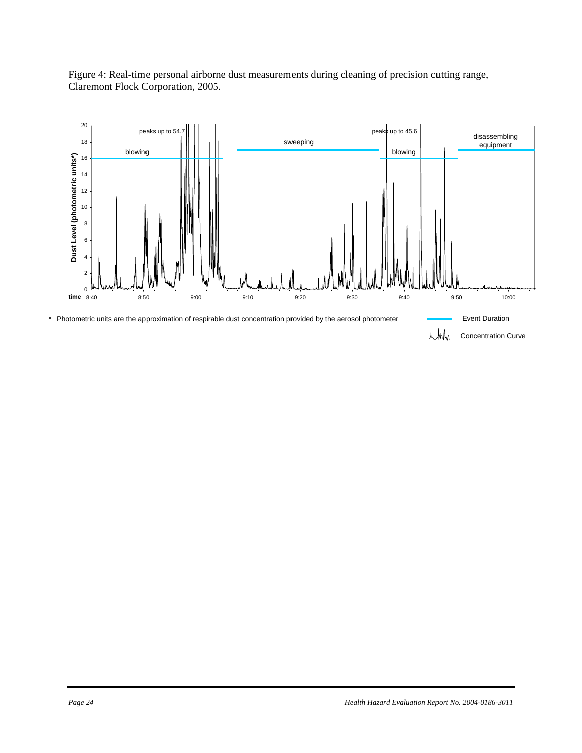Figure 4: Real-time personal airborne dust measurements during cleaning of precision cutting range, Claremont Flock Corporation, 2005.

\* Photometric units are the approximation of respirable dust concentration provided by the aerosol photometer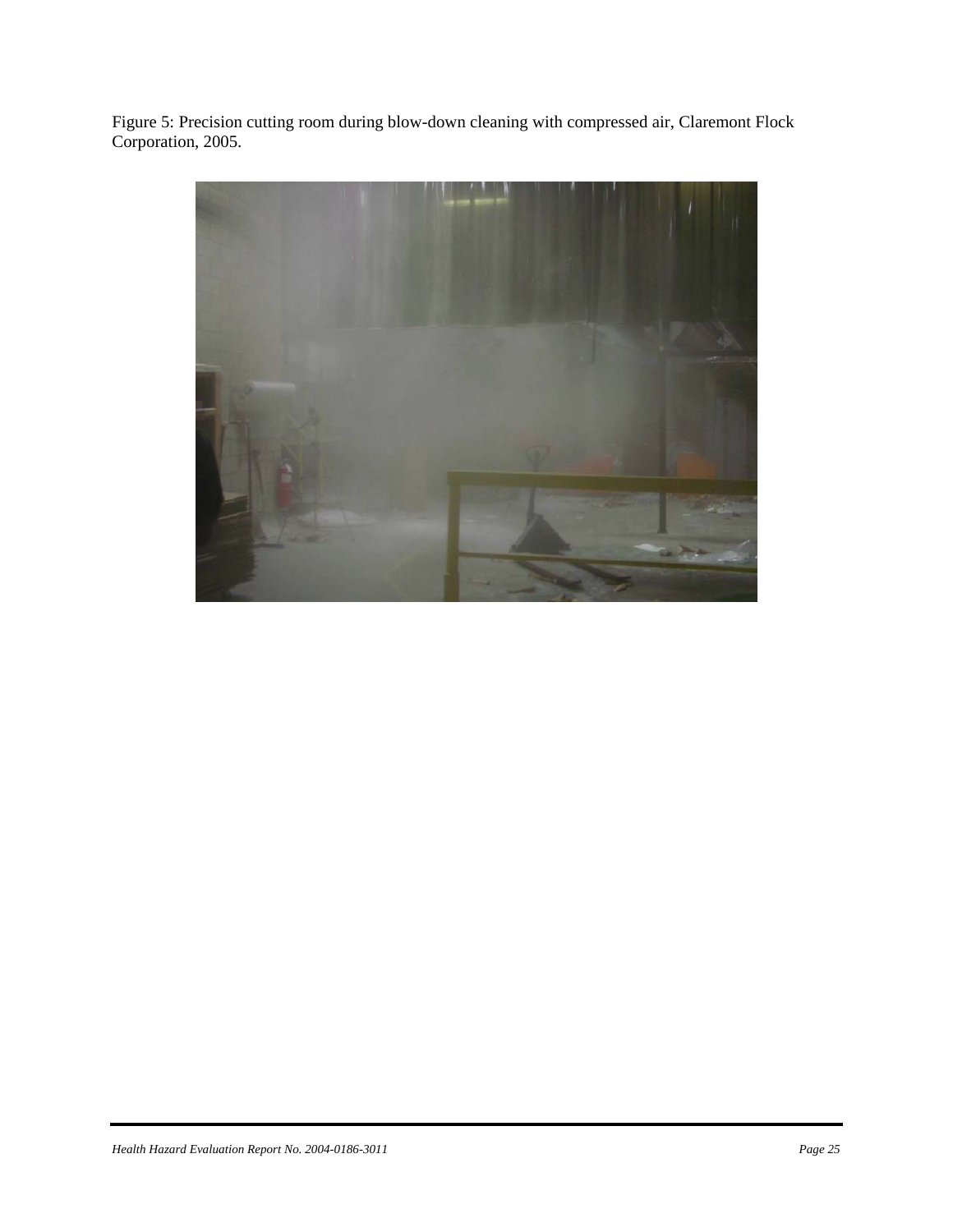Figure 5: Precision cutting room during blow-down cleaning with compressed air, Claremont Flock Corporation, 2005.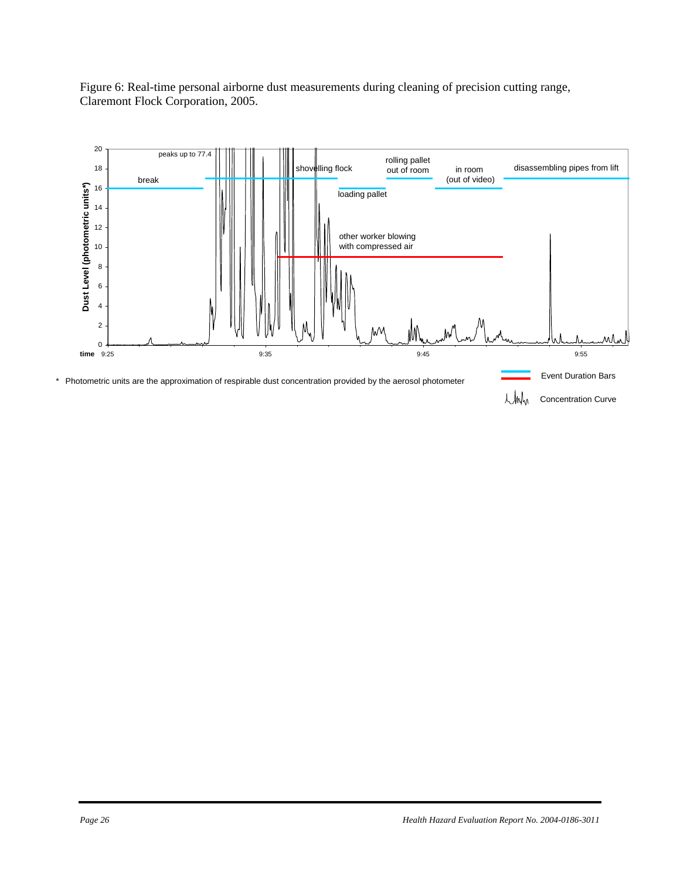Figure 6: Real-time personal airborne dust measurements during cleaning of precision cutting range, Claremont Flock Corporation, 2005.

* Photometric units are the approximation of respirable dust concentration provided by the aerosol photometer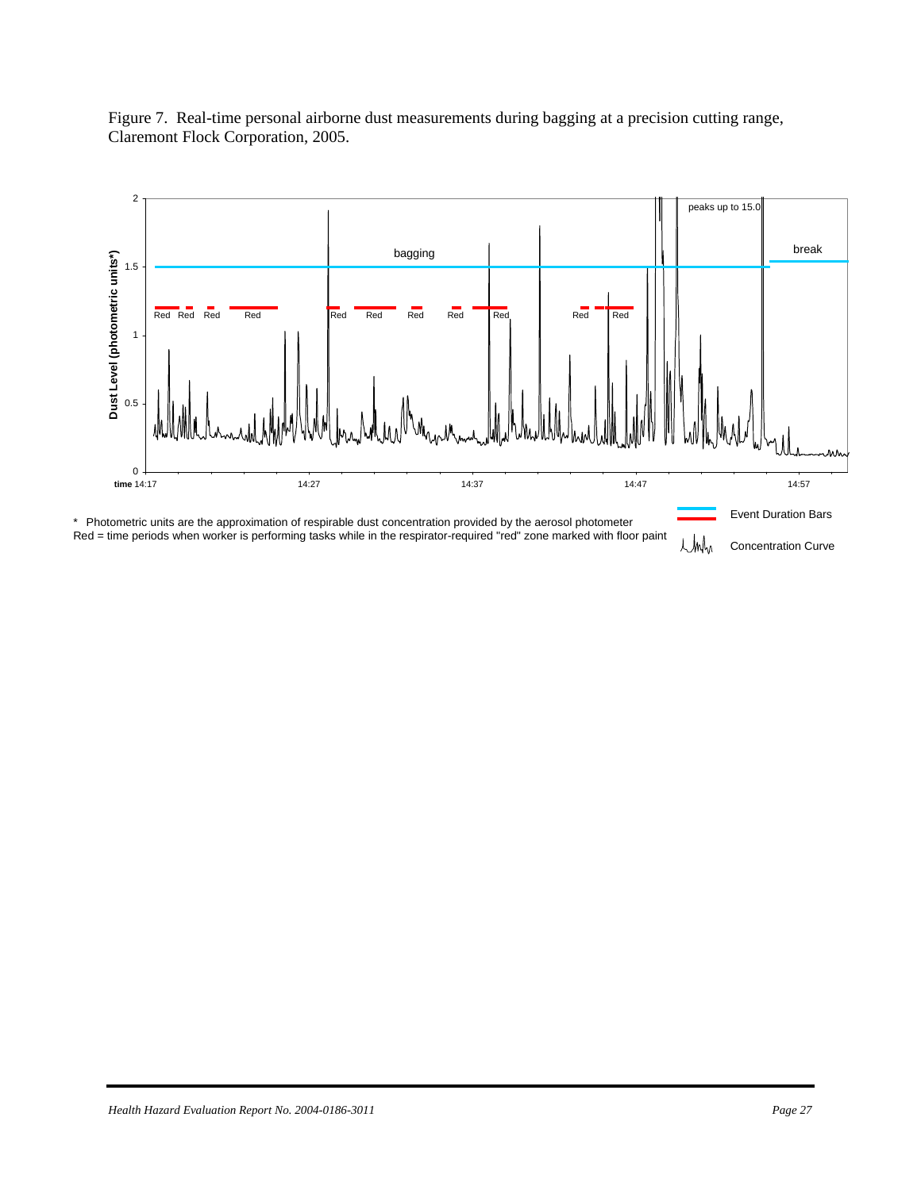Figure 7. Real-time personal airborne dust measurements during bagging at a precision cutting range, Claremont Flock Corporation, 2005.

\* Photometric units are the approximation of respirable dust concentration provided by the aerosol photometer
Red = time periods when worker is performing tasks while in the respirator-required "red" zone marked with floor paint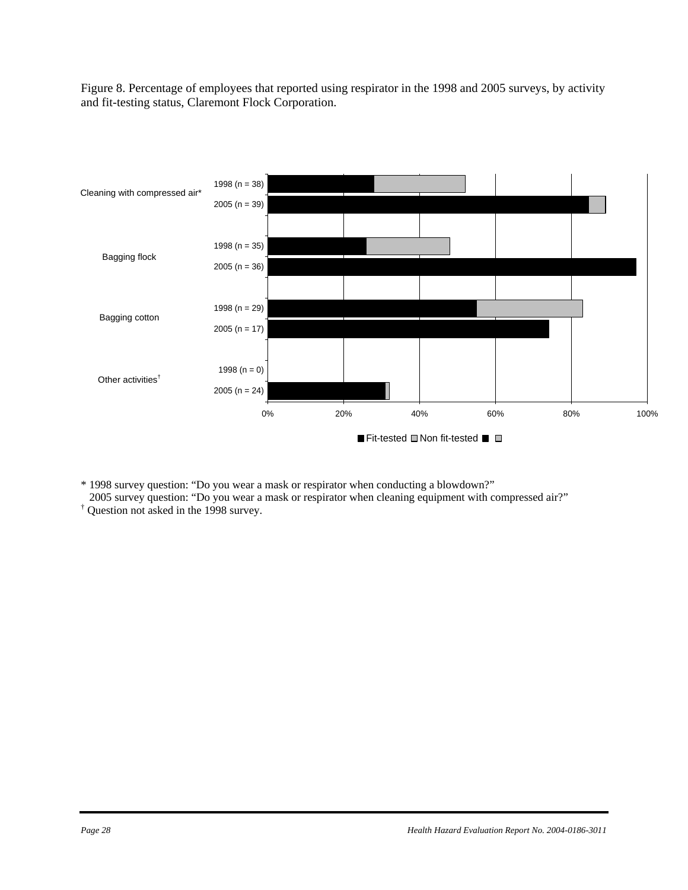Figure 8. Percentage of employees that reported using respirator in the 1998 and 2005 surveys, by activity and fit-testing status, Claremont Flock Corporation.

| Activity | Survey | Fit-tested | Non fit-tested |
|---|---|---|---|
| Cleaning with compressed air* | 1998 (n = 38) | | |
| | 2005 (n = 39) | | |
| Bagging flock | 1998 (n = 35) | | |
| | 2005 (n = 36) | | |
| Bagging cotton | 1998 (n = 29) | | |
| | 2005 (n = 17) | | |
| Other activities† | 1998 (n = 0) | | |
| | 2005 (n = 24) | | |

0% 20% 40% 60% 80% 100%

■ Fit-tested □ Non fit-tested

\* 1998 survey question: "Do you wear a mask or respirator when conducting a blowdown?"
2005 survey question: "Do you wear a mask or respirator when cleaning equipment with compressed air?"

† Question not asked in the 1998 survey.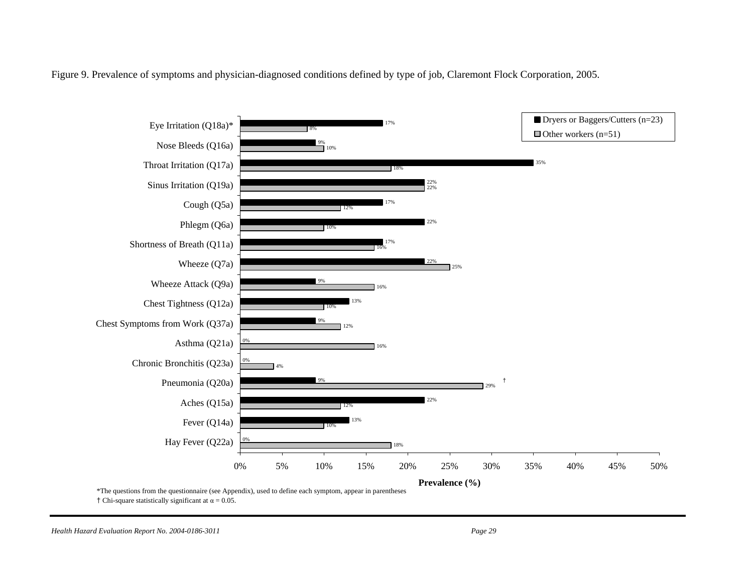Figure 9. Prevalence of symptoms and physician-diagnosed conditions defined by type of job, Claremont Flock Corporation, 2005.

| Symptom | Dryers or Baggers/Cutters (n=23) | Other workers (n=51) |
| --- | --- | --- |
| Eye Irritation (Q18a)* | 17% | 8% |
| Nose Bleeds (Q16a) | 9% | 10% |
| Throat Irritation (Q17a) | 35% | 18% |
| Sinus Irritation (Q19a) | 22% | 22% |
| Cough (Q5a) | 17% | 12% |
| Phlegm (Q6a) | 22% | 10% |
| Shortness of Breath (Q11a) | 17% | 16% |
| Wheeze (Q7a) | 22% | 25% |
| Wheeze Attack (Q9a) | 9% | 16% |
| Chest Tightness (Q12a) | 13% | 10% |
| Chest Symptoms from Work (Q37a) | 9% | 12% |
| Asthma (Q21a) | 0% | 16% |
| Chronic Bronchitis (Q23a) | 0% | 4% |
| Pneumonia (Q20a) † | 9% | 29% |
| Aches (Q15a) | 22% | 12% |
| Fever (Q14a) | 13% | 10% |
| Hay Fever (Q22a) | 0% | 18% |

**Prevalence (%)**

*The questions from the questionnaire (see Appendix), used to define each symptom, appear in parentheses

† Chi-square statistically significant at $\alpha = 0.05$.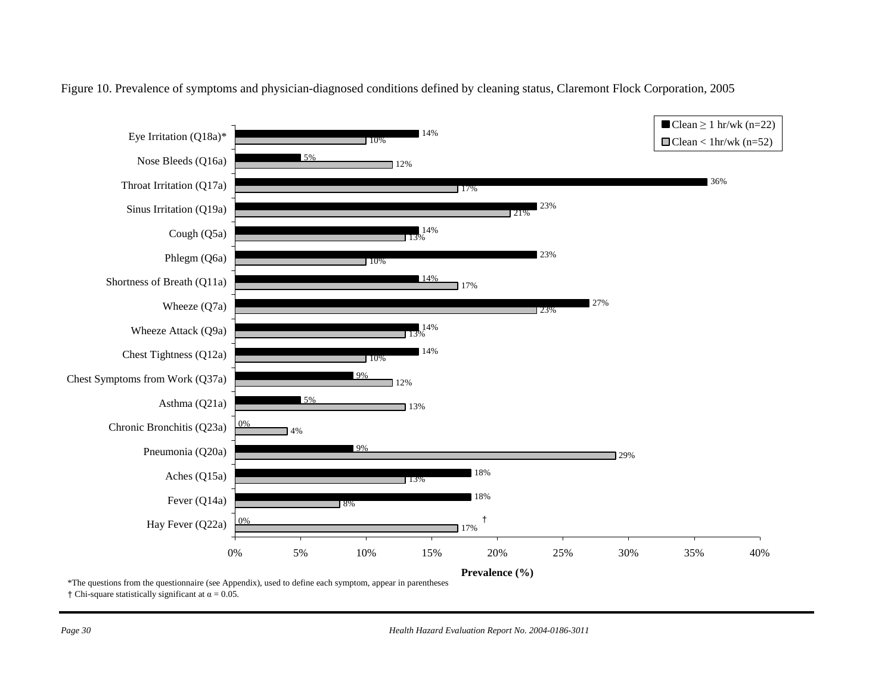Figure 10. Prevalence of symptoms and physician-diagnosed conditions defined by cleaning status, Claremont Flock Corporation, 2005

| Symptom/Condition | Clean ≥ 1 hr/wk (n=22) | Clean < 1hr/wk (n=52) |
|---|---|---|
| Eye Irritation (Q18a)* | 14% | 10% |
| Nose Bleeds (Q16a) | 5% | 12% |
| Throat Irritation (Q17a) | 36% | 17% |
| Sinus Irritation (Q19a) | 23% | 21% |
| Cough (Q5a) | 14% | 13% |
| Phlegm (Q6a) | 23% | 10% |
| Shortness of Breath (Q11a) | 14% | 17% |
| Wheeze (Q7a) | 27% | 23% |
| Wheeze Attack (Q9a) | 14% | 13% |
| Chest Tightness (Q12a) | 14% | 10% |
| Chest Symptoms from Work (Q37a) | 9% | 12% |
| Asthma (Q21a) | 5% | 13% |
| Chronic Bronchitis (Q23a) | 0% | 4% |
| Pneumonia (Q20a) | 9% | 29% |
| Aches (Q15a) | 18% | 13% |
| Fever (Q14a) | 18% | 8% |
| Hay Fever (Q22a) † | 0% | 17% |

Prevalence (%)

*The questions from the questionnaire (see Appendix), used to define each symptom, appear in parentheses
† Chi-square statistically significant at $\alpha = 0.05$.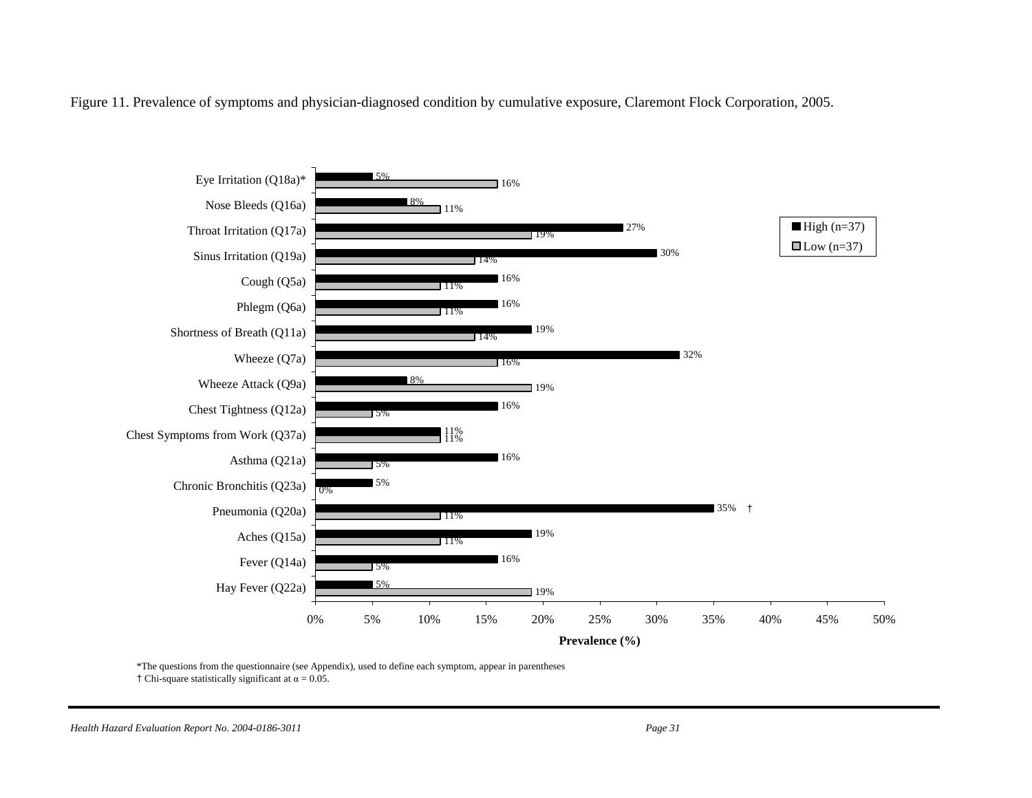Figure 11. Prevalence of symptoms and physician-diagnosed condition by cumulative exposure, Claremont Flock Corporation, 2005.

| Symptom | High (n=37) | Low (n=37) |
|---|---|---|
| Eye Irritation (Q18a)* | 5% | 16% |
| Nose Bleeds (Q16a) | 8% | 11% |
| Throat Irritation (Q17a) | 27% | 19% |
| Sinus Irritation (Q19a) | 30% | 14% |
| Cough (Q5a) | 16% | 11% |
| Phlegm (Q6a) | 16% | 11% |
| Shortness of Breath (Q11a) | 19% | 14% |
| Wheeze (Q7a) | 32% | 16% |
| Wheeze Attack (Q9a) | 8% | 19% |
| Chest Tightness (Q12a) | 16% | 5% |
| Chest Symptoms from Work (Q37a) | 11% | 11% |
| Asthma (Q21a) | 16% | 5% |
| Chronic Bronchitis (Q23a) | 5% | 0% |
| Pneumonia (Q20a) | 35% † | 11% |
| Aches (Q15a) | 19% | 11% |
| Fever (Q14a) | 16% | 5% |
| Hay Fever (Q22a) | 5% | 19% |

Prevalence (%)

*The questions from the questionnaire (see Appendix), used to define each symptom, appear in parentheses
† Chi-square statistically significant at $\alpha = 0.05$.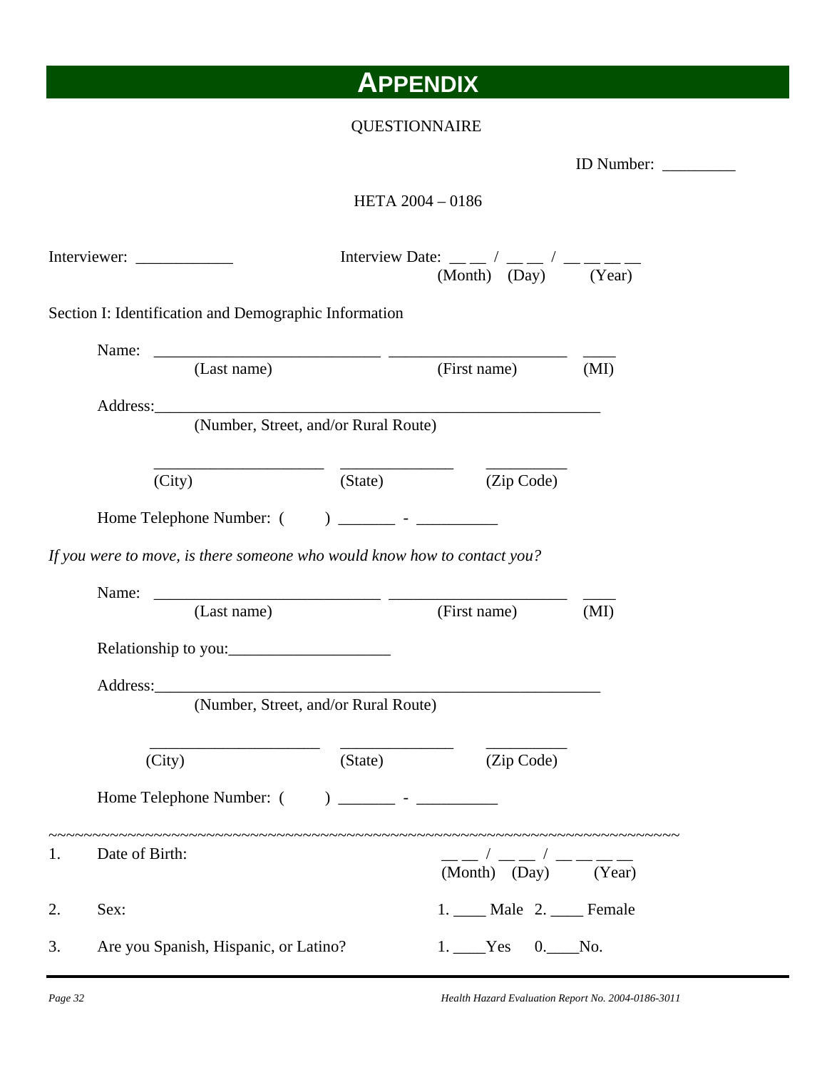# APPENDIX

QUESTIONNAIRE

ID Number: _________

HETA 2004 – 0186

Interviewer: ____________ Interview Date: __ __ / __ __ / __ __ __ __
(Month) (Day) (Year)

Section I: Identification and Demographic Information

Name: ____________________________ ______________________ ____
(Last name) (First name) (MI)

Address:________________________________________________________
(Number, Street, and/or Rural Route)

_____________________ ______________ __________
(City) (State) (Zip Code)

Home Telephone Number: ( ) _______ - __________

*If you were to move, is there someone who would know how to contact you?*

Name: ____________________________ ______________________ ____
(Last name) (First name) (MI)

Relationship to you:____________________

Address:________________________________________________________
(Number, Street, and/or Rural Route)

_____________________ ______________ __________
(City) (State) (Zip Code)

Home Telephone Number: ( ) _______ - __________

~~~~~~~~~~~~~~~~~~~~~~~~~~~~~~~~~~~~~~~~~~~~~~~~~~~~~~~~~~~~~~~~~~~~~~~~~~~~

1. Date of Birth: __ __ / __ __ / __ __ __ __
(Month) (Day) (Year)

2. Sex: 1. ____ Male 2. ____ Female

3. Are you Spanish, Hispanic, or Latino? 1. ____Yes 0.____No.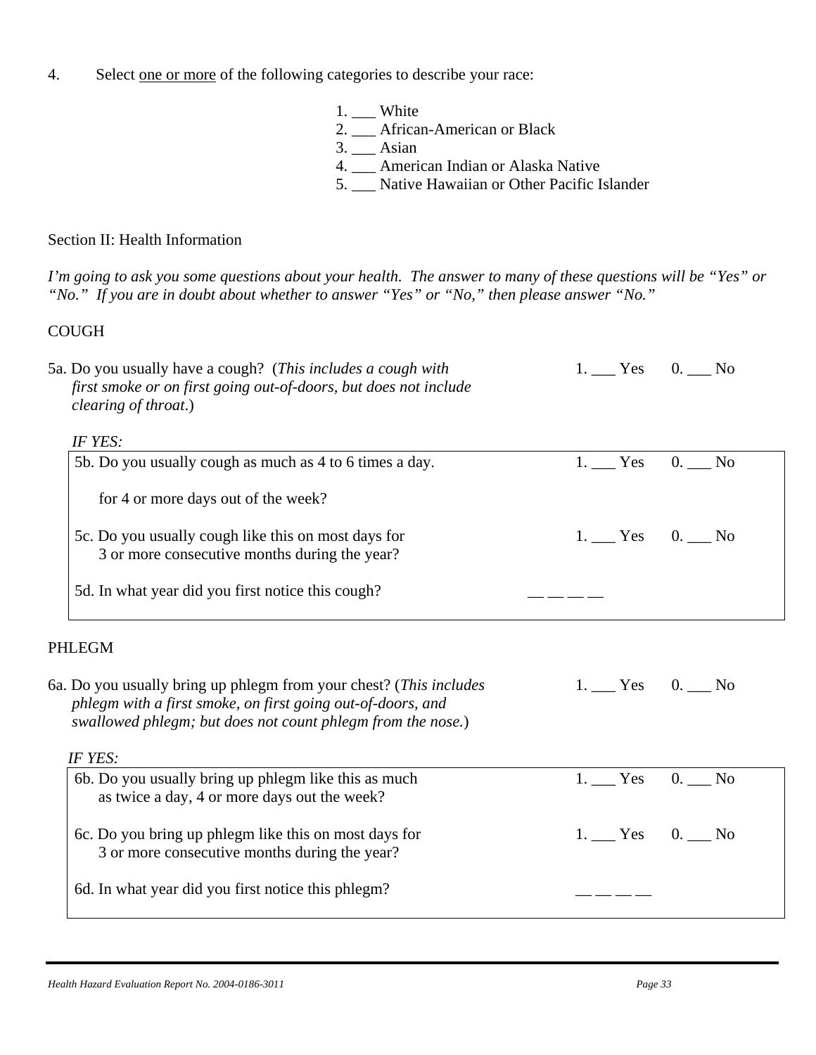4. Select <u>one or more</u> of the following categories to describe your race:

1. ___ White
2. ___ African-American or Black
3. ___ Asian
4. ___ American Indian or Alaska Native
5. ___ Native Hawaiian or Other Pacific Islander

Section II: Health Information

*I'm going to ask you some questions about your health. The answer to many of these questions will be "Yes" or "No." If you are in doubt about whether to answer "Yes" or "No," then please answer "No."*

COUGH

5a. Do you usually have a cough? (*This includes a cough with first smoke or on first going out-of-doors, but does not include clearing of throat*.) 1. ___ Yes 0. ___ No

*IF YES:*

5b. Do you usually cough as much as 4 to 6 times a day. 1. ___ Yes 0. ___ No

for 4 or more days out of the week?

5c. Do you usually cough like this on most days for 3 or more consecutive months during the year? 1. ___ Yes 0. ___ No

5d. In what year did you first notice this cough? __ __ __ __

PHLEGM

6a. Do you usually bring up phlegm from your chest? (*This includes phlegm with a first smoke, on first going out-of-doors, and swallowed phlegm; but does not count phlegm from the nose.*) 1. ___ Yes 0. ___ No

*IF YES:*

6b. Do you usually bring up phlegm like this as much as twice a day, 4 or more days out the week? 1. ___ Yes 0. ___ No

6c. Do you bring up phlegm like this on most days for 3 or more consecutive months during the year? 1. ___ Yes 0. ___ No

6d. In what year did you first notice this phlegm? __ __ __ __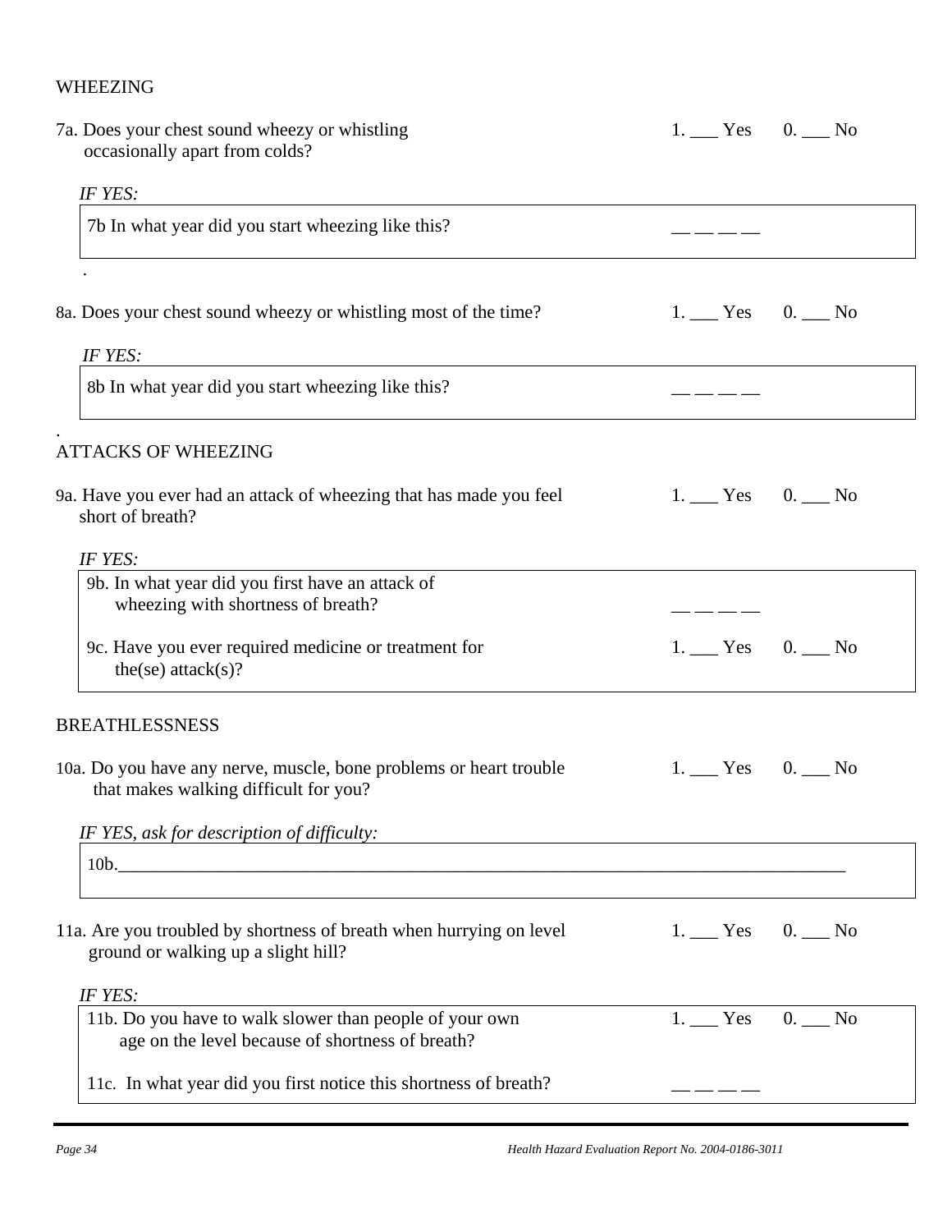WHEEZING

7a. Does your chest sound wheezy or whistling occasionally apart from colds? 1. ___ Yes 0. ___ No

*IF YES:*

7b In what year did you start wheezing like this? __ __ __ __

.

8a. Does your chest sound wheezy or whistling most of the time? 1. ___ Yes 0. ___ No

*IF YES:*

8b In what year did you start wheezing like this? __ __ __ __

.

ATTACKS OF WHEEZING

9a. Have you ever had an attack of wheezing that has made you feel short of breath? 1. ___ Yes 0. ___ No

*IF YES:*

9b. In what year did you first have an attack of wheezing with shortness of breath? __ __ __ __

9c. Have you ever required medicine or treatment for the(se) attack(s)? 1. ___ Yes 0. ___ No

BREATHLESSNESS

10a. Do you have any nerve, muscle, bone problems or heart trouble that makes walking difficult for you? 1. ___ Yes 0. ___ No

*IF YES, ask for description of difficulty:*

10b.___________________________________________________________________________

11a. Are you troubled by shortness of breath when hurrying on level ground or walking up a slight hill? 1. ___ Yes 0. ___ No

*IF YES:*

11b. Do you have to walk slower than people of your own age on the level because of shortness of breath? 1. ___ Yes 0. ___ No

11c. In what year did you first notice this shortness of breath? __ __ __ __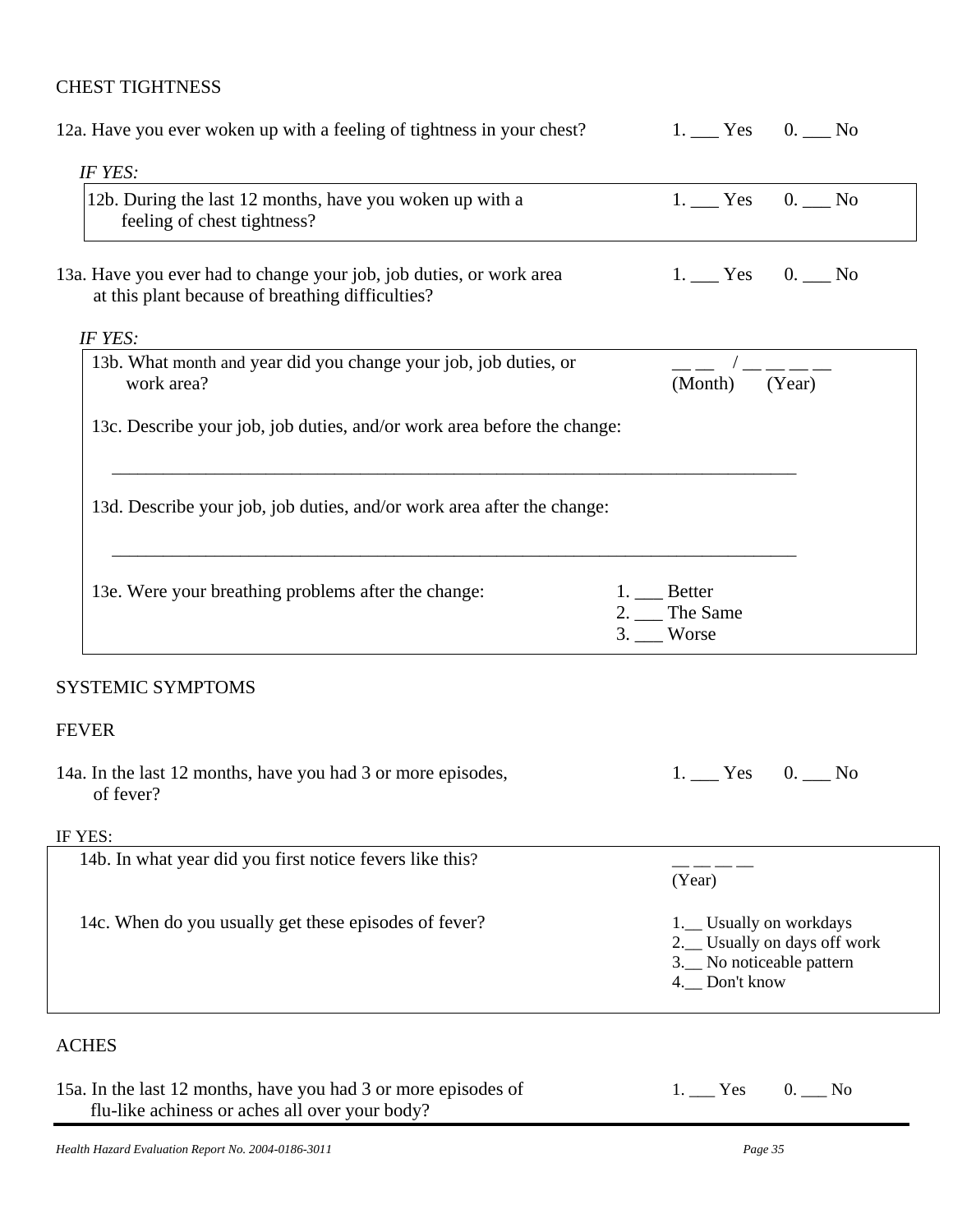## CHEST TIGHTNESS

12a. Have you ever woken up with a feeling of tightness in your chest? 1. ___ Yes 0. ___ No

*IF YES:*

12b. During the last 12 months, have you woken up with a feeling of chest tightness? 1. ___ Yes 0. ___ No

13a. Have you ever had to change your job, job duties, or work area at this plant because of breathing difficulties? 1. ___ Yes 0. ___ No

*IF YES:*

13b. What month and year did you change your job, job duties, or work area? __ __ / __ __ __ __ (Month) (Year)

13c. Describe your job, job duties, and/or work area before the change:

_______________________________________________________________________________

13d. Describe your job, job duties, and/or work area after the change:

_______________________________________________________________________________

13e. Were your breathing problems after the change:

1. ___ Better
2. ___ The Same
3. ___ Worse

## SYSTEMIC SYMPTOMS

### FEVER

14a. In the last 12 months, have you had 3 or more episodes, of fever? 1. ___ Yes 0. ___ No

IF YES:

14b. In what year did you first notice fevers like this? __ __ __ __ (Year)

14c. When do you usually get these episodes of fever?

1. __ Usually on workdays
2. __ Usually on days off work
3. __ No noticeable pattern
4. __ Don't know

### ACHES

15a. In the last 12 months, have you had 3 or more episodes of flu-like achiness or aches all over your body? 1. ___ Yes 0. ___ No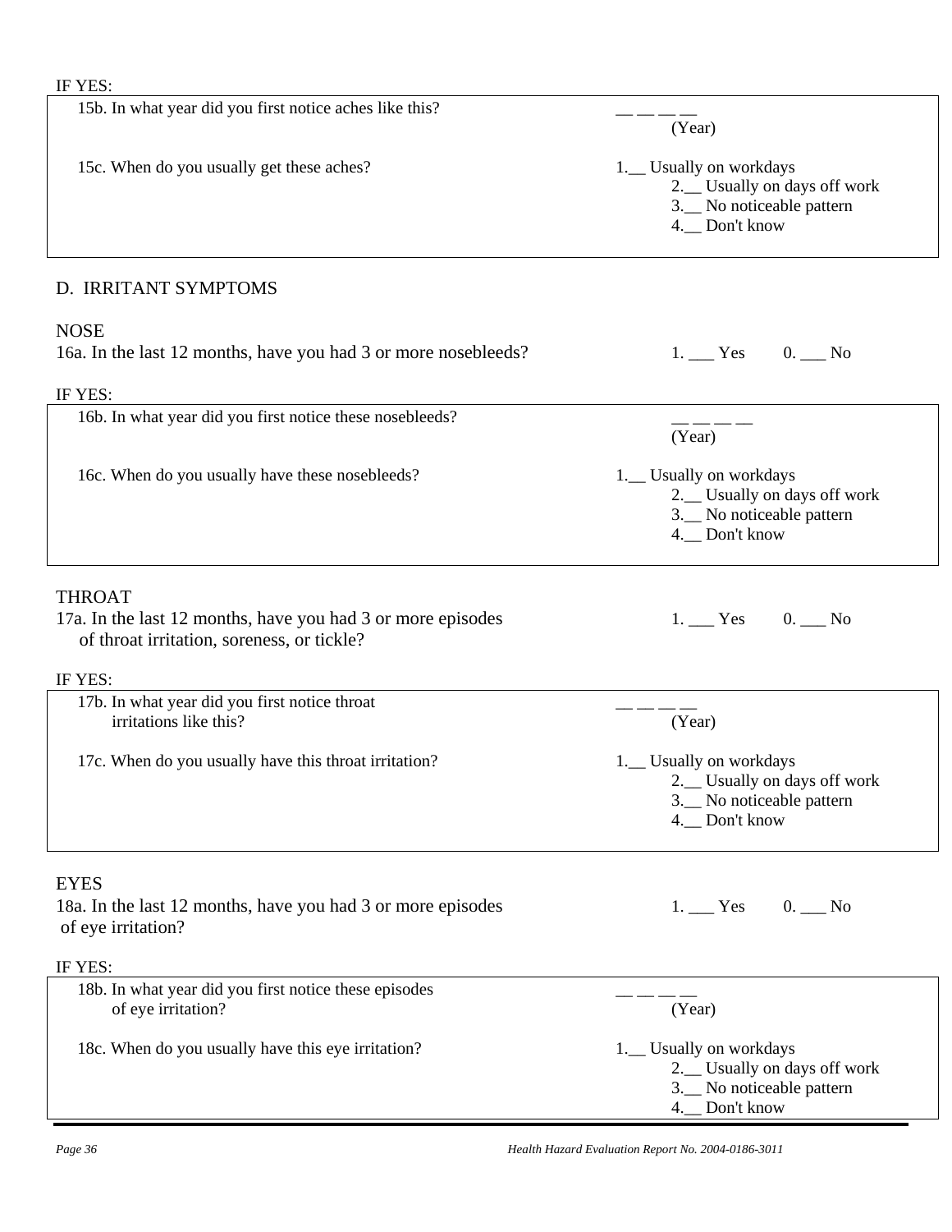IF YES:

15b. In what year did you first notice aches like this? __ __ __ __ (Year)

15c. When do you usually get these aches?

1.__ Usually on workdays
2.__ Usually on days off work
3.__ No noticeable pattern
4.__ Don't know

## D. IRRITANT SYMPTOMS

### NOSE

16a. In the last 12 months, have you had 3 or more nosebleeds? 1. ___ Yes 0. ___ No

IF YES:

16b. In what year did you first notice these nosebleeds? __ __ __ __ (Year)

16c. When do you usually have these nosebleeds?

1.__ Usually on workdays
2.__ Usually on days off work
3.__ No noticeable pattern
4.__ Don't know

### THROAT

17a. In the last 12 months, have you had 3 or more episodes of throat irritation, soreness, or tickle? 1. ___ Yes 0. ___ No

IF YES:

17b. In what year did you first notice throat irritations like this? __ __ __ __ (Year)

17c. When do you usually have this throat irritation?

1.__ Usually on workdays
2.__ Usually on days off work
3.__ No noticeable pattern
4.__ Don't know

### EYES

18a. In the last 12 months, have you had 3 or more episodes of eye irritation? 1. ___ Yes 0. ___ No

IF YES:

18b. In what year did you first notice these episodes of eye irritation? __ __ __ __ (Year)

18c. When do you usually have this eye irritation?

1.__ Usually on workdays
2.__ Usually on days off work
3.__ No noticeable pattern
4.__ Don't know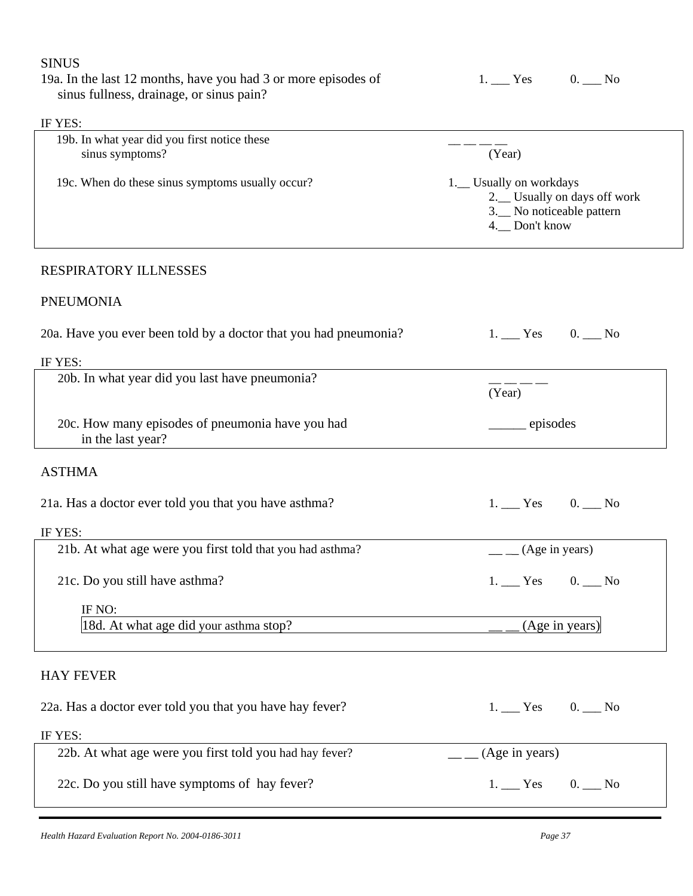SINUS

19a. In the last 12 months, have you had 3 or more episodes of sinus fullness, drainage, or sinus pain? 1. ___ Yes 0. ___ No

IF YES:

19b. In what year did you first notice these sinus symptoms? __ __ __ __ (Year)

19c. When do these sinus symptoms usually occur?
1.__ Usually on workdays
2.__ Usually on days off work
3.__ No noticeable pattern
4.__ Don't know

RESPIRATORY ILLNESSES

PNEUMONIA

20a. Have you ever been told by a doctor that you had pneumonia? 1. ___ Yes 0. ___ No

IF YES:

20b. In what year did you last have pneumonia? __ __ __ __ (Year)

20c. How many episodes of pneumonia have you had in the last year? ______ episodes

ASTHMA

21a. Has a doctor ever told you that you have asthma? 1. ___ Yes 0. ___ No

IF YES:

21b. At what age were you first told that you had asthma? __ __ (Age in years)

21c. Do you still have asthma? 1. ___ Yes 0. ___ No

IF NO:

18d. At what age did your asthma stop? __ __ (Age in years)

HAY FEVER

22a. Has a doctor ever told you that you have hay fever? 1. ___ Yes 0. ___ No

IF YES:

22b. At what age were you first told you had hay fever? __ __ (Age in years)

22c. Do you still have symptoms of hay fever? 1. ___ Yes 0. ___ No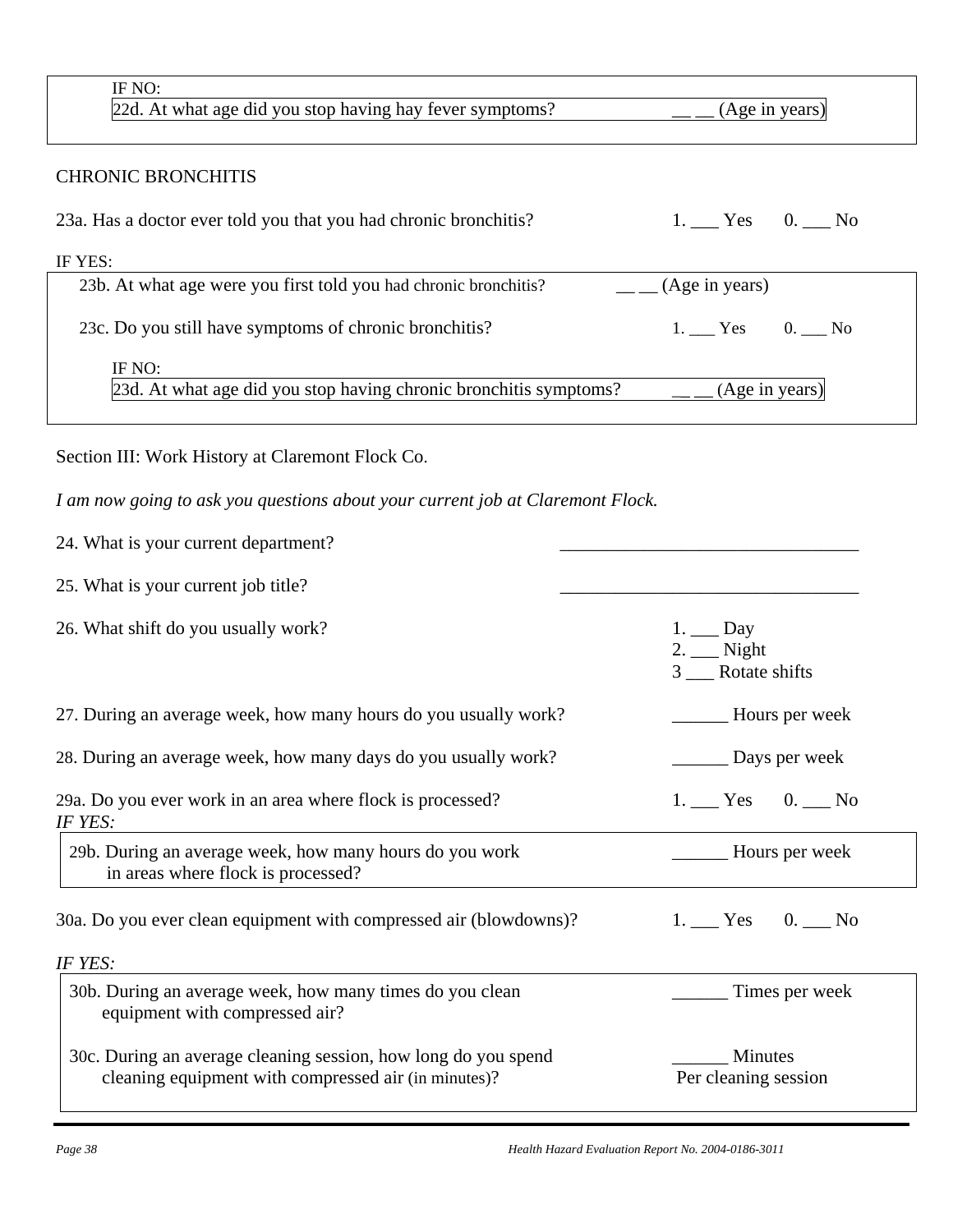IF NO:

22d. At what age did you stop having hay fever symptoms? __ __ (Age in years)

CHRONIC BRONCHITIS

23a. Has a doctor ever told you that you had chronic bronchitis? 1. ___ Yes 0. ___ No

IF YES:

23b. At what age were you first told you had chronic bronchitis? __ __ (Age in years)

23c. Do you still have symptoms of chronic bronchitis? 1. ___ Yes 0. ___ No

IF NO:

23d. At what age did you stop having chronic bronchitis symptoms? __ __ (Age in years)

Section III: Work History at Claremont Flock Co.

*I am now going to ask you questions about your current job at Claremont Flock.*

24. What is your current department? ________________________________

25. What is your current job title? ________________________________

26. What shift do you usually work?
    1. ___ Day
    2. ___ Night
    3 ___ Rotate shifts

27. During an average week, how many hours do you usually work? ______ Hours per week

28. During an average week, how many days do you usually work? ______ Days per week

29a. Do you ever work in an area where flock is processed? 1. ___ Yes 0. ___ No

*IF YES:*

29b. During an average week, how many hours do you work in areas where flock is processed? ______ Hours per week

30a. Do you ever clean equipment with compressed air (blowdowns)? 1. ___ Yes 0. ___ No

*IF YES:*

30b. During an average week, how many times do you clean equipment with compressed air? ______ Times per week

30c. During an average cleaning session, how long do you spend cleaning equipment with compressed air (in minutes)? ______ Minutes Per cleaning session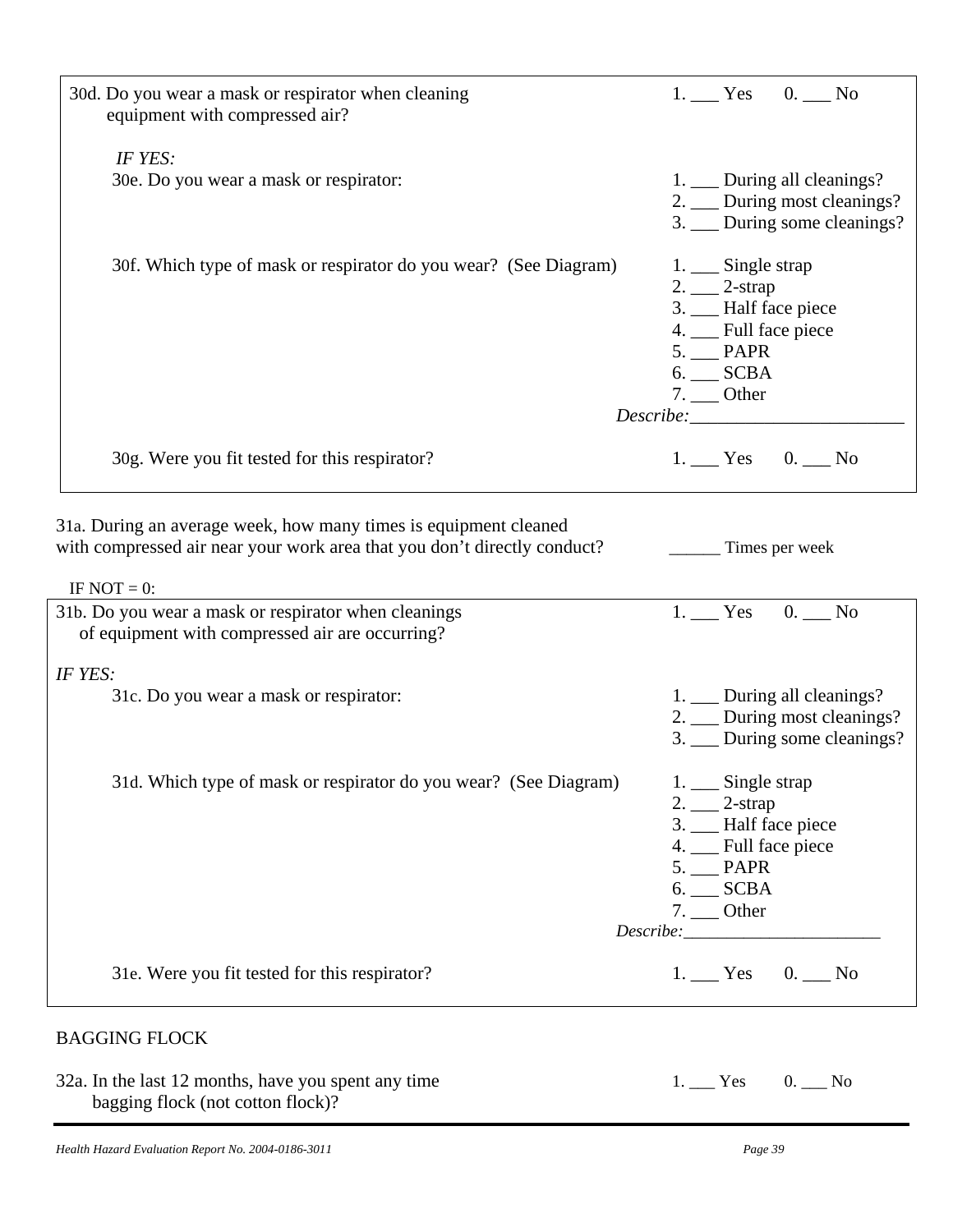30d. Do you wear a mask or respirator when cleaning equipment with compressed air? 1. ___ Yes 0. ___ No

*IF YES:*

30e. Do you wear a mask or respirator:

1. ___ During all cleanings?
2. ___ During most cleanings?
3. ___ During some cleanings?

30f. Which type of mask or respirator do you wear? (See Diagram)

1. ___ Single strap
2. ___ 2-strap
3. ___ Half face piece
4. ___ Full face piece
5. ___ PAPR
6. ___ SCBA
7. ___ Other

*Describe:*________________________

30g. Were you fit tested for this respirator? 1. ___ Yes 0. ___ No

31a. During an average week, how many times is equipment cleaned with compressed air near your work area that you don't directly conduct? ______ Times per week

IF NOT = 0:

31b. Do you wear a mask or respirator when cleanings of equipment with compressed air are occurring? 1. ___ Yes 0. ___ No

*IF YES:*

31c. Do you wear a mask or respirator:

1. ___ During all cleanings?
2. ___ During most cleanings?
3. ___ During some cleanings?

31d. Which type of mask or respirator do you wear? (See Diagram)

1. ___ Single strap
2. ___ 2-strap
3. ___ Half face piece
4. ___ Full face piece
5. ___ PAPR
6. ___ SCBA
7. ___ Other

*Describe:*_______________________

31e. Were you fit tested for this respirator? 1. ___ Yes 0. ___ No

BAGGING FLOCK

32a. In the last 12 months, have you spent any time bagging flock (not cotton flock)? 1. ___ Yes 0. ___ No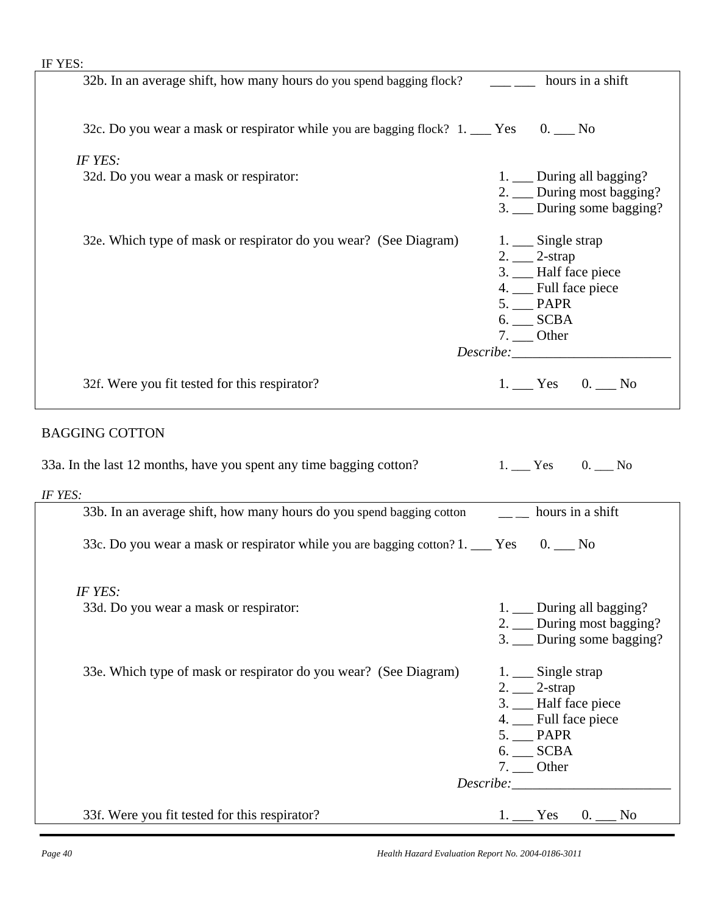IF YES:

32b. In an average shift, how many hours do you spend bagging flock? ___ ___ hours in a shift

32c. Do you wear a mask or respirator while you are bagging flock? 1. ___ Yes 0. ___ No

*IF YES:*

32d. Do you wear a mask or respirator:

1. ___ During all bagging?
2. ___ During most bagging?
3. ___ During some bagging?

32e. Which type of mask or respirator do you wear? (See Diagram)

1. ___ Single strap
2. ___ 2-strap
3. ___ Half face piece
4. ___ Full face piece
5. ___ PAPR
6. ___ SCBA
7. ___ Other

*Describe:*_______________________

32f. Were you fit tested for this respirator? 1. ___ Yes 0. ___ No

BAGGING COTTON

33a. In the last 12 months, have you spent any time bagging cotton? 1. ___ Yes 0. ___ No

*IF YES:*

33b. In an average shift, how many hours do you spend bagging cotton __ __ hours in a shift

33c. Do you wear a mask or respirator while you are bagging cotton? 1. ___ Yes 0. ___ No

*IF YES:*

33d. Do you wear a mask or respirator:

1. ___ During all bagging?
2. ___ During most bagging?
3. ___ During some bagging?

33e. Which type of mask or respirator do you wear? (See Diagram)

1. ___ Single strap
2. ___ 2-strap
3. ___ Half face piece
4. ___ Full face piece
5. ___ PAPR
6. ___ SCBA
7. ___ Other

*Describe:*_______________________

33f. Were you fit tested for this respirator? 1. ___ Yes 0. ___ No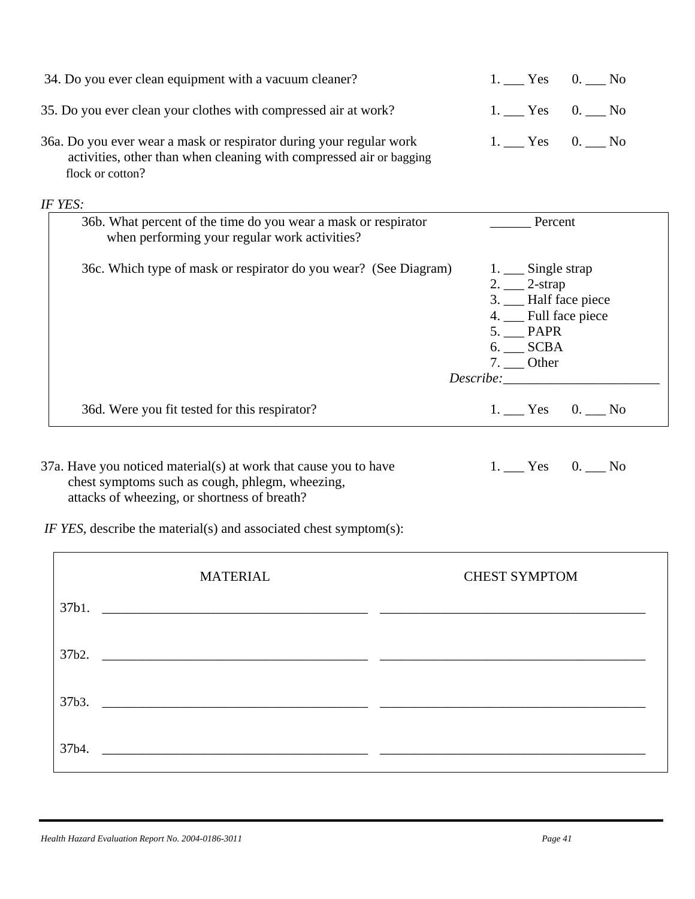34. Do you ever clean equipment with a vacuum cleaner? 1. ___ Yes 0. ___ No

35. Do you ever clean your clothes with compressed air at work? 1. ___ Yes 0. ___ No

36a. Do you ever wear a mask or respirator during your regular work activities, other than when cleaning with compressed air or bagging flock or cotton? 1. ___ Yes 0. ___ No

*IF YES:*

36b. What percent of the time do you wear a mask or respirator when performing your regular work activities? ______ Percent

36c. Which type of mask or respirator do you wear? (See Diagram)

1. ___ Single strap
2. ___ 2-strap
3. ___ Half face piece
4. ___ Full face piece
5. ___ PAPR
6. ___ SCBA
7. ___ Other

*Describe:*_______________________

36d. Were you fit tested for this respirator? 1. ___ Yes 0. ___ No

37a. Have you noticed material(s) at work that cause you to have chest symptoms such as cough, phlegm, wheezing, attacks of wheezing, or shortness of breath? 1. ___ Yes 0. ___ No

*IF YES*, describe the material(s) and associated chest symptom(s):

| | MATERIAL | CHEST SYMPTOM |
|---|---|---|
| 37b1. | ________________________________________ | ________________________________________ |
| 37b2. | ________________________________________ | ________________________________________ |
| 37b3. | ________________________________________ | ________________________________________ |
| 37b4. | ________________________________________ | ________________________________________ |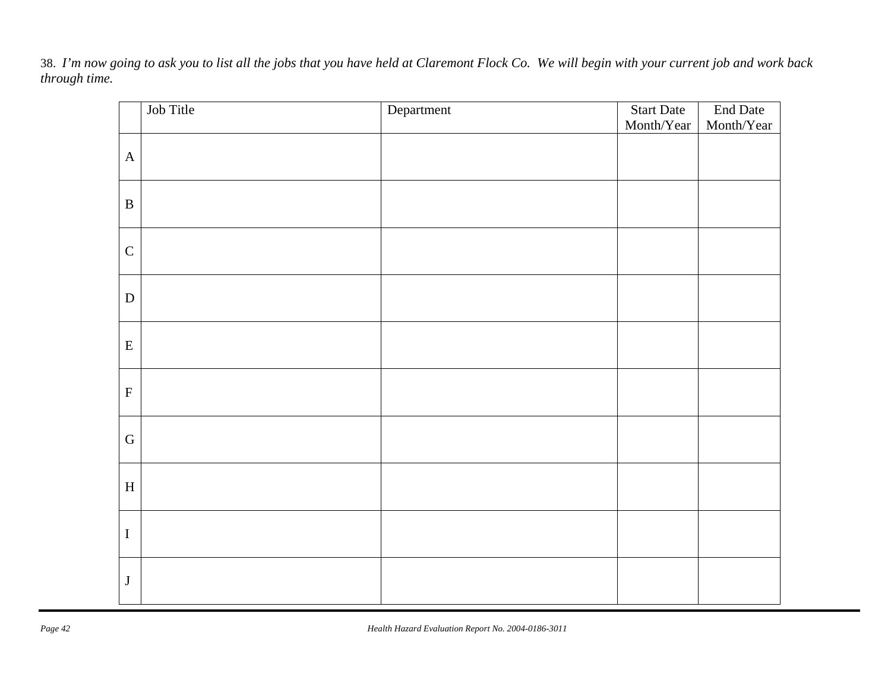38. *I'm now going to ask you to list all the jobs that you have held at Claremont Flock Co. We will begin with your current job and work back through time.*

| | Job Title | Department | Start Date Month/Year | End Date Month/Year |
|---|---|---|---|---|
| A | | | | |
| B | | | | |
| C | | | | |
| D | | | | |
| E | | | | |
| F | | | | |
| G | | | | |
| H | | | | |
| I | | | | |
| J | | | | |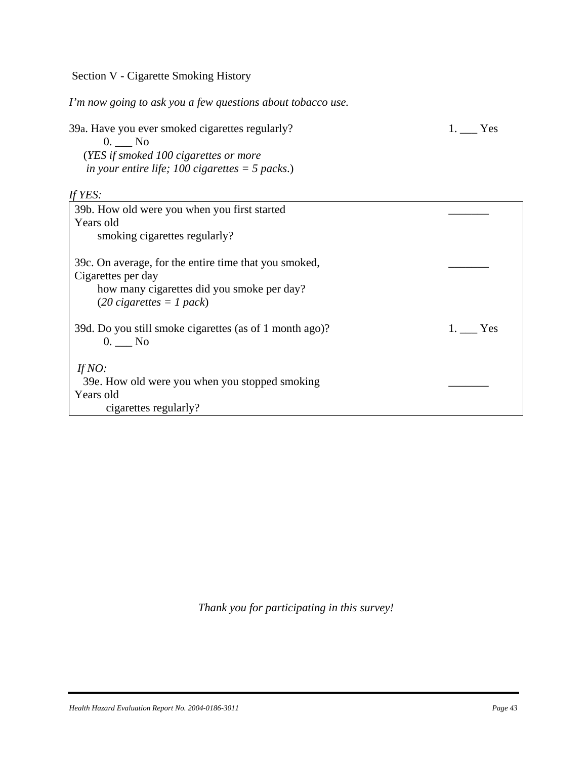Section V - Cigarette Smoking History

*I'm now going to ask you a few questions about tobacco use.*

39a. Have you ever smoked cigarettes regularly? 1. ___ Yes 0. ___ No
(*YES if smoked 100 cigarettes or more in your entire life; 100 cigarettes = 5 packs*.)

*If YES:*

| | |
|---|---|
| 39b. How old were you when you first started smoking cigarettes regularly? | _______ Years old |
| 39c. On average, for the entire time that you smoked, how many cigarettes did you smoke per day? (*20 cigarettes = 1 pack*) | _______ Cigarettes per day |
| 39d. Do you still smoke cigarettes (as of 1 month ago)? | 1. ___ Yes 0. ___ No |
| *If NO:* 39e. How old were you when you stopped smoking cigarettes regularly? | _______ Years old |

*Thank you for participating in this survey!*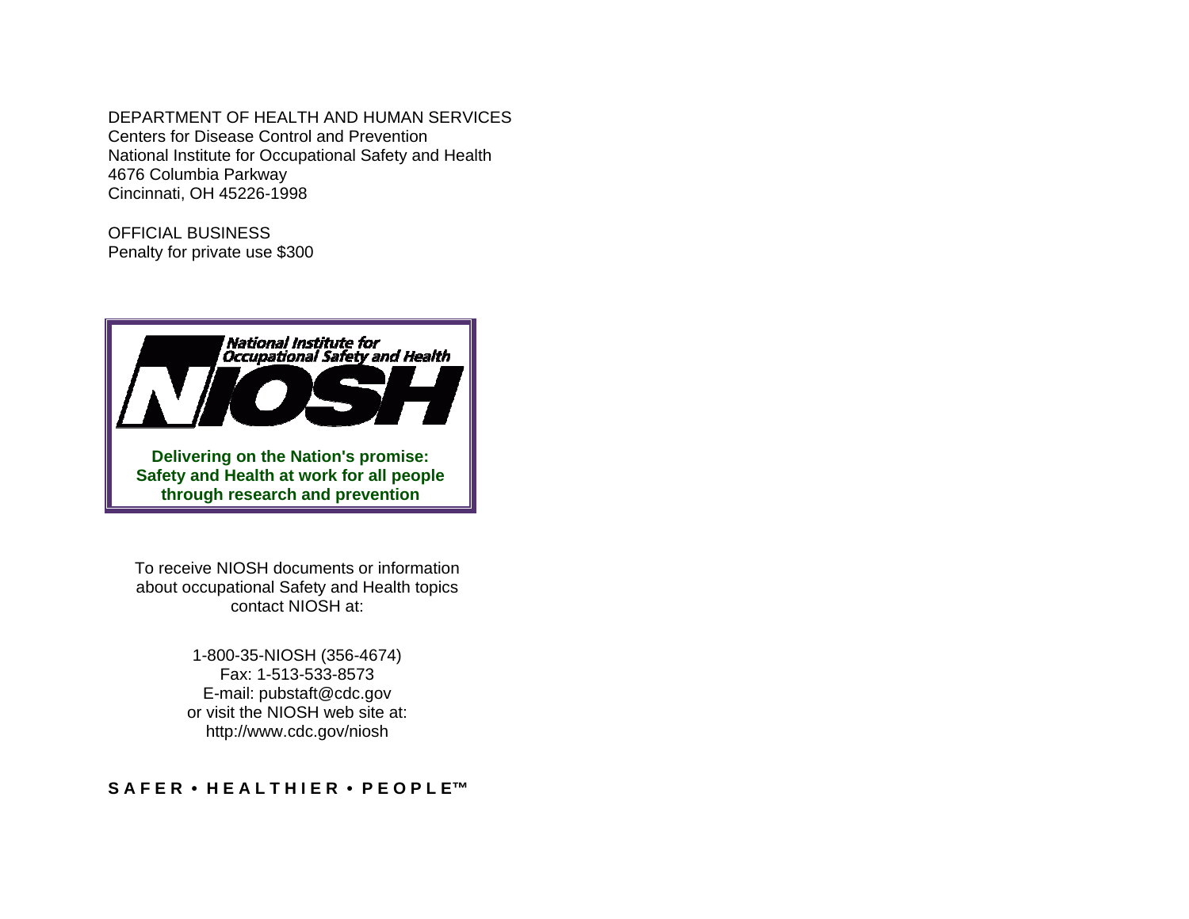DEPARTMENT OF HEALTH AND HUMAN SERVICES
Centers for Disease Control and Prevention
National Institute for Occupational Safety and Health
4676 Columbia Parkway
Cincinnati, OH 45226-1998

OFFICIAL BUSINESS
Penalty for private use $300

National Institute for Occupational Safety and Health

NIOSH

**Delivering on the Nation's promise:**
**Safety and Health at work for all people**
**through research and prevention**

To receive NIOSH documents or information about occupational Safety and Health topics contact NIOSH at:

1-800-35-NIOSH (356-4674)
Fax: 1-513-533-8573
E-mail: pubstaft@cdc.gov
or visit the NIOSH web site at:
http://www.cdc.gov/niosh

**SAFER • HEALTHIER • PEOPLE™**